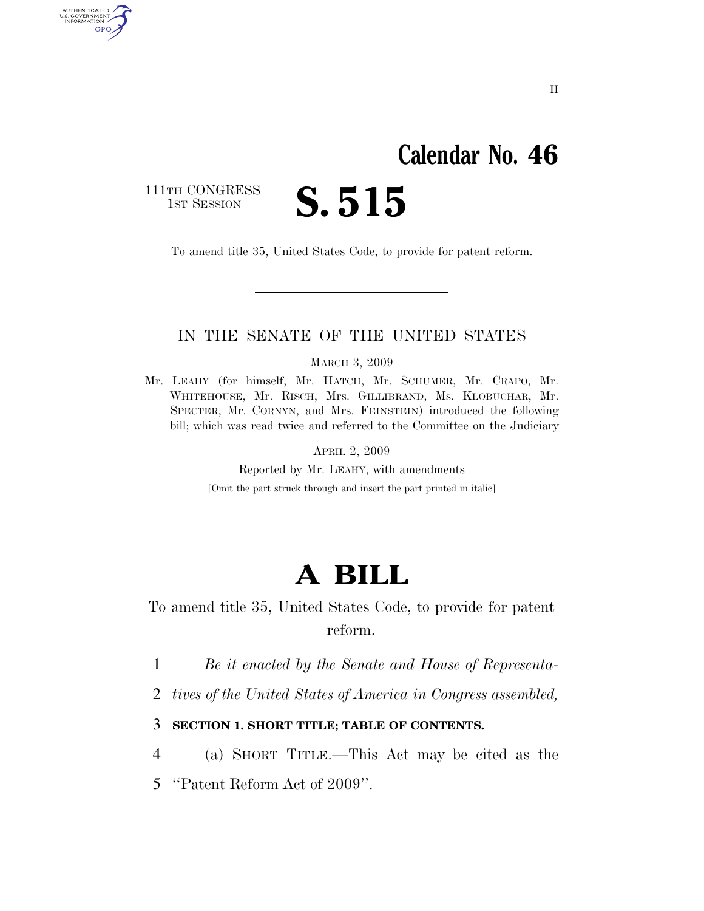Calendar No. 46

111TH CONGRESS
1ST SESSION

# S. 515

To amend title 35, United States Code, to provide for patent reform.

---

IN THE SENATE OF THE UNITED STATES

MARCH 3, 2009

Mr. LEAHY (for himself, Mr. HATCH, Mr. SCHUMER, Mr. CRAPO, Mr. WHITEHOUSE, Mr. RISCH, Mrs. GILLIBRAND, Ms. KLOBUCHAR, Mr. SPECTER, Mr. CORNYN, and Mrs. FEINSTEIN) introduced the following bill; which was read twice and referred to the Committee on the Judiciary

APRIL 2, 2009

Reported by Mr. LEAHY, with amendments

[Omit the part struck through and insert the part printed in italic]

---

# A BILL

To amend title 35, United States Code, to provide for patent reform.

1 *Be it enacted by the Senate and House of Representa-*
2 *tives of the United States of America in Congress assembled,*

3 **SECTION 1. SHORT TITLE; TABLE OF CONTENTS.**

4 (a) SHORT TITLE.—This Act may be cited as the
5 "Patent Reform Act of 2009".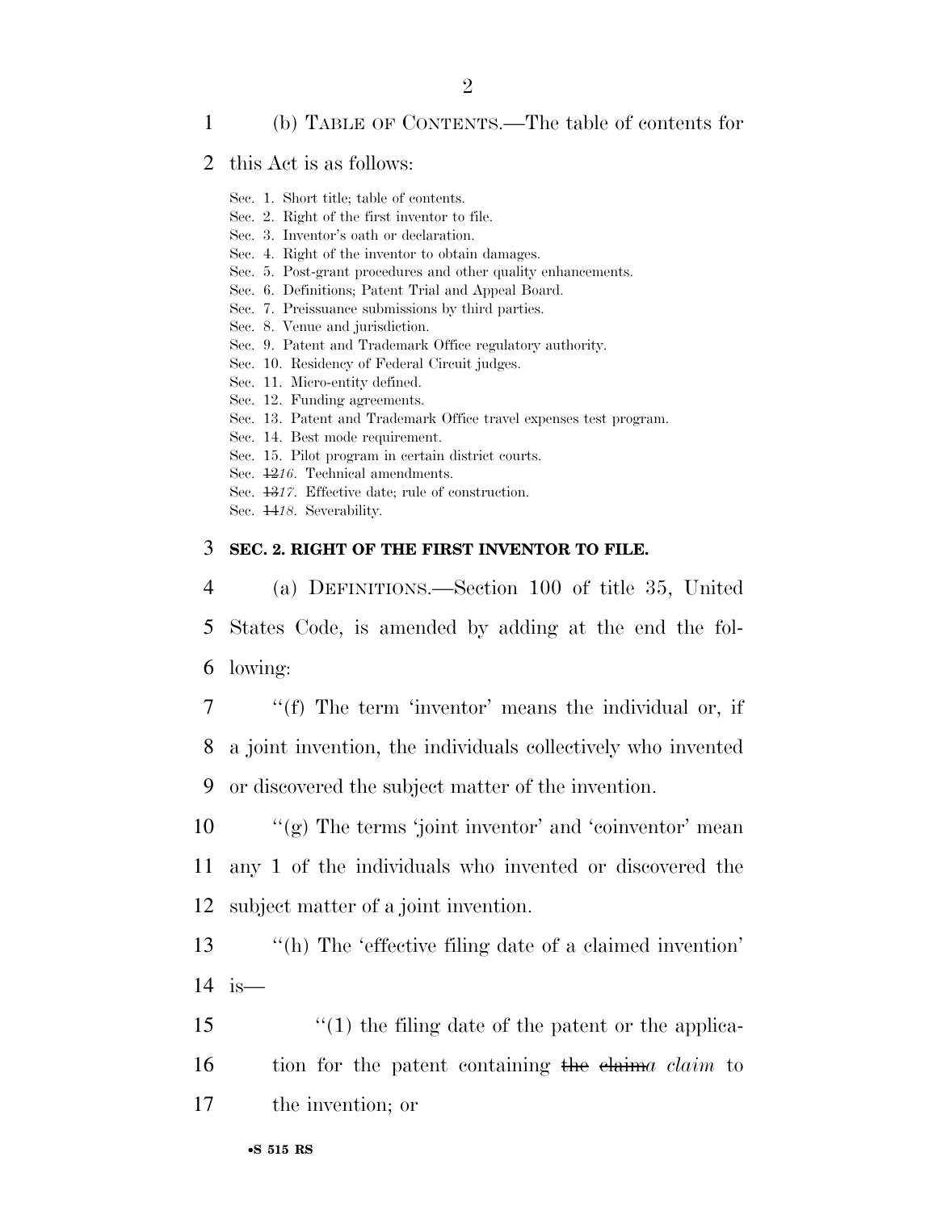(b) TABLE OF CONTENTS.—The table of contents for this Act is as follows:

Sec. 1. Short title; table of contents.
Sec. 2. Right of the first inventor to file.
Sec. 3. Inventor's oath or declaration.
Sec. 4. Right of the inventor to obtain damages.
Sec. 5. Post-grant procedures and other quality enhancements.
Sec. 6. Definitions; Patent Trial and Appeal Board.
Sec. 7. Preissuance submissions by third parties.
Sec. 8. Venue and jurisdiction.
Sec. 9. Patent and Trademark Office regulatory authority.
Sec. 10. Residency of Federal Circuit judges.
Sec. 11. Micro-entity defined.
Sec. 12. Funding agreements.
Sec. 13. Patent and Trademark Office travel expenses test program.
Sec. 14. Best mode requirement.
Sec. 15. Pilot program in certain district courts.
Sec. ~~12~~*16*. Technical amendments.
Sec. ~~13~~*17*. Effective date; rule of construction.
Sec. ~~14~~*18*. Severability.

**SEC. 2. RIGHT OF THE FIRST INVENTOR TO FILE.**

(a) DEFINITIONS.—Section 100 of title 35, United States Code, is amended by adding at the end the following:

''(f) The term 'inventor' means the individual or, if a joint invention, the individuals collectively who invented or discovered the subject matter of the invention.

''(g) The terms 'joint inventor' and 'coinventor' mean any 1 of the individuals who invented or discovered the subject matter of a joint invention.

''(h) The 'effective filing date of a claimed invention' is—

''(1) the filing date of the patent or the application for the patent containing ~~the claim~~*a claim* to the invention; or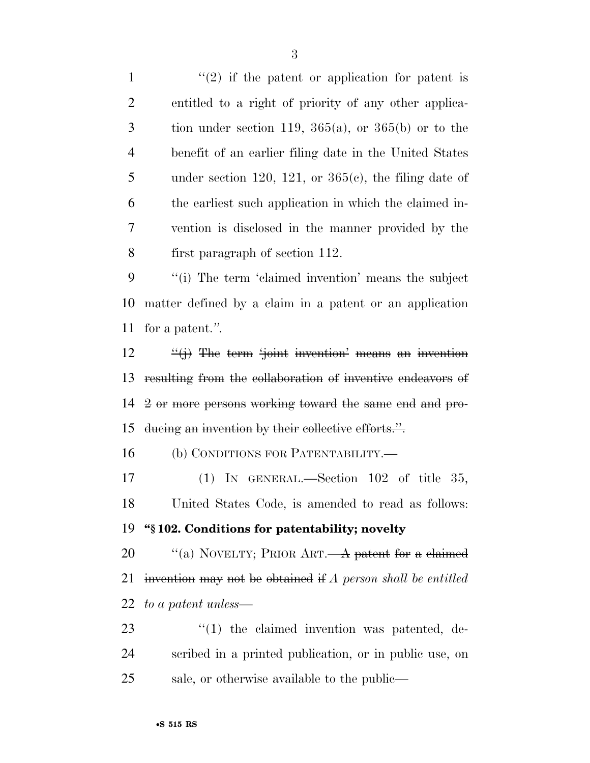"(2) if the patent or application for patent is entitled to a right of priority of any other application under section 119, 365(a), or 365(b) or to the benefit of an earlier filing date in the United States under section 120, 121, or 365(c), the filing date of the earliest such application in which the claimed invention is disclosed in the manner provided by the first paragraph of section 112.

"(i) The term 'claimed invention' means the subject matter defined by a claim in a patent or an application for a patent.".

~~"(j) The term 'joint invention' means an invention resulting from the collaboration of inventive endeavors of 2 or more persons working toward the same end and producing an invention by their collective efforts.".~~

(b) CONDITIONS FOR PATENTABILITY.—

(1) IN GENERAL.—Section 102 of title 35, United States Code, is amended to read as follows:

**"§ 102. Conditions for patentability; novelty**

"(a) NOVELTY; PRIOR ART.—~~A patent for a claimed invention may not be obtained if~~ *A person shall be entitled to a patent unless*—

"(1) the claimed invention was patented, described in a printed publication, or in public use, on sale, or otherwise available to the public—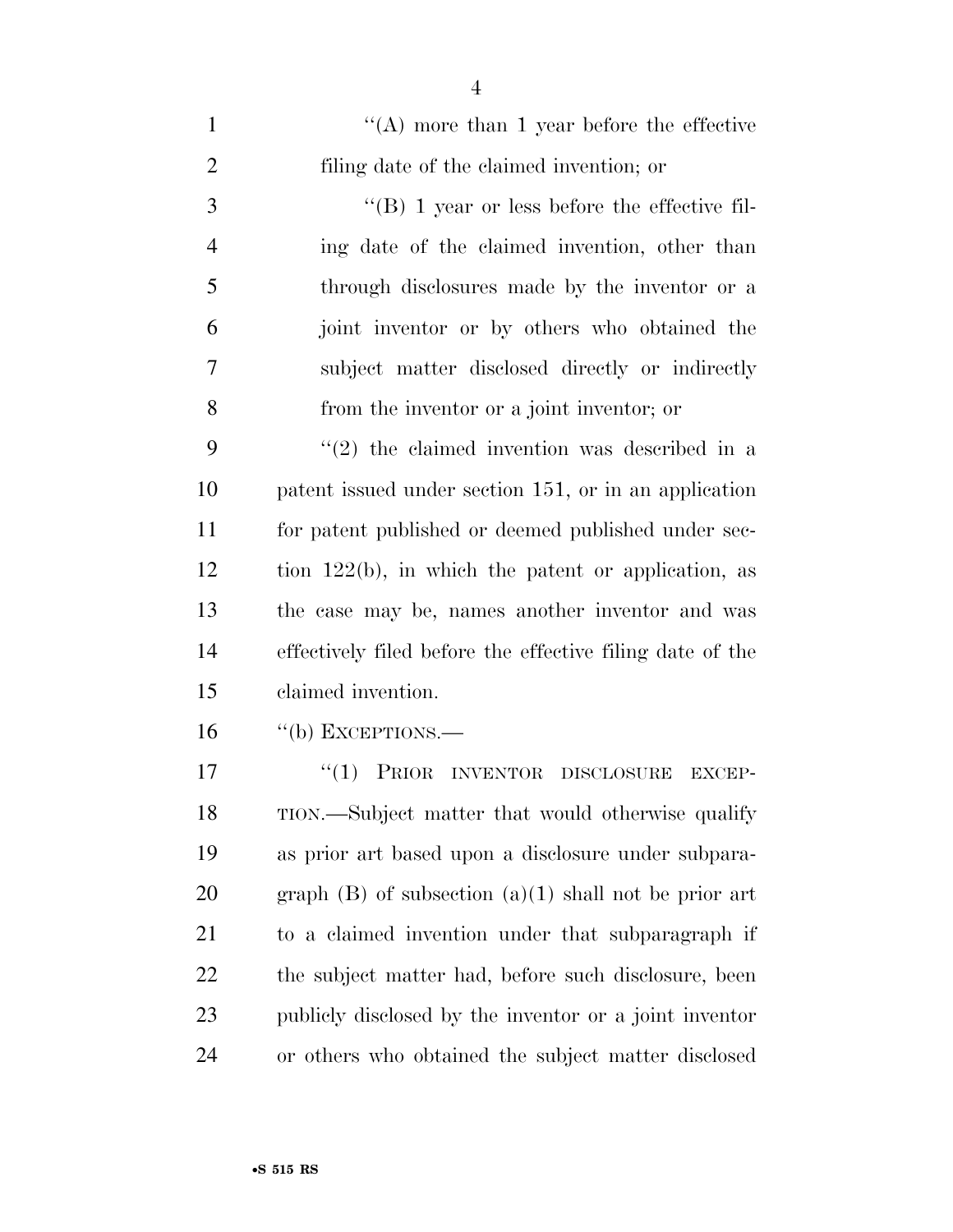"(A) more than 1 year before the effective filing date of the claimed invention; or

"(B) 1 year or less before the effective filing date of the claimed invention, other than through disclosures made by the inventor or a joint inventor or by others who obtained the subject matter disclosed directly or indirectly from the inventor or a joint inventor; or

"(2) the claimed invention was described in a patent issued under section 151, or in an application for patent published or deemed published under section 122(b), in which the patent or application, as the case may be, names another inventor and was effectively filed before the effective filing date of the claimed invention.

"(b) EXCEPTIONS.—

"(1) PRIOR INVENTOR DISCLOSURE EXCEPTION.—Subject matter that would otherwise qualify as prior art based upon a disclosure under subparagraph (B) of subsection (a)(1) shall not be prior art to a claimed invention under that subparagraph if the subject matter had, before such disclosure, been publicly disclosed by the inventor or a joint inventor or others who obtained the subject matter disclosed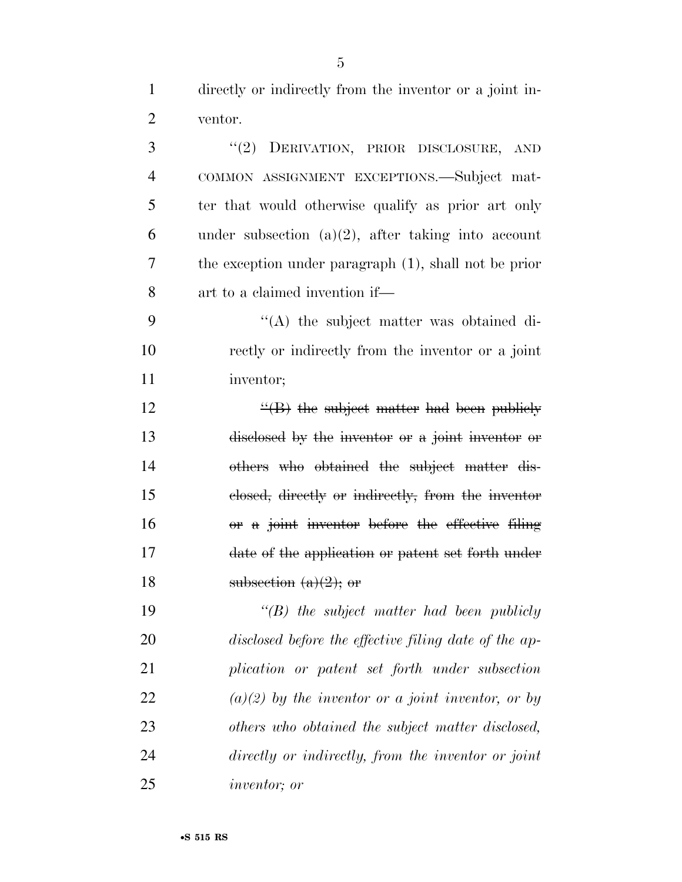directly or indirectly from the inventor or a joint inventor.

"(2) DERIVATION, PRIOR DISCLOSURE, AND COMMON ASSIGNMENT EXCEPTIONS.—Subject matter that would otherwise qualify as prior art only under subsection (a)(2), after taking into account the exception under paragraph (1), shall not be prior art to a claimed invention if—

"(A) the subject matter was obtained directly or indirectly from the inventor or a joint inventor;

~~"(B) the subject matter had been publicly disclosed by the inventor or a joint inventor or others who obtained the subject matter disclosed, directly or indirectly, from the inventor or a joint inventor before the effective filing date of the application or patent set forth under subsection (a)(2); or~~

*"(B) the subject matter had been publicly disclosed before the effective filing date of the application or patent set forth under subsection (a)(2) by the inventor or a joint inventor, or by others who obtained the subject matter disclosed, directly or indirectly, from the inventor or joint inventor; or*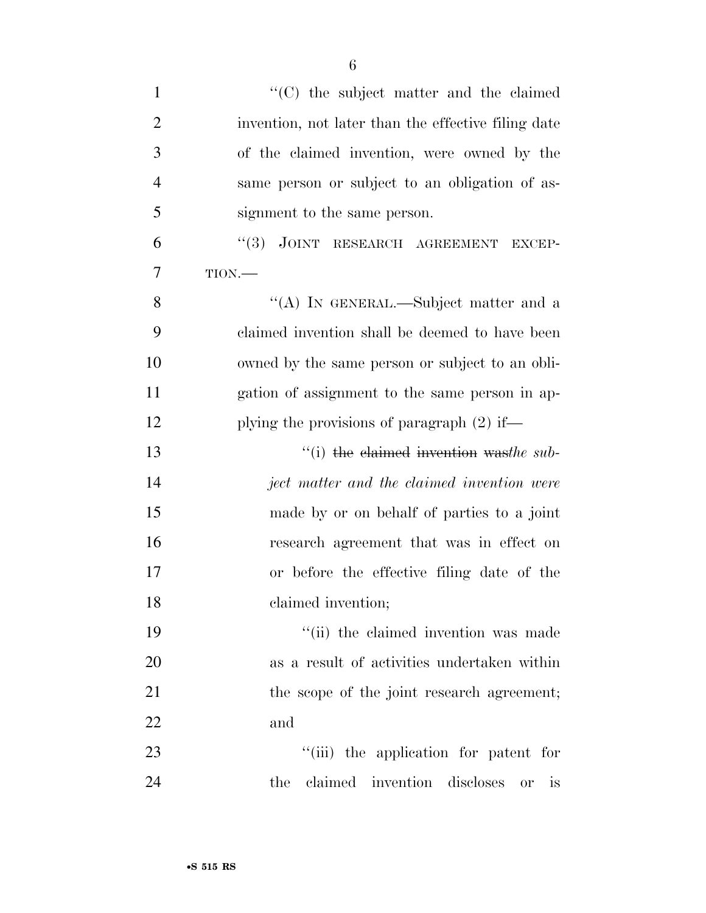''(C) the subject matter and the claimed invention, not later than the effective filing date of the claimed invention, were owned by the same person or subject to an obligation of assignment to the same person.

''(3) JOINT RESEARCH AGREEMENT EXCEPTION.—

''(A) IN GENERAL.—Subject matter and a claimed invention shall be deemed to have been owned by the same person or subject to an obligation of assignment to the same person in applying the provisions of paragraph (2) if—

''(i) ~~the claimed invention was~~*the subject matter and the claimed invention were* made by or on behalf of parties to a joint research agreement that was in effect on or before the effective filing date of the claimed invention;

''(ii) the claimed invention was made as a result of activities undertaken within the scope of the joint research agreement; and

''(iii) the application for patent for the claimed invention discloses or is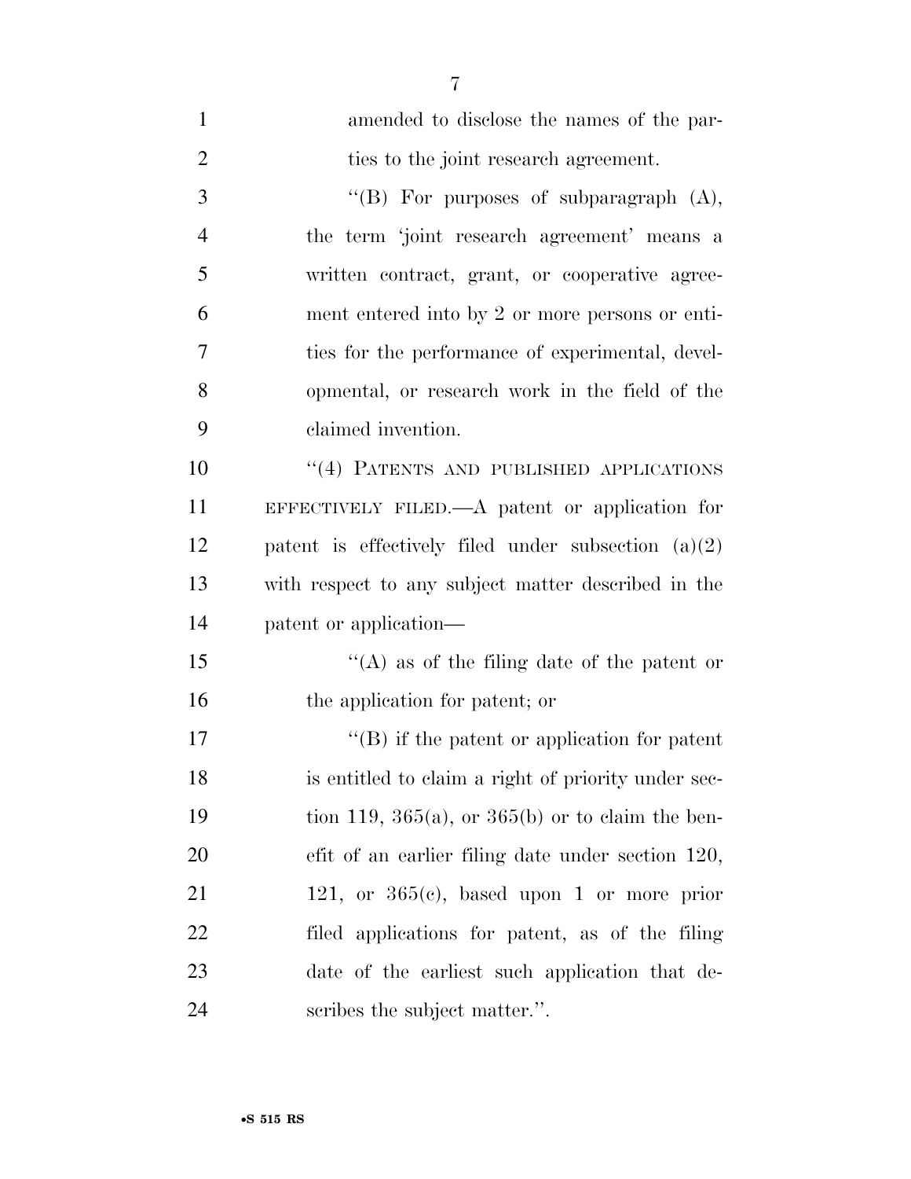amended to disclose the names of the parties to the joint research agreement.

"(B) For purposes of subparagraph (A), the term 'joint research agreement' means a written contract, grant, or cooperative agreement entered into by 2 or more persons or entities for the performance of experimental, developmental, or research work in the field of the claimed invention.

"(4) PATENTS AND PUBLISHED APPLICATIONS EFFECTIVELY FILED.—A patent or application for patent is effectively filed under subsection (a)(2) with respect to any subject matter described in the patent or application—

"(A) as of the filing date of the patent or the application for patent; or

"(B) if the patent or application for patent is entitled to claim a right of priority under section 119, 365(a), or 365(b) or to claim the benefit of an earlier filing date under section 120, 121, or 365(c), based upon 1 or more prior filed applications for patent, as of the filing date of the earliest such application that describes the subject matter.".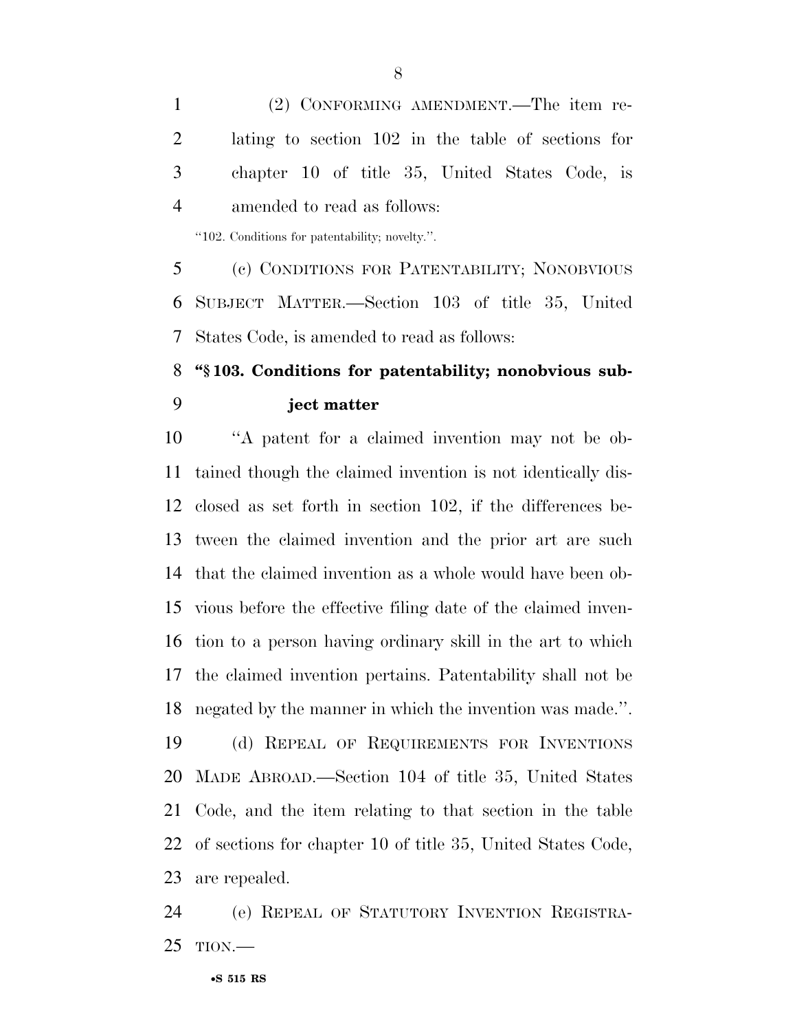(2) CONFORMING AMENDMENT.—The item relating to section 102 in the table of sections for chapter 10 of title 35, United States Code, is amended to read as follows:

"102. Conditions for patentability; novelty.".

(c) CONDITIONS FOR PATENTABILITY; NONOBVIOUS SUBJECT MATTER.—Section 103 of title 35, United States Code, is amended to read as follows:

**"§ 103. Conditions for patentability; nonobvious subject matter**

"A patent for a claimed invention may not be obtained though the claimed invention is not identically disclosed as set forth in section 102, if the differences between the claimed invention and the prior art are such that the claimed invention as a whole would have been obvious before the effective filing date of the claimed invention to a person having ordinary skill in the art to which the claimed invention pertains. Patentability shall not be negated by the manner in which the invention was made.".

(d) REPEAL OF REQUIREMENTS FOR INVENTIONS MADE ABROAD.—Section 104 of title 35, United States Code, and the item relating to that section in the table of sections for chapter 10 of title 35, United States Code, are repealed.

(e) REPEAL OF STATUTORY INVENTION REGISTRATION.—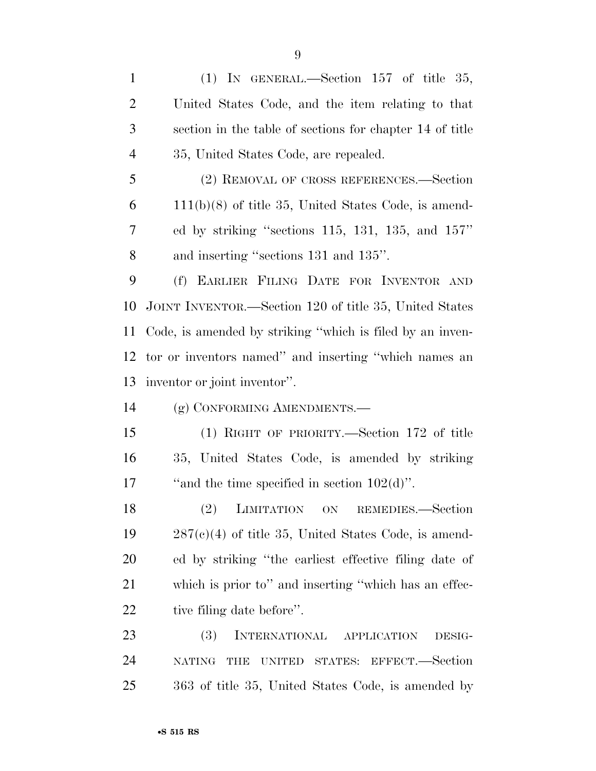(1) IN GENERAL.—Section 157 of title 35, United States Code, and the item relating to that section in the table of sections for chapter 14 of title 35, United States Code, are repealed.

(2) REMOVAL OF CROSS REFERENCES.—Section 111(b)(8) of title 35, United States Code, is amended by striking "sections 115, 131, 135, and 157" and inserting "sections 131 and 135".

(f) EARLIER FILING DATE FOR INVENTOR AND JOINT INVENTOR.—Section 120 of title 35, United States Code, is amended by striking "which is filed by an inventor or inventors named" and inserting "which names an inventor or joint inventor".

(g) CONFORMING AMENDMENTS.—

(1) RIGHT OF PRIORITY.—Section 172 of title 35, United States Code, is amended by striking "and the time specified in section 102(d)".

(2) LIMITATION ON REMEDIES.—Section 287(c)(4) of title 35, United States Code, is amended by striking "the earliest effective filing date of which is prior to" and inserting "which has an effective filing date before".

(3) INTERNATIONAL APPLICATION DESIGNATING THE UNITED STATES: EFFECT.—Section 363 of title 35, United States Code, is amended by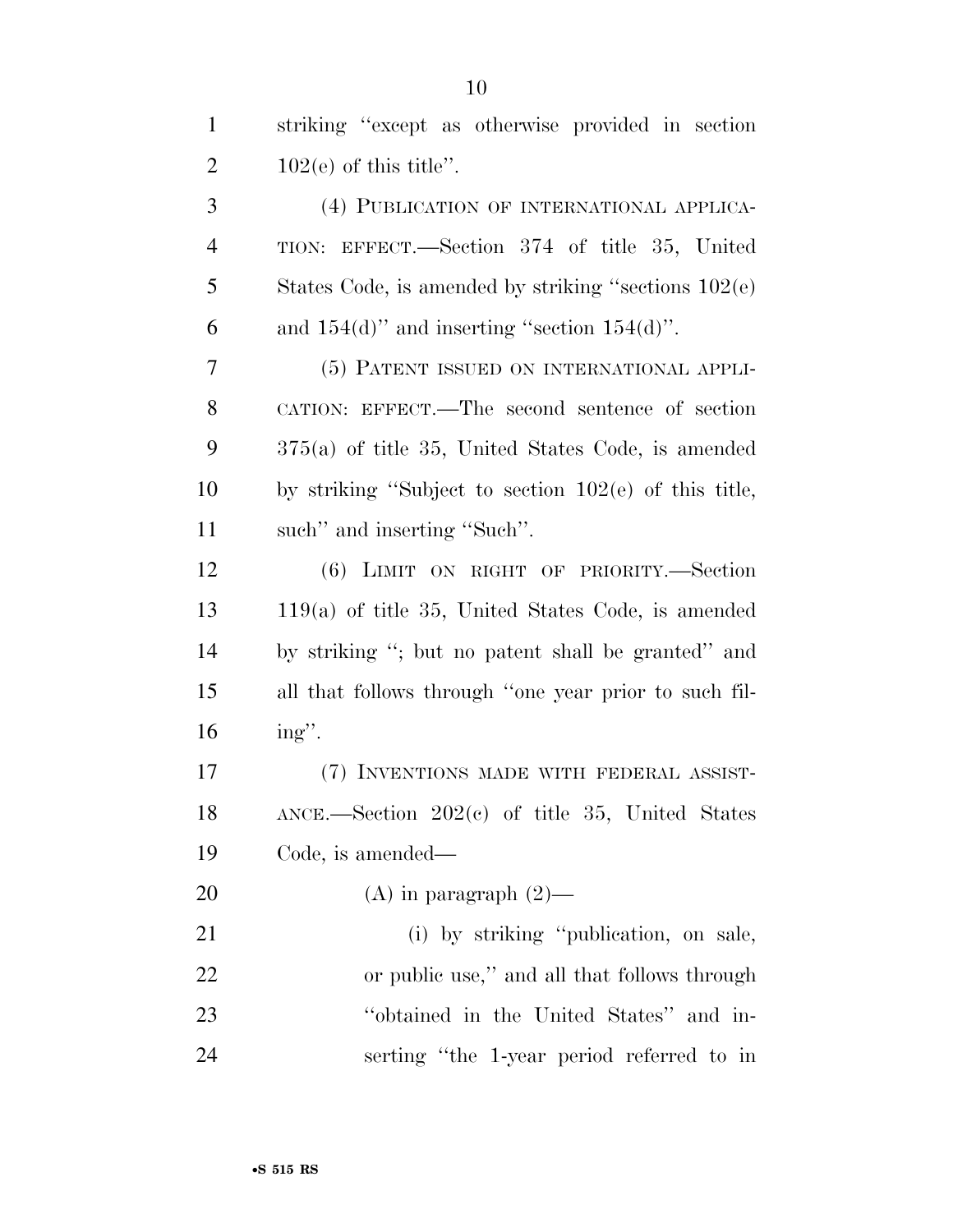striking "except as otherwise provided in section 102(e) of this title".

(4) PUBLICATION OF INTERNATIONAL APPLICATION: EFFECT.—Section 374 of title 35, United States Code, is amended by striking "sections 102(e) and 154(d)" and inserting "section 154(d)".

(5) PATENT ISSUED ON INTERNATIONAL APPLICATION: EFFECT.—The second sentence of section 375(a) of title 35, United States Code, is amended by striking "Subject to section 102(e) of this title, such" and inserting "Such".

(6) LIMIT ON RIGHT OF PRIORITY.—Section 119(a) of title 35, United States Code, is amended by striking "; but no patent shall be granted" and all that follows through "one year prior to such filing".

(7) INVENTIONS MADE WITH FEDERAL ASSISTANCE.—Section 202(c) of title 35, United States Code, is amended—

(A) in paragraph (2)—

(i) by striking "publication, on sale, or public use," and all that follows through "obtained in the United States" and inserting "the 1-year period referred to in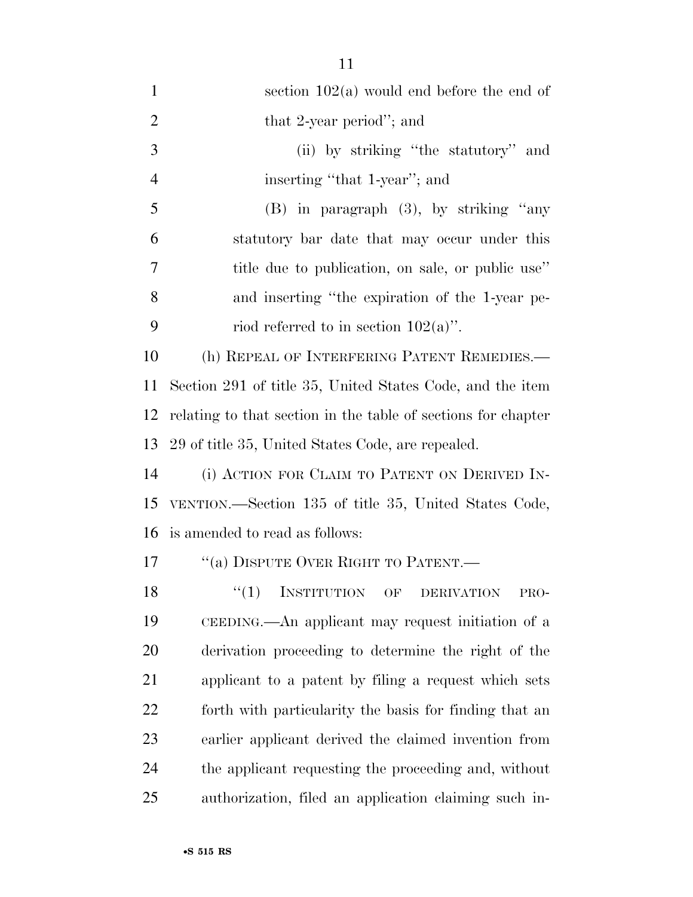section 102(a) would end before the end of that 2-year period''; and

(ii) by striking ''the statutory'' and inserting ''that 1-year''; and

(B) in paragraph (3), by striking ''any statutory bar date that may occur under this title due to publication, on sale, or public use'' and inserting ''the expiration of the 1-year period referred to in section 102(a)''.

(h) REPEAL OF INTERFERING PATENT REMEDIES.—Section 291 of title 35, United States Code, and the item relating to that section in the table of sections for chapter 29 of title 35, United States Code, are repealed.

(i) ACTION FOR CLAIM TO PATENT ON DERIVED INVENTION.—Section 135 of title 35, United States Code, is amended to read as follows:

''(a) DISPUTE OVER RIGHT TO PATENT.—

''(1) INSTITUTION OF DERIVATION PROCEEDING.—An applicant may request initiation of a derivation proceeding to determine the right of the applicant to a patent by filing a request which sets forth with particularity the basis for finding that an earlier applicant derived the claimed invention from the applicant requesting the proceeding and, without authorization, filed an application claiming such in-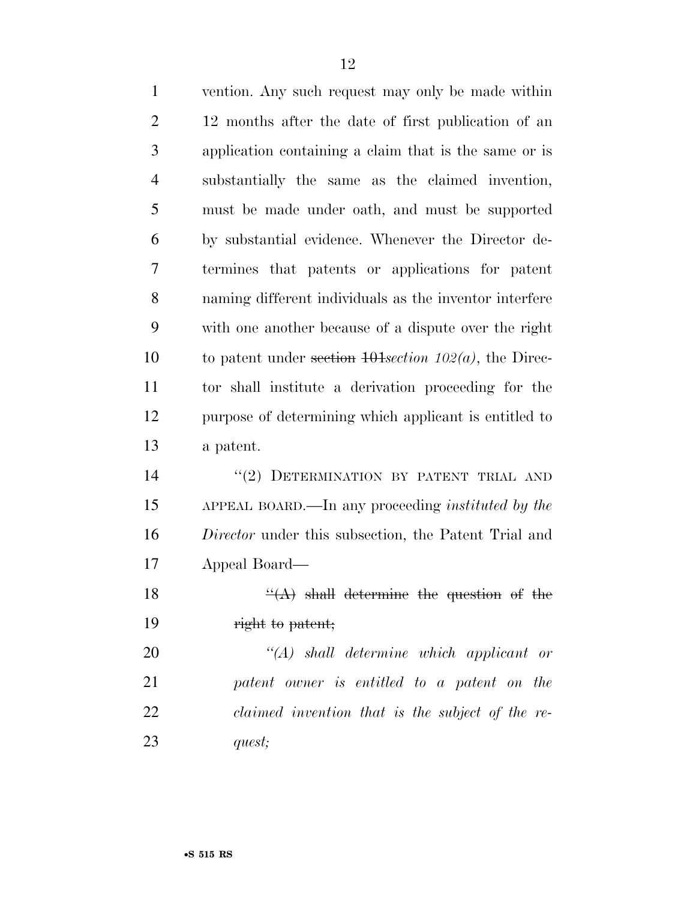vention. Any such request may only be made within 12 months after the date of first publication of an application containing a claim that is the same or is substantially the same as the claimed invention, must be made under oath, and must be supported by substantial evidence. Whenever the Director determines that patents or applications for patent naming different individuals as the inventor interfere with one another because of a dispute over the right to patent under ~~section 101~~*section 102(a)*, the Director shall institute a derivation proceeding for the purpose of determining which applicant is entitled to a patent.

"(2) DETERMINATION BY PATENT TRIAL AND APPEAL BOARD.—In any proceeding *instituted by the Director* under this subsection, the Patent Trial and Appeal Board—

~~"(A) shall determine the question of the right to patent;~~

*"(A) shall determine which applicant or patent owner is entitled to a patent on the claimed invention that is the subject of the request;*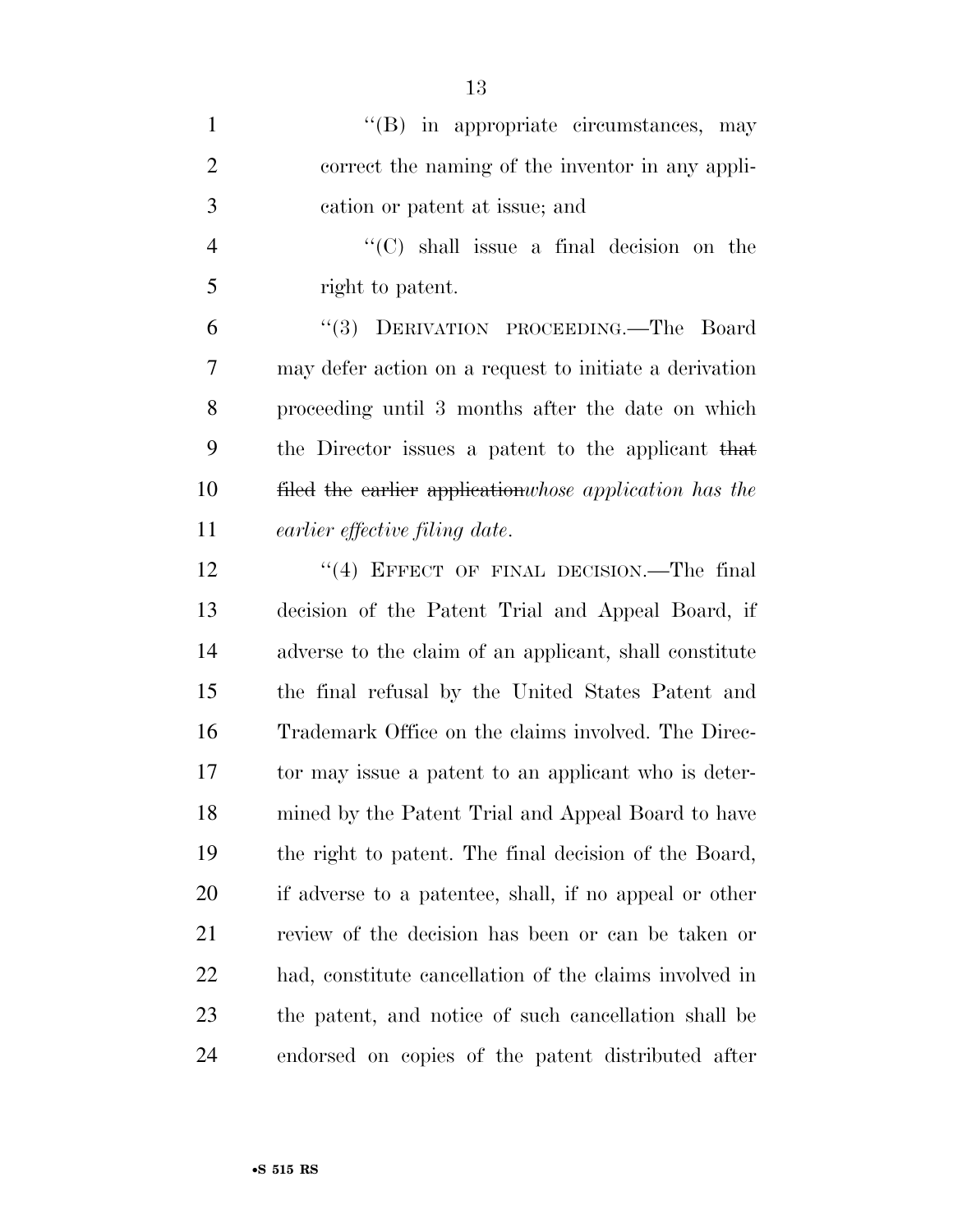''(B) in appropriate circumstances, may correct the naming of the inventor in any application or patent at issue; and

''(C) shall issue a final decision on the right to patent.

''(3) DERIVATION PROCEEDING.—The Board may defer action on a request to initiate a derivation proceeding until 3 months after the date on which the Director issues a patent to the applicant ~~that filed the earlier application~~*whose application has the earlier effective filing date*.

''(4) EFFECT OF FINAL DECISION.—The final decision of the Patent Trial and Appeal Board, if adverse to the claim of an applicant, shall constitute the final refusal by the United States Patent and Trademark Office on the claims involved. The Director may issue a patent to an applicant who is determined by the Patent Trial and Appeal Board to have the right to patent. The final decision of the Board, if adverse to a patentee, shall, if no appeal or other review of the decision has been or can be taken or had, constitute cancellation of the claims involved in the patent, and notice of such cancellation shall be endorsed on copies of the patent distributed after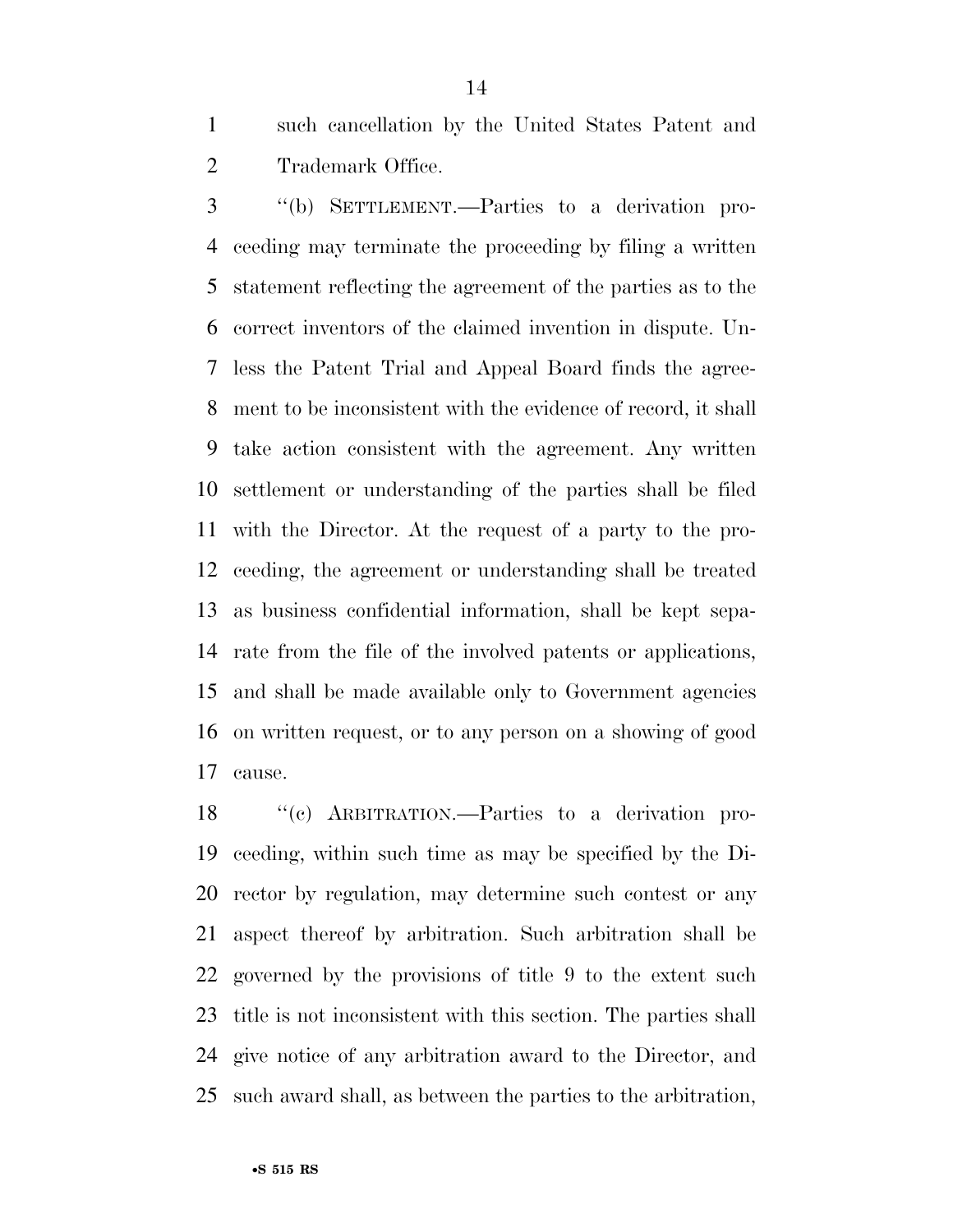such cancellation by the United States Patent and Trademark Office.

"(b) SETTLEMENT.—Parties to a derivation proceeding may terminate the proceeding by filing a written statement reflecting the agreement of the parties as to the correct inventors of the claimed invention in dispute. Unless the Patent Trial and Appeal Board finds the agreement to be inconsistent with the evidence of record, it shall take action consistent with the agreement. Any written settlement or understanding of the parties shall be filed with the Director. At the request of a party to the proceeding, the agreement or understanding shall be treated as business confidential information, shall be kept separate from the file of the involved patents or applications, and shall be made available only to Government agencies on written request, or to any person on a showing of good cause.

"(c) ARBITRATION.—Parties to a derivation proceeding, within such time as may be specified by the Director by regulation, may determine such contest or any aspect thereof by arbitration. Such arbitration shall be governed by the provisions of title 9 to the extent such title is not inconsistent with this section. The parties shall give notice of any arbitration award to the Director, and such award shall, as between the parties to the arbitration,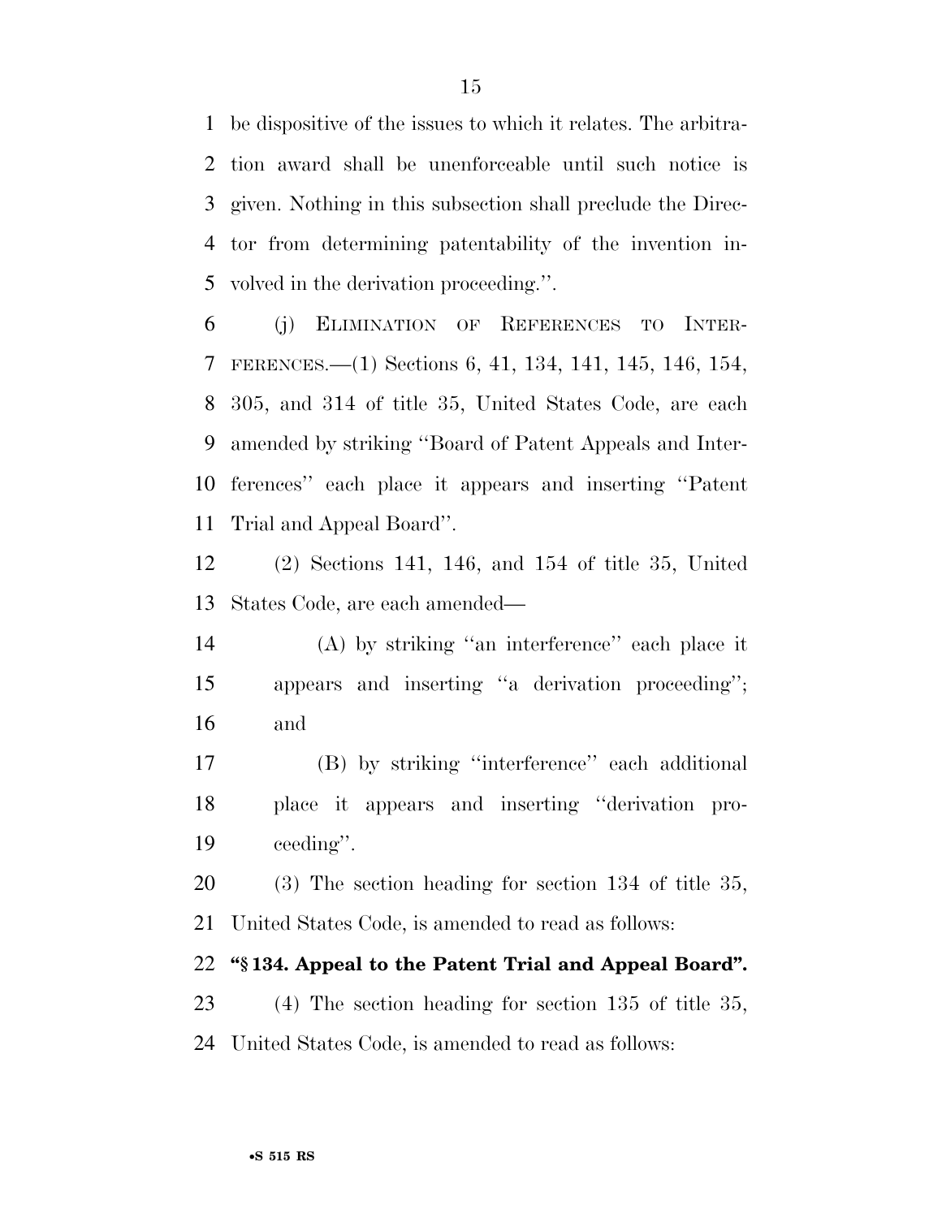be dispositive of the issues to which it relates. The arbitration award shall be unenforceable until such notice is given. Nothing in this subsection shall preclude the Director from determining patentability of the invention involved in the derivation proceeding.''.

(j) ELIMINATION OF REFERENCES TO INTERFERENCES.—(1) Sections 6, 41, 134, 141, 145, 146, 154, 305, and 314 of title 35, United States Code, are each amended by striking ''Board of Patent Appeals and Interferences'' each place it appears and inserting ''Patent Trial and Appeal Board''.

(2) Sections 141, 146, and 154 of title 35, United States Code, are each amended—

(A) by striking ''an interference'' each place it appears and inserting ''a derivation proceeding''; and

(B) by striking ''interference'' each additional place it appears and inserting ''derivation proceeding''.

(3) The section heading for section 134 of title 35, United States Code, is amended to read as follows:

**''§ 134. Appeal to the Patent Trial and Appeal Board''.**

(4) The section heading for section 135 of title 35, United States Code, is amended to read as follows: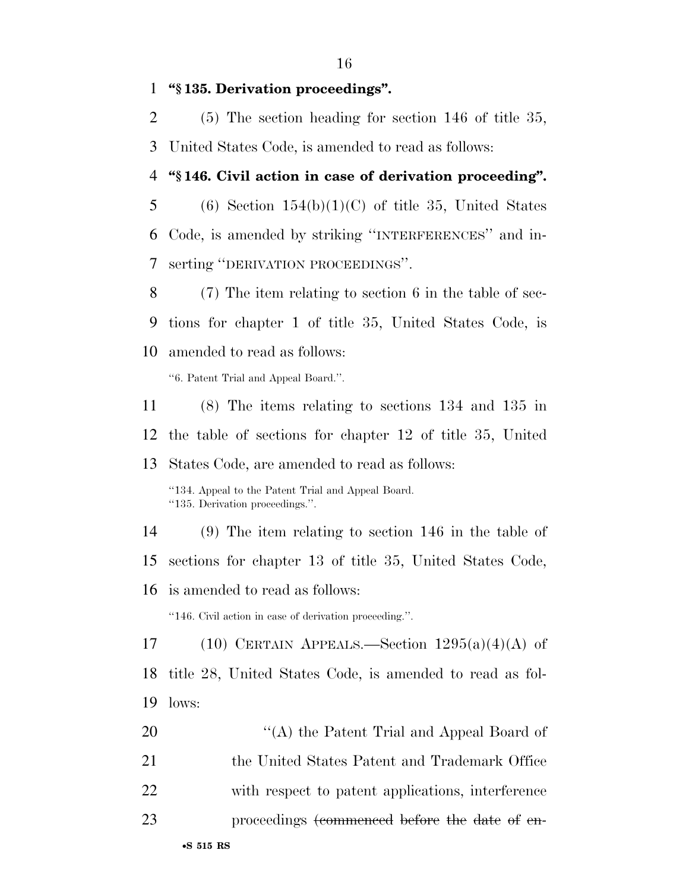**"§ 135. Derivation proceedings".**

(5) The section heading for section 146 of title 35, United States Code, is amended to read as follows:

**"§ 146. Civil action in case of derivation proceeding".**

(6) Section 154(b)(1)(C) of title 35, United States Code, is amended by striking "INTERFERENCES" and inserting "DERIVATION PROCEEDINGS".

(7) The item relating to section 6 in the table of sections for chapter 1 of title 35, United States Code, is amended to read as follows:

"6. Patent Trial and Appeal Board.".

(8) The items relating to sections 134 and 135 in the table of sections for chapter 12 of title 35, United States Code, are amended to read as follows:

"134. Appeal to the Patent Trial and Appeal Board.
"135. Derivation proceedings.".

(9) The item relating to section 146 in the table of sections for chapter 13 of title 35, United States Code, is amended to read as follows:

"146. Civil action in case of derivation proceeding.".

(10) CERTAIN APPEALS.—Section 1295(a)(4)(A) of title 28, United States Code, is amended to read as follows:

"(A) the Patent Trial and Appeal Board of the United States Patent and Trademark Office with respect to patent applications, interference proceedings ~~(commenced before the date of en-~~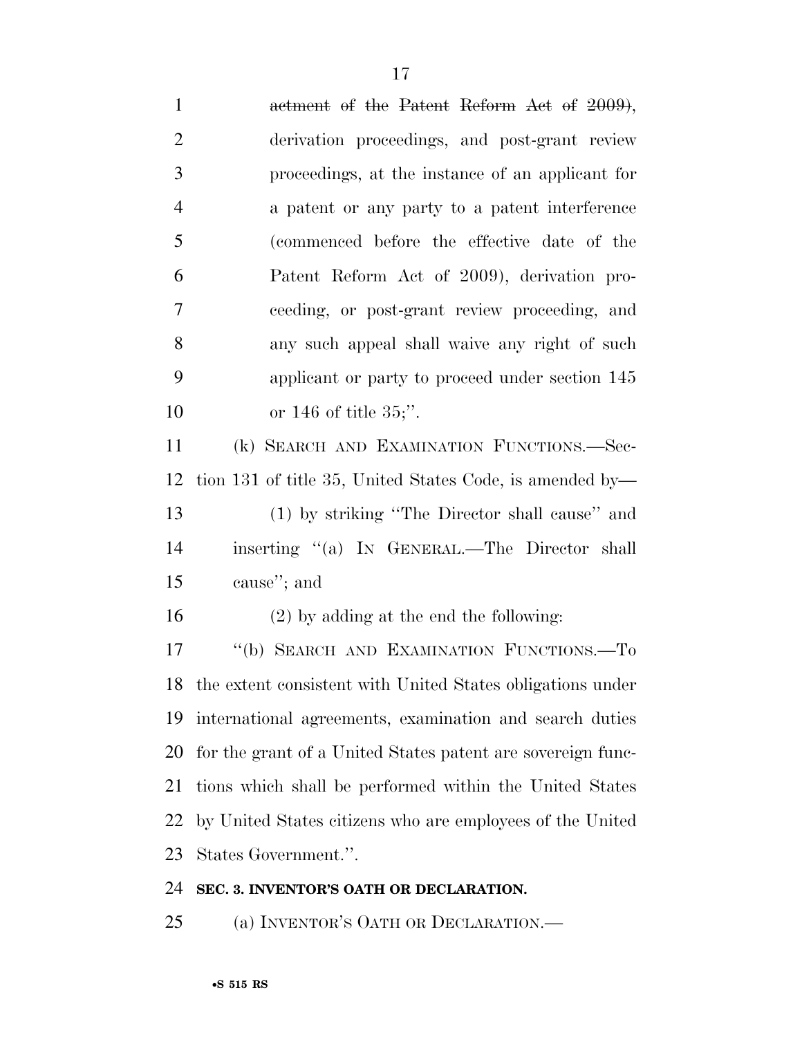~~actment of the Patent Reform Act of 2009)~~, derivation proceedings, and post-grant review proceedings, at the instance of an applicant for a patent or any party to a patent interference (commenced before the effective date of the Patent Reform Act of 2009), derivation proceeding, or post-grant review proceeding, and any such appeal shall waive any right of such applicant or party to proceed under section 145 or 146 of title 35;''.

(k) SEARCH AND EXAMINATION FUNCTIONS.—Section 131 of title 35, United States Code, is amended by—

(1) by striking ''The Director shall cause'' and inserting ''(a) IN GENERAL.—The Director shall cause''; and

(2) by adding at the end the following:

''(b) SEARCH AND EXAMINATION FUNCTIONS.—To the extent consistent with United States obligations under international agreements, examination and search duties for the grant of a United States patent are sovereign functions which shall be performed within the United States by United States citizens who are employees of the United States Government.''.

**SEC. 3. INVENTOR'S OATH OR DECLARATION.**

(a) INVENTOR'S OATH OR DECLARATION.—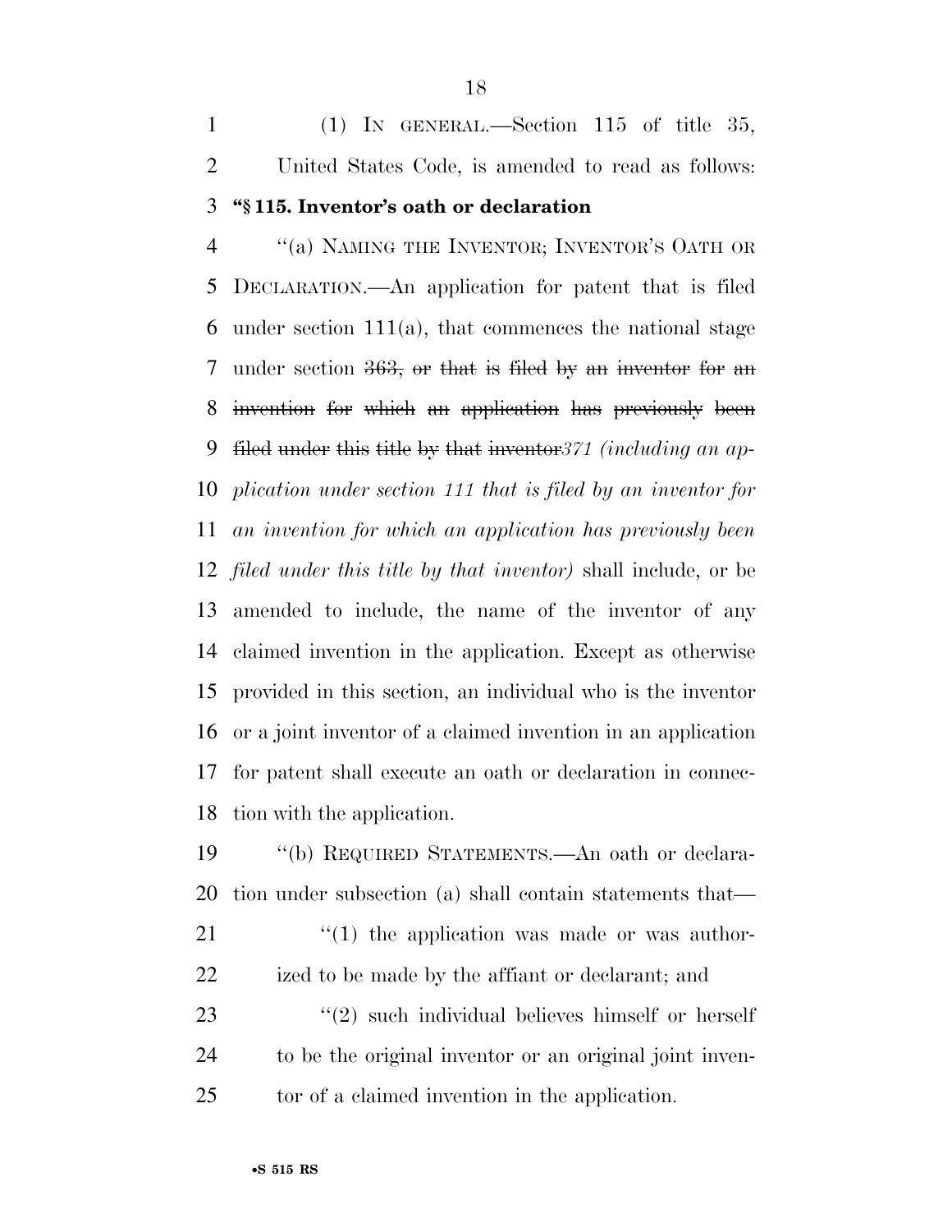(1) IN GENERAL.—Section 115 of title 35, United States Code, is amended to read as follows:

**"§ 115. Inventor's oath or declaration**

"(a) NAMING THE INVENTOR; INVENTOR'S OATH OR DECLARATION.—An application for patent that is filed under section 111(a), that commences the national stage under section ~~363, or that is filed by an inventor for an invention for which an application has previously been filed under this title by that inventor~~*371 (including an application under section 111 that is filed by an inventor for an invention for which an application has previously been filed under this title by that inventor)* shall include, or be amended to include, the name of the inventor of any claimed invention in the application. Except as otherwise provided in this section, an individual who is the inventor or a joint inventor of a claimed invention in an application for patent shall execute an oath or declaration in connection with the application.

"(b) REQUIRED STATEMENTS.—An oath or declaration under subsection (a) shall contain statements that—

"(1) the application was made or was authorized to be made by the affiant or declarant; and

"(2) such individual believes himself or herself to be the original inventor or an original joint inventor of a claimed invention in the application.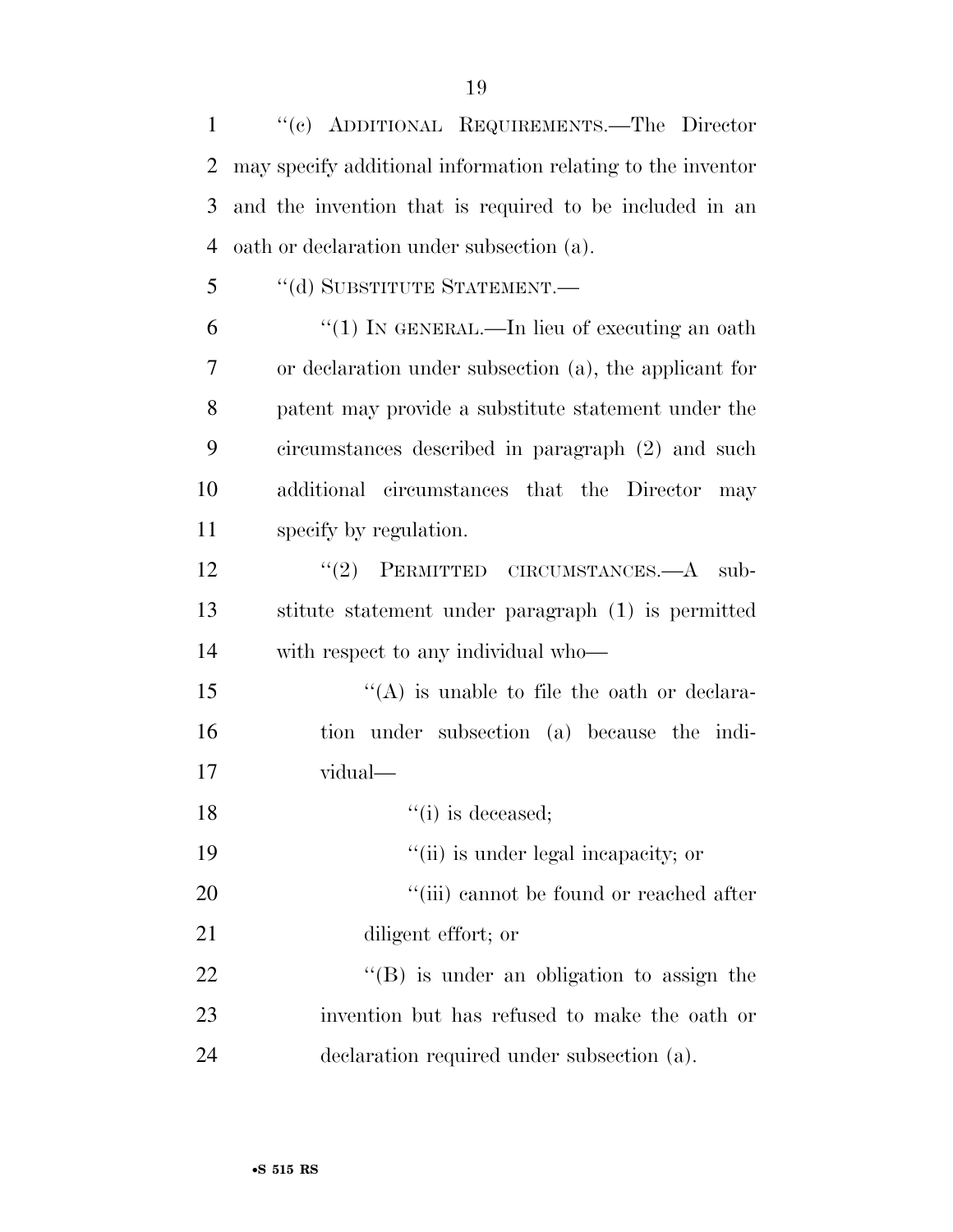''(c) ADDITIONAL REQUIREMENTS.—The Director may specify additional information relating to the inventor and the invention that is required to be included in an oath or declaration under subsection (a).

''(d) SUBSTITUTE STATEMENT.—

''(1) IN GENERAL.—In lieu of executing an oath or declaration under subsection (a), the applicant for patent may provide a substitute statement under the circumstances described in paragraph (2) and such additional circumstances that the Director may specify by regulation.

''(2) PERMITTED CIRCUMSTANCES.—A substitute statement under paragraph (1) is permitted with respect to any individual who—

''(A) is unable to file the oath or declaration under subsection (a) because the individual—

''(i) is deceased;

''(ii) is under legal incapacity; or

''(iii) cannot be found or reached after diligent effort; or

''(B) is under an obligation to assign the invention but has refused to make the oath or declaration required under subsection (a).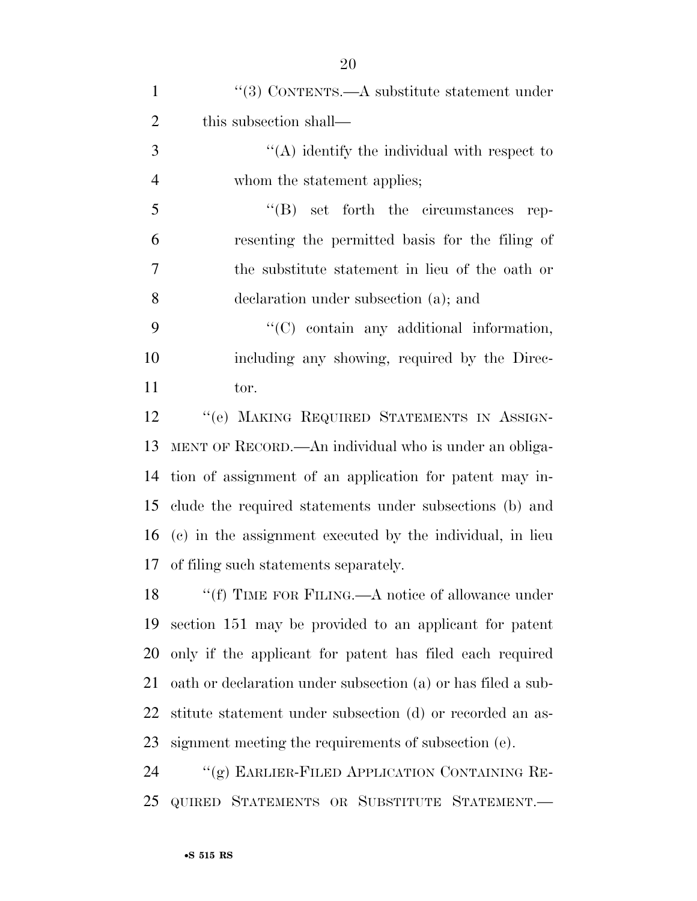"(3) CONTENTS.—A substitute statement under this subsection shall—

"(A) identify the individual with respect to whom the statement applies;

"(B) set forth the circumstances representing the permitted basis for the filing of the substitute statement in lieu of the oath or declaration under subsection (a); and

"(C) contain any additional information, including any showing, required by the Director.

"(e) MAKING REQUIRED STATEMENTS IN ASSIGNMENT OF RECORD.—An individual who is under an obligation of assignment of an application for patent may include the required statements under subsections (b) and (c) in the assignment executed by the individual, in lieu of filing such statements separately.

"(f) TIME FOR FILING.—A notice of allowance under section 151 may be provided to an applicant for patent only if the applicant for patent has filed each required oath or declaration under subsection (a) or has filed a substitute statement under subsection (d) or recorded an assignment meeting the requirements of subsection (e).

"(g) EARLIER-FILED APPLICATION CONTAINING REQUIRED STATEMENTS OR SUBSTITUTE STATEMENT.—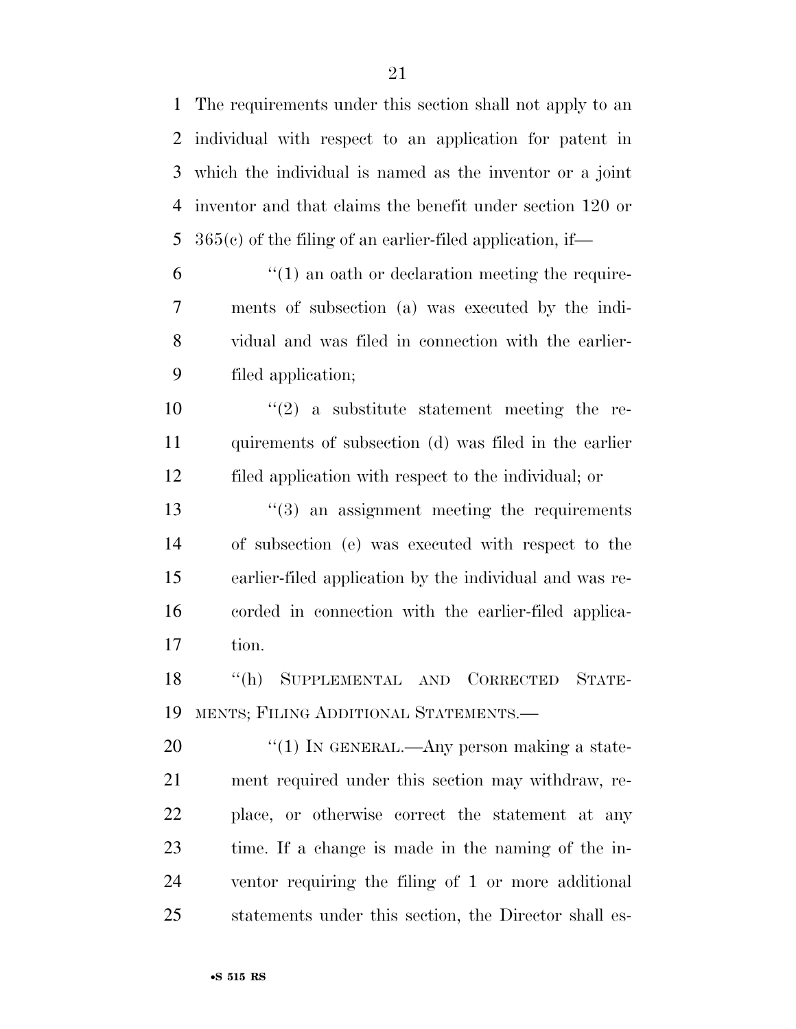The requirements under this section shall not apply to an individual with respect to an application for patent in which the individual is named as the inventor or a joint inventor and that claims the benefit under section 120 or 365(c) of the filing of an earlier-filed application, if—

"(1) an oath or declaration meeting the requirements of subsection (a) was executed by the individual and was filed in connection with the earlier-filed application;

"(2) a substitute statement meeting the requirements of subsection (d) was filed in the earlier filed application with respect to the individual; or

"(3) an assignment meeting the requirements of subsection (e) was executed with respect to the earlier-filed application by the individual and was recorded in connection with the earlier-filed application.

"(h) SUPPLEMENTAL AND CORRECTED STATEMENTS; FILING ADDITIONAL STATEMENTS.—

"(1) IN GENERAL.—Any person making a statement required under this section may withdraw, replace, or otherwise correct the statement at any time. If a change is made in the naming of the inventor requiring the filing of 1 or more additional statements under this section, the Director shall es-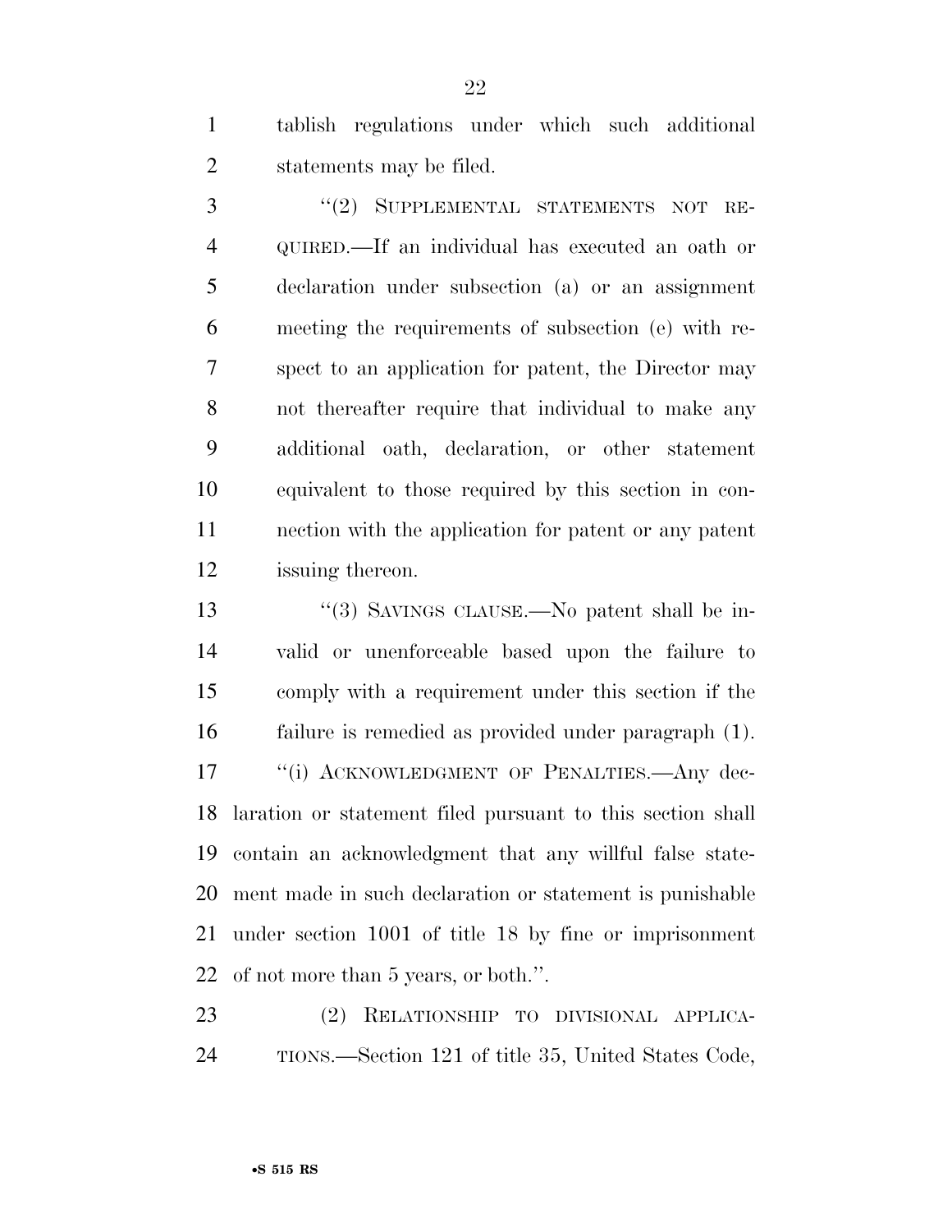tablish regulations under which such additional statements may be filed.

"(2) SUPPLEMENTAL STATEMENTS NOT REQUIRED.—If an individual has executed an oath or declaration under subsection (a) or an assignment meeting the requirements of subsection (e) with respect to an application for patent, the Director may not thereafter require that individual to make any additional oath, declaration, or other statement equivalent to those required by this section in connection with the application for patent or any patent issuing thereon.

"(3) SAVINGS CLAUSE.—No patent shall be invalid or unenforceable based upon the failure to comply with a requirement under this section if the failure is remedied as provided under paragraph (1).

"(i) ACKNOWLEDGMENT OF PENALTIES.—Any declaration or statement filed pursuant to this section shall contain an acknowledgment that any willful false statement made in such declaration or statement is punishable under section 1001 of title 18 by fine or imprisonment of not more than 5 years, or both.".

(2) RELATIONSHIP TO DIVISIONAL APPLICATIONS.—Section 121 of title 35, United States Code,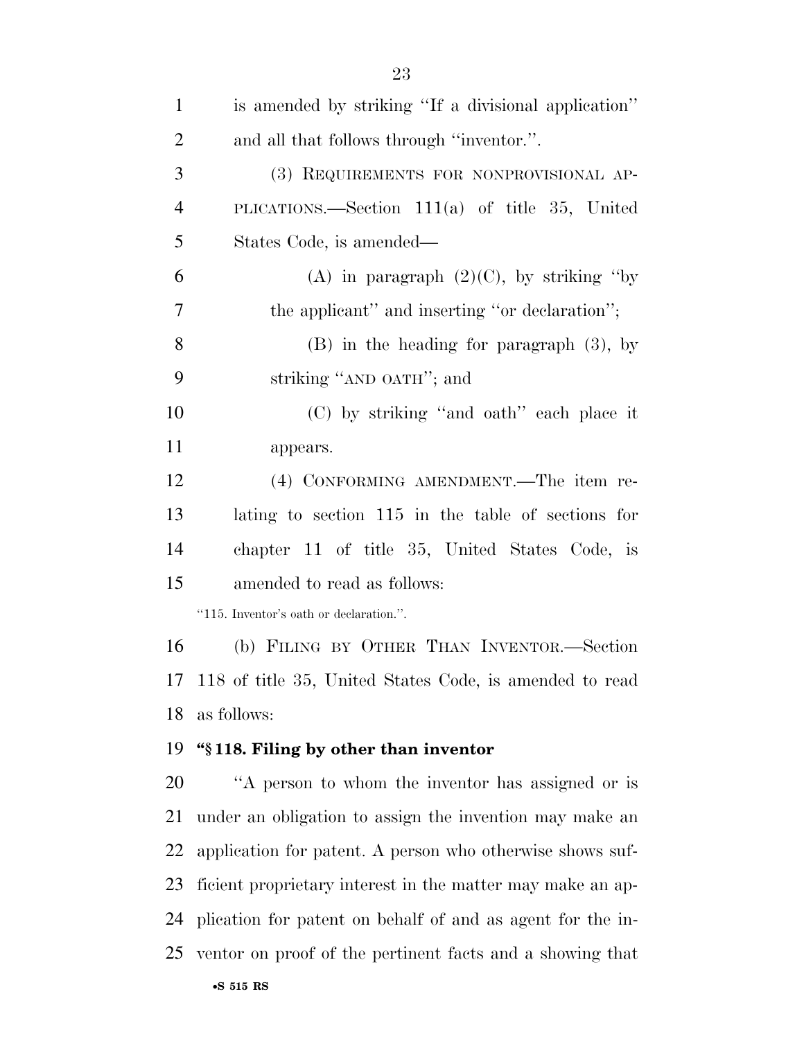is amended by striking ''If a divisional application'' and all that follows through ''inventor.''.

(3) REQUIREMENTS FOR NONPROVISIONAL APPLICATIONS.—Section 111(a) of title 35, United States Code, is amended—

(A) in paragraph (2)(C), by striking ''by the applicant'' and inserting ''or declaration'';

(B) in the heading for paragraph (3), by striking ''AND OATH''; and

(C) by striking ''and oath'' each place it appears.

(4) CONFORMING AMENDMENT.—The item relating to section 115 in the table of sections for chapter 11 of title 35, United States Code, is amended to read as follows:

''115. Inventor's oath or declaration.''.

(b) FILING BY OTHER THAN INVENTOR.—Section 118 of title 35, United States Code, is amended to read as follows:

**''§ 118. Filing by other than inventor**

''A person to whom the inventor has assigned or is under an obligation to assign the invention may make an application for patent. A person who otherwise shows sufficient proprietary interest in the matter may make an application for patent on behalf of and as agent for the inventor on proof of the pertinent facts and a showing that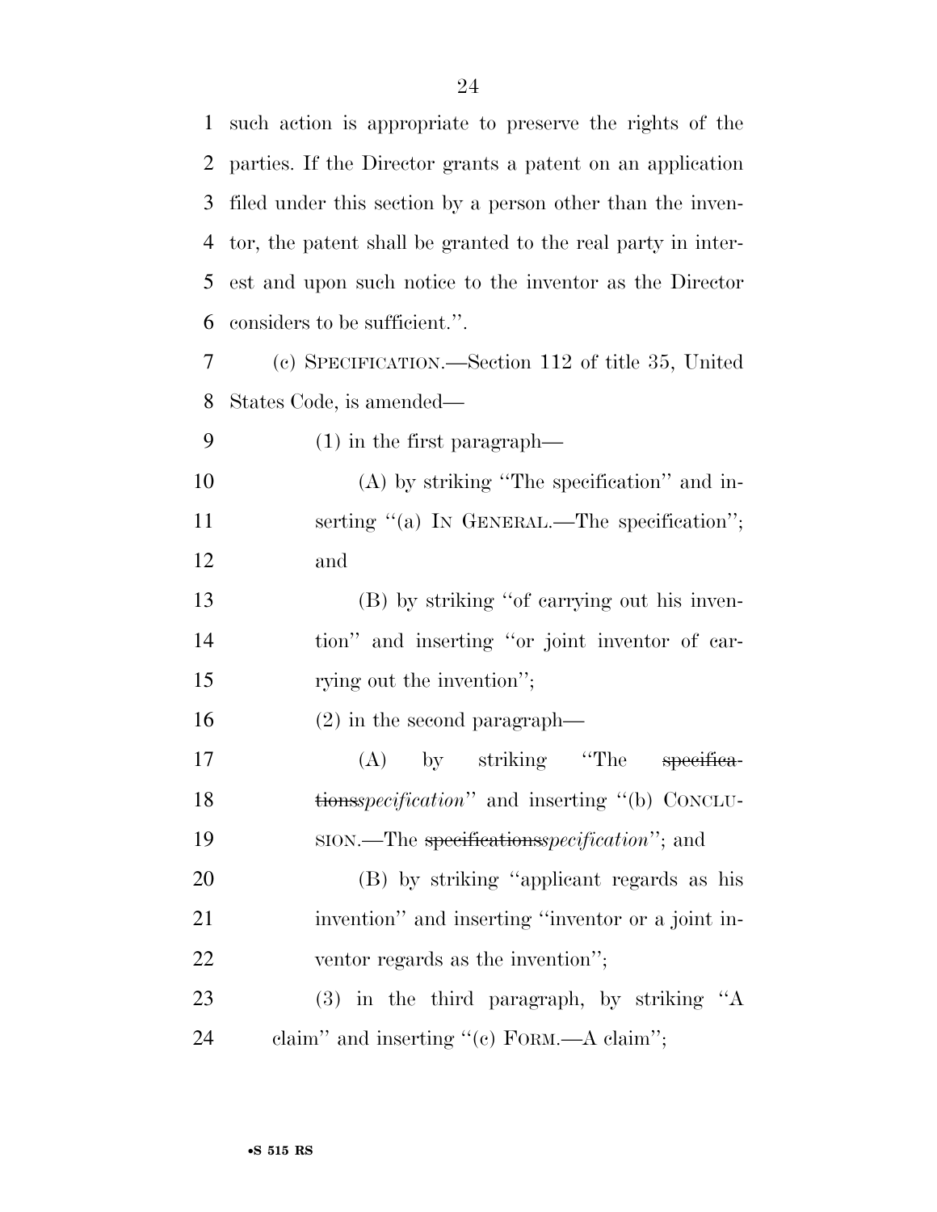such action is appropriate to preserve the rights of the parties. If the Director grants a patent on an application filed under this section by a person other than the inventor, the patent shall be granted to the real party in interest and upon such notice to the inventor as the Director considers to be sufficient.''.

(c) SPECIFICATION.—Section 112 of title 35, United States Code, is amended—

(1) in the first paragraph—

(A) by striking ''The specification'' and inserting ''(a) IN GENERAL.—The specification''; and

(B) by striking ''of carrying out his invention'' and inserting ''or joint inventor of carrying out the invention'';

(2) in the second paragraph—

(A) by striking ''The ~~specifications~~*specification*'' and inserting ''(b) CONCLUSION.—The ~~specifications~~*specification*''; and

(B) by striking ''applicant regards as his invention'' and inserting ''inventor or a joint inventor regards as the invention'';

(3) in the third paragraph, by striking ''A claim'' and inserting ''(c) FORM.—A claim'';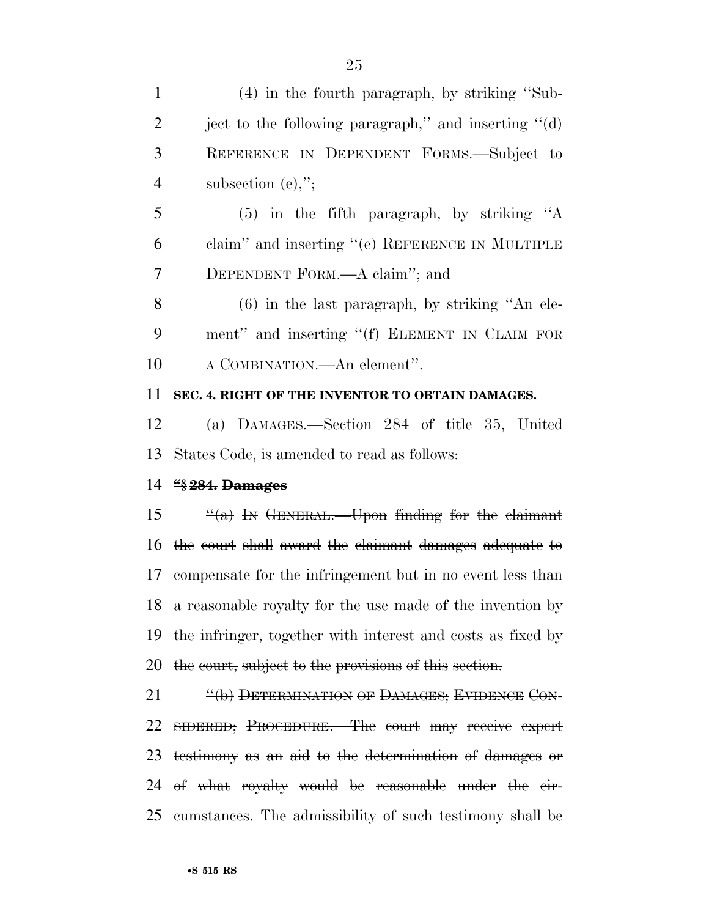(4) in the fourth paragraph, by striking ''Subject to the following paragraph,'' and inserting ''(d) REFERENCE IN DEPENDENT FORMS.—Subject to subsection (e),'';

(5) in the fifth paragraph, by striking ''A claim'' and inserting ''(e) REFERENCE IN MULTIPLE DEPENDENT FORM.—A claim''; and

(6) in the last paragraph, by striking ''An element'' and inserting ''(f) ELEMENT IN CLAIM FOR A COMBINATION.—An element''.

**SEC. 4. RIGHT OF THE INVENTOR TO OBTAIN DAMAGES.**

(a) DAMAGES.—Section 284 of title 35, United States Code, is amended to read as follows:

**~~''§ 284. Damages~~**

~~''(a) IN GENERAL.—Upon finding for the claimant the court shall award the claimant damages adequate to compensate for the infringement but in no event less than a reasonable royalty for the use made of the invention by the infringer, together with interest and costs as fixed by the court, subject to the provisions of this section.~~

~~''(b) DETERMINATION OF DAMAGES; EVIDENCE CONSIDERED; PROCEDURE.—The court may receive expert testimony as an aid to the determination of damages or of what royalty would be reasonable under the circumstances. The admissibility of such testimony shall be~~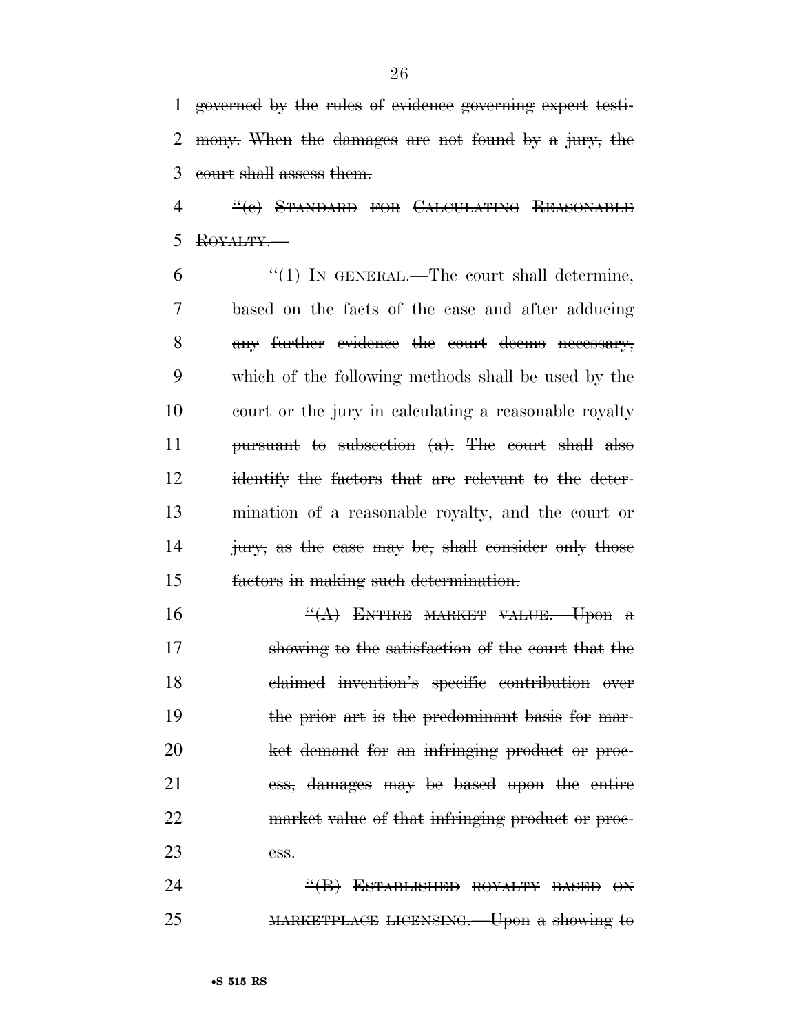governed by the rules of evidence governing expert testimony. When the damages are not found by a jury, the court shall assess them.

"(c) STANDARD FOR CALCULATING REASONABLE ROYALTY.—

"(1) IN GENERAL.—The court shall determine, based on the facts of the case and after adducing any further evidence the court deems necessary, which of the following methods shall be used by the court or the jury in calculating a reasonable royalty pursuant to subsection (a). The court shall also identify the factors that are relevant to the determination of a reasonable royalty, and the court or jury, as the case may be, shall consider only those factors in making such determination.

"(A) ENTIRE MARKET VALUE.—Upon a showing to the satisfaction of the court that the claimed invention's specific contribution over the prior art is the predominant basis for market demand for an infringing product or process, damages may be based upon the entire market value of that infringing product or process.

"(B) ESTABLISHED ROYALTY BASED ON MARKETPLACE LICENSING.—Upon a showing to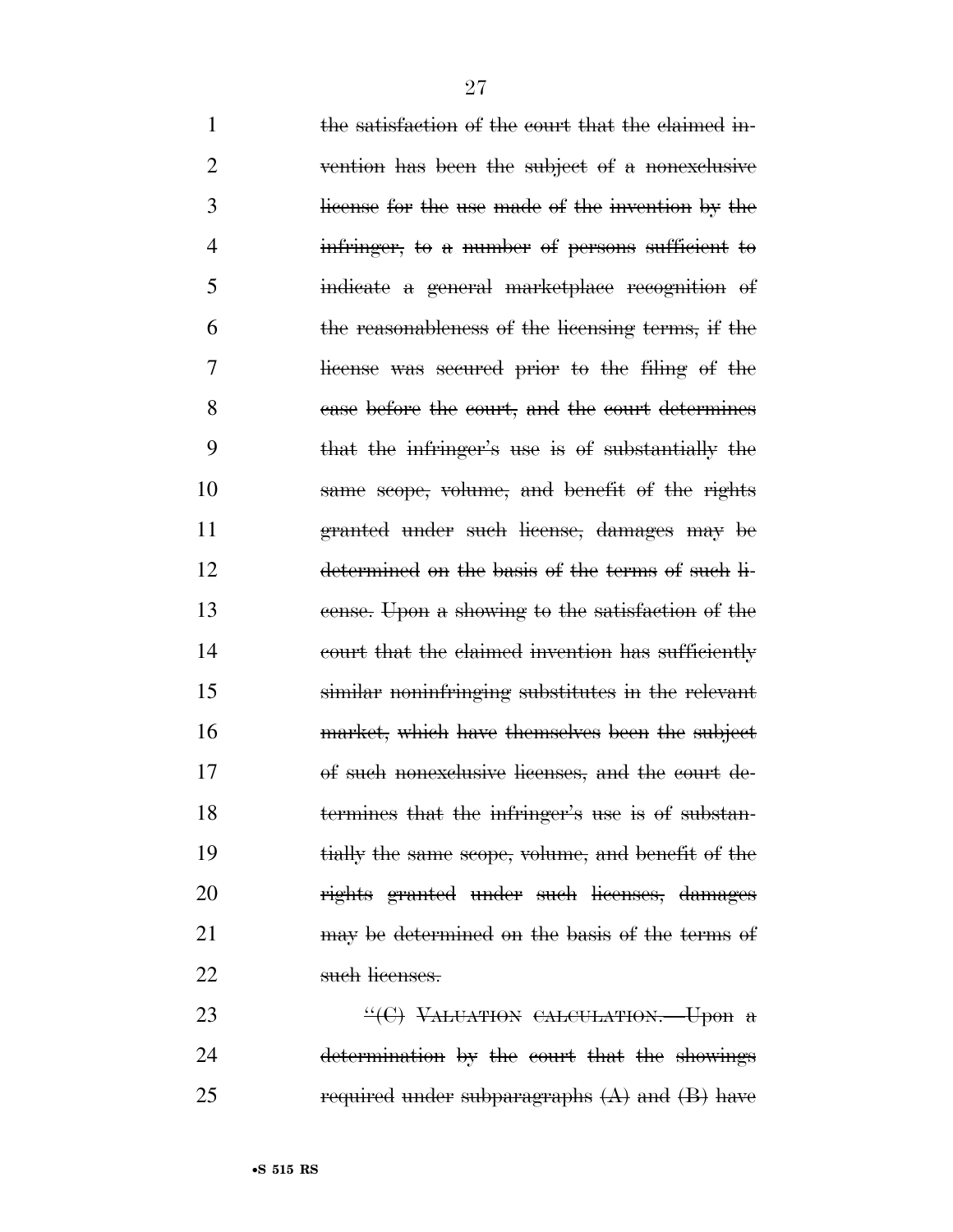~~the satisfaction of the court that the claimed invention has been the subject of a nonexclusive license for the use made of the invention by the infringer, to a number of persons sufficient to indicate a general marketplace recognition of the reasonableness of the licensing terms, if the license was secured prior to the filing of the case before the court, and the court determines that the infringer's use is of substantially the same scope, volume, and benefit of the rights granted under such license, damages may be determined on the basis of the terms of such license. Upon a showing to the satisfaction of the court that the claimed invention has sufficiently similar noninfringing substitutes in the relevant market, which have themselves been the subject of such nonexclusive licenses, and the court determines that the infringer's use is of substantially the same scope, volume, and benefit of the rights granted under such licenses, damages may be determined on the basis of the terms of such licenses.~~

~~"(C) VALUATION CALCULATION.—Upon a determination by the court that the showings required under subparagraphs (A) and (B) have~~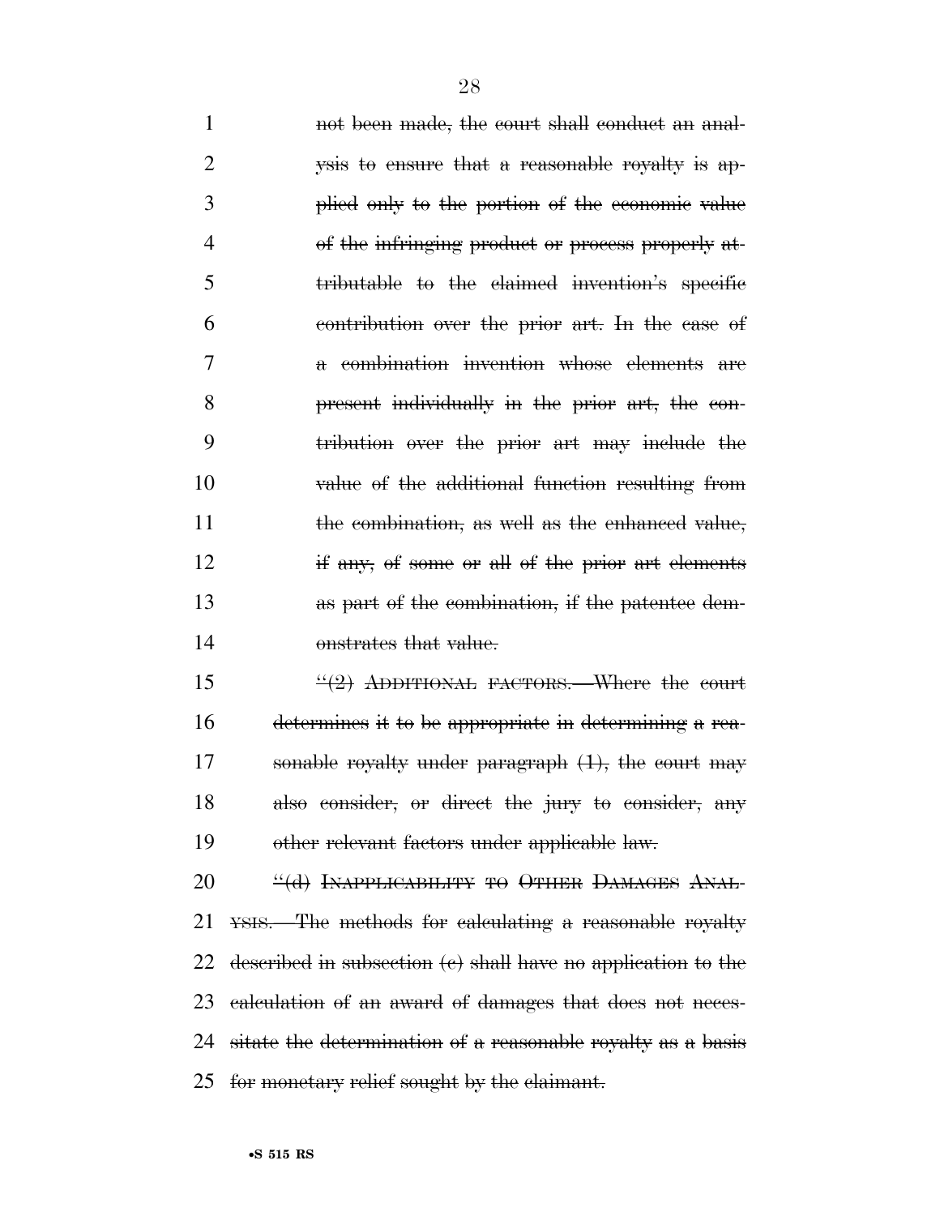~~not been made, the court shall conduct an analysis to ensure that a reasonable royalty is applied only to the portion of the economic value of the infringing product or process properly attributable to the claimed invention's specific contribution over the prior art. In the case of a combination invention whose elements are present individually in the prior art, the contribution over the prior art may include the value of the additional function resulting from the combination, as well as the enhanced value, if any, of some or all of the prior art elements as part of the combination, if the patentee demonstrates that value.~~

~~"(2) ADDITIONAL FACTORS.—Where the court determines it to be appropriate in determining a reasonable royalty under paragraph (1), the court may also consider, or direct the jury to consider, any other relevant factors under applicable law.~~

~~"(d) INAPPLICABILITY TO OTHER DAMAGES ANALYSIS.—The methods for calculating a reasonable royalty described in subsection (c) shall have no application to the calculation of an award of damages that does not necessitate the determination of a reasonable royalty as a basis for monetary relief sought by the claimant.~~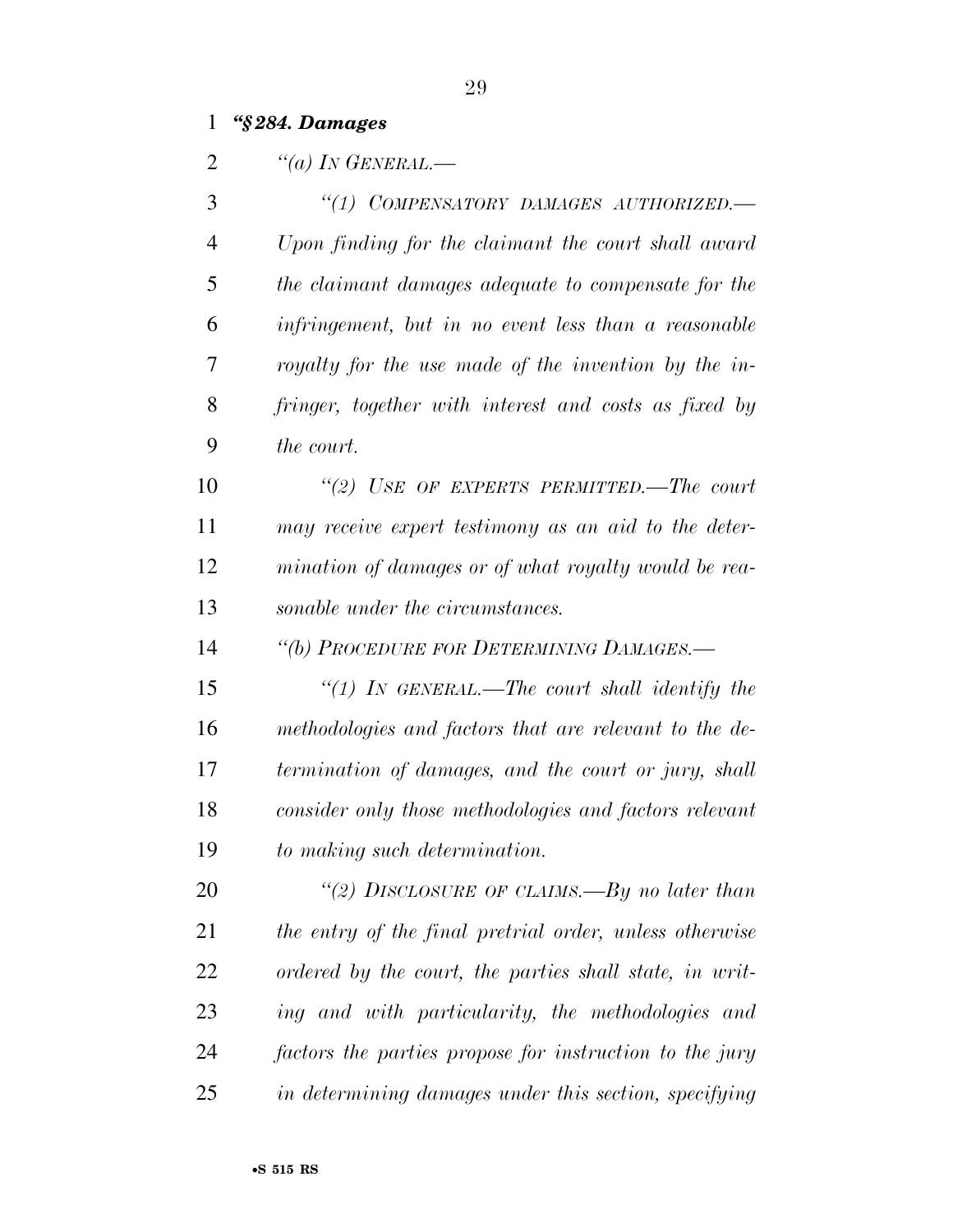***"§284. Damages***

*"(a) IN GENERAL.—*

*"(1) COMPENSATORY DAMAGES AUTHORIZED.— Upon finding for the claimant the court shall award the claimant damages adequate to compensate for the infringement, but in no event less than a reasonable royalty for the use made of the invention by the infringer, together with interest and costs as fixed by the court.*

*"(2) USE OF EXPERTS PERMITTED.—The court may receive expert testimony as an aid to the determination of damages or of what royalty would be reasonable under the circumstances.*

*"(b) PROCEDURE FOR DETERMINING DAMAGES.—*

*"(1) IN GENERAL.—The court shall identify the methodologies and factors that are relevant to the determination of damages, and the court or jury, shall consider only those methodologies and factors relevant to making such determination.*

*"(2) DISCLOSURE OF CLAIMS.—By no later than the entry of the final pretrial order, unless otherwise ordered by the court, the parties shall state, in writing and with particularity, the methodologies and factors the parties propose for instruction to the jury in determining damages under this section, specifying*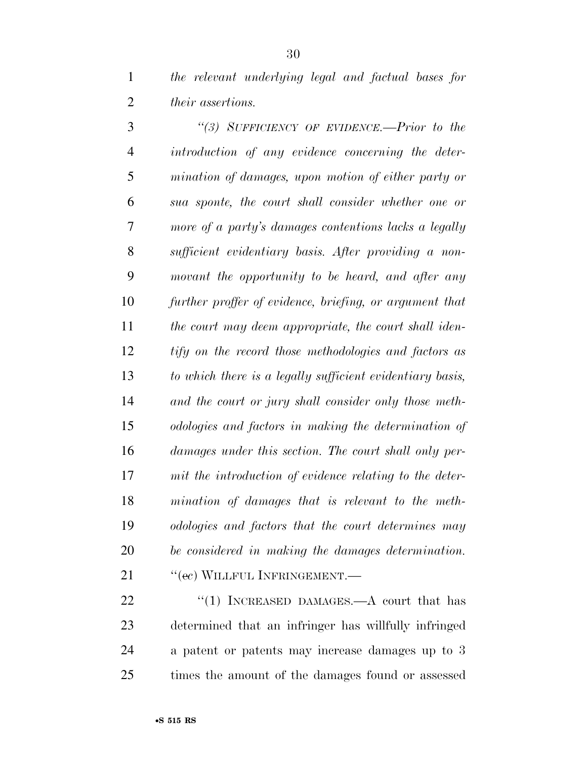*the relevant underlying legal and factual bases for their assertions.*

*"(3) SUFFICIENCY OF EVIDENCE.—Prior to the introduction of any evidence concerning the determination of damages, upon motion of either party or sua sponte, the court shall consider whether one or more of a party's damages contentions lacks a legally sufficient evidentiary basis. After providing a nonmovant the opportunity to be heard, and after any further proffer of evidence, briefing, or argument that the court may deem appropriate, the court shall identify on the record those methodologies and factors as to which there is a legally sufficient evidentiary basis, and the court or jury shall consider only those methodologies and factors in making the determination of damages under this section. The court shall only permit the introduction of evidence relating to the determination of damages that is relevant to the methodologies and factors that the court determines may be considered in making the damages determination.*

"(~~e~~*c*) WILLFUL INFRINGEMENT.—

"(1) INCREASED DAMAGES.—A court that has determined that an infringer has willfully infringed a patent or patents may increase damages up to 3 times the amount of the damages found or assessed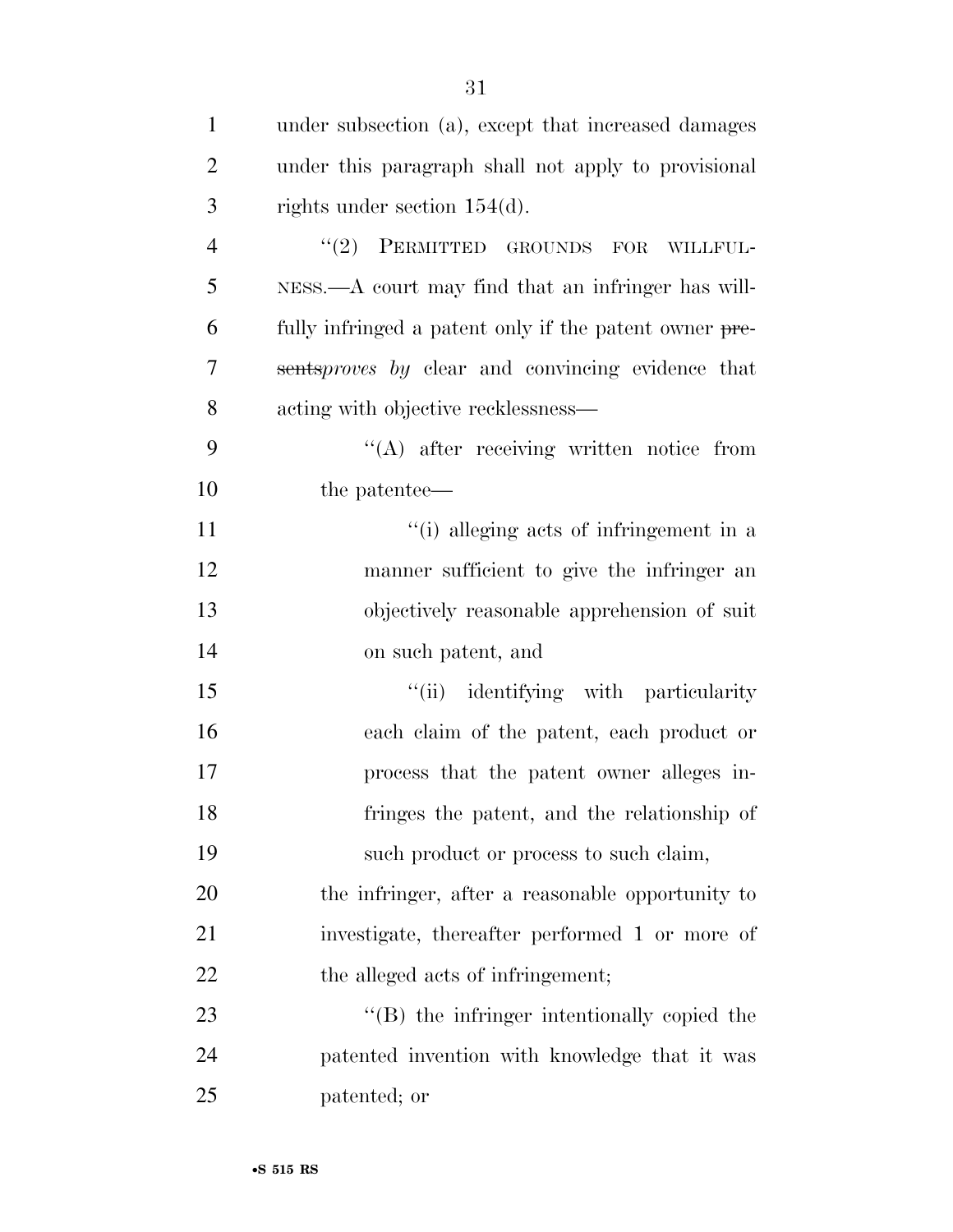under subsection (a), except that increased damages under this paragraph shall not apply to provisional rights under section 154(d).

"(2) PERMITTED GROUNDS FOR WILLFULNESS.—A court may find that an infringer has willfully infringed a patent only if the patent owner ~~presents~~*proves by* clear and convincing evidence that acting with objective recklessness—

"(A) after receiving written notice from the patentee—

"(i) alleging acts of infringement in a manner sufficient to give the infringer an objectively reasonable apprehension of suit on such patent, and

"(ii) identifying with particularity each claim of the patent, each product or process that the patent owner alleges infringes the patent, and the relationship of such product or process to such claim,

the infringer, after a reasonable opportunity to investigate, thereafter performed 1 or more of the alleged acts of infringement;

"(B) the infringer intentionally copied the patented invention with knowledge that it was patented; or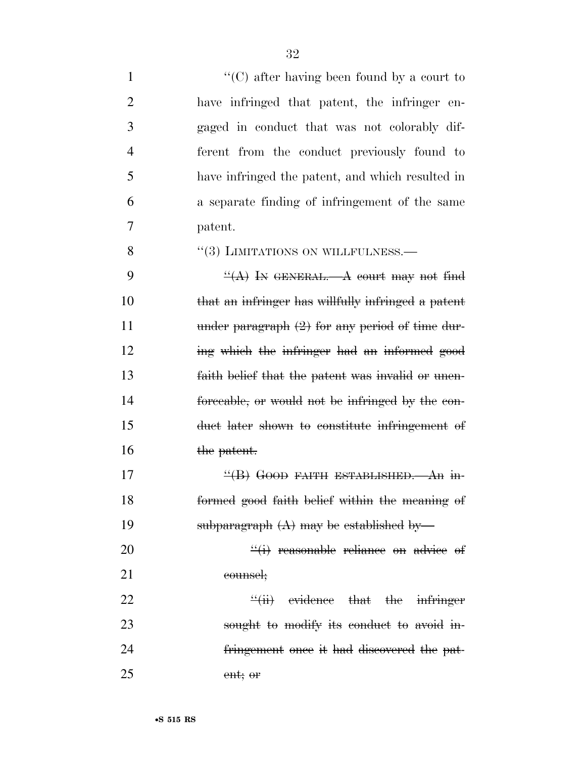"(C) after having been found by a court to have infringed that patent, the infringer engaged in conduct that was not colorably different from the conduct previously found to have infringed the patent, and which resulted in a separate finding of infringement of the same patent.

"(3) LIMITATIONS ON WILLFULNESS.—

~~"(A) IN GENERAL.—A court may not find that an infringer has willfully infringed a patent under paragraph (2) for any period of time during which the infringer had an informed good faith belief that the patent was invalid or unenforceable, or would not be infringed by the conduct later shown to constitute infringement of the patent.~~

~~"(B) GOOD FAITH ESTABLISHED.—An informed good faith belief within the meaning of subparagraph (A) may be established by—~~

~~"(i) reasonable reliance on advice of counsel;~~

~~"(ii) evidence that the infringer sought to modify its conduct to avoid infringement once it had discovered the patent; or~~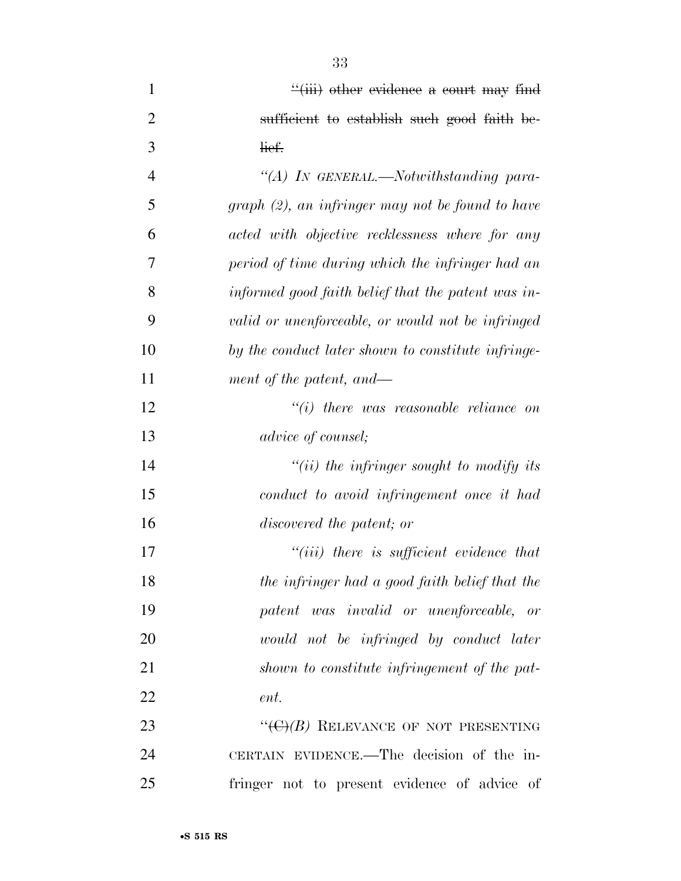~~"(iii) other evidence a court may find sufficient to establish such good faith belief.~~

*"(A) IN GENERAL.—Notwithstanding paragraph (2), an infringer may not be found to have acted with objective recklessness where for any period of time during which the infringer had an informed good faith belief that the patent was invalid or unenforceable, or would not be infringed by the conduct later shown to constitute infringement of the patent, and—*

*"(i) there was reasonable reliance on advice of counsel;*

*"(ii) the infringer sought to modify its conduct to avoid infringement once it had discovered the patent; or*

*"(iii) there is sufficient evidence that the infringer had a good faith belief that the patent was invalid or unenforceable, or would not be infringed by conduct later shown to constitute infringement of the patent.*

"~~(C)~~*(B)* RELEVANCE OF NOT PRESENTING CERTAIN EVIDENCE.—The decision of the infringer not to present evidence of advice of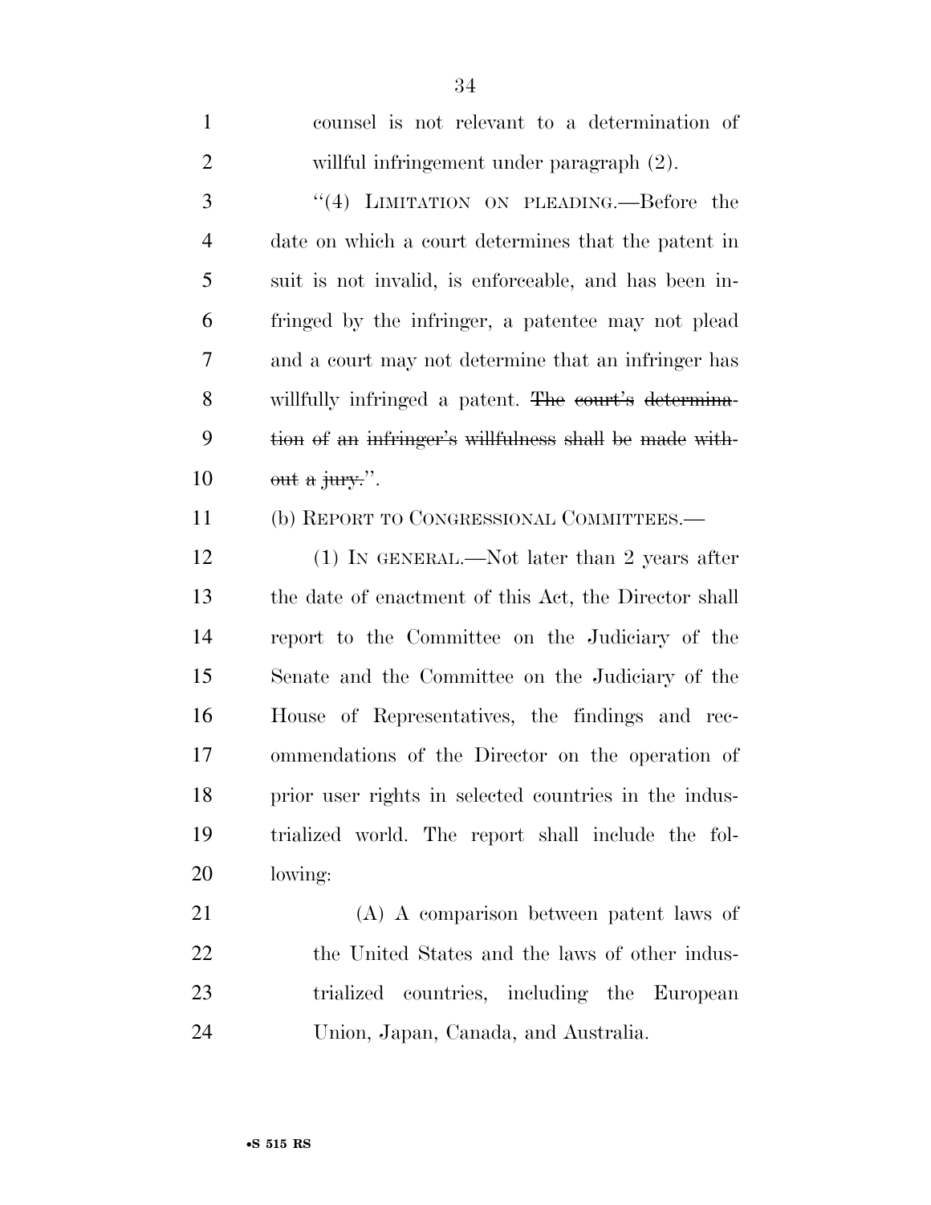counsel is not relevant to a determination of willful infringement under paragraph (2).

"(4) LIMITATION ON PLEADING.—Before the date on which a court determines that the patent in suit is not invalid, is enforceable, and has been infringed by the infringer, a patentee may not plead and a court may not determine that an infringer has willfully infringed a patent. ~~The court's determination of an infringer's willfulness shall be made without a jury.~~".

(b) REPORT TO CONGRESSIONAL COMMITTEES.—

(1) IN GENERAL.—Not later than 2 years after the date of enactment of this Act, the Director shall report to the Committee on the Judiciary of the Senate and the Committee on the Judiciary of the House of Representatives, the findings and recommendations of the Director on the operation of prior user rights in selected countries in the industrialized world. The report shall include the following:

(A) A comparison between patent laws of the United States and the laws of other industrialized countries, including the European Union, Japan, Canada, and Australia.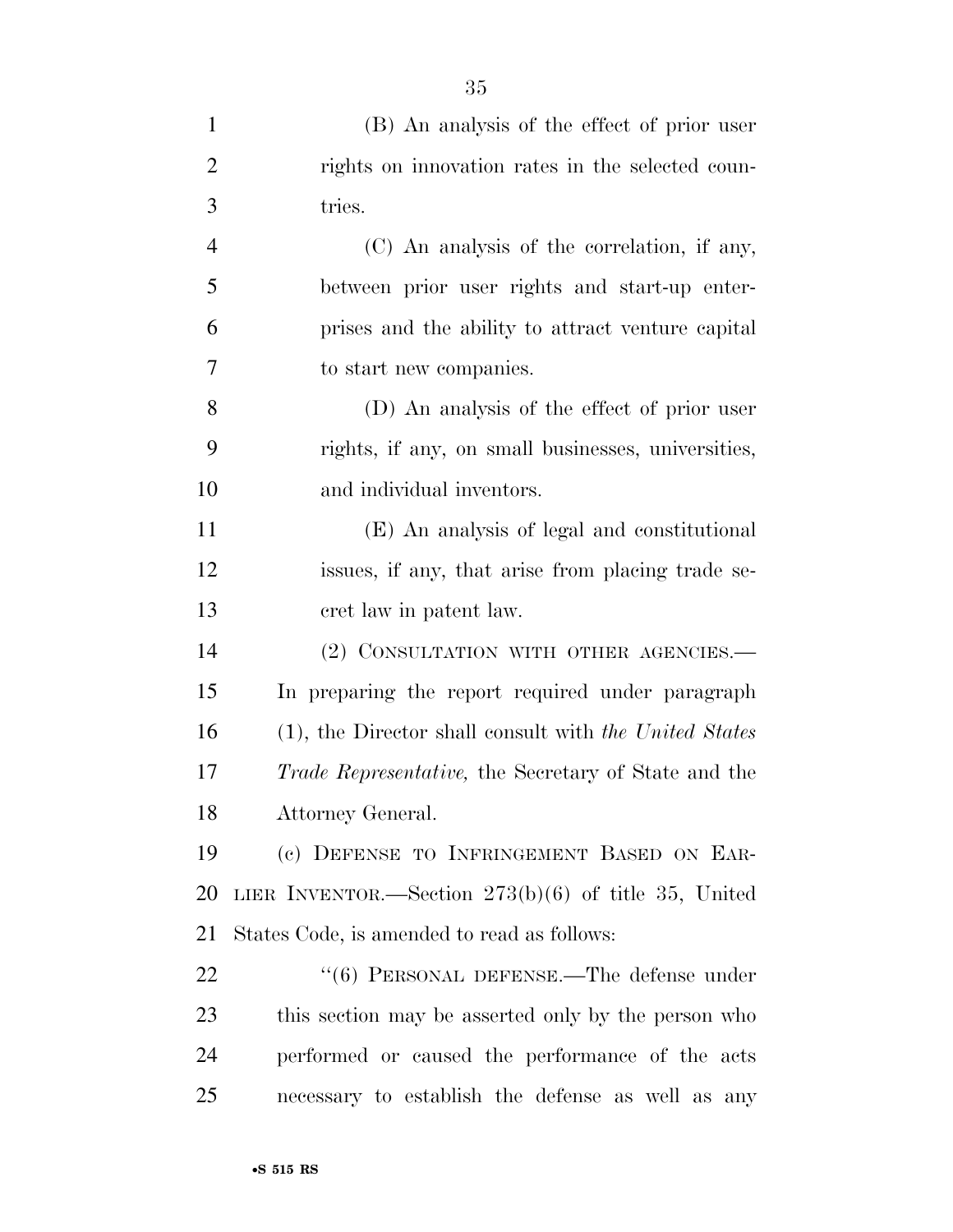(B) An analysis of the effect of prior user rights on innovation rates in the selected countries.

(C) An analysis of the correlation, if any, between prior user rights and start-up enterprises and the ability to attract venture capital to start new companies.

(D) An analysis of the effect of prior user rights, if any, on small businesses, universities, and individual inventors.

(E) An analysis of legal and constitutional issues, if any, that arise from placing trade secret law in patent law.

(2) CONSULTATION WITH OTHER AGENCIES.—In preparing the report required under paragraph (1), the Director shall consult with *the United States Trade Representative,* the Secretary of State and the Attorney General.

(c) DEFENSE TO INFRINGEMENT BASED ON EARLIER INVENTOR.—Section 273(b)(6) of title 35, United States Code, is amended to read as follows:

"(6) PERSONAL DEFENSE.—The defense under this section may be asserted only by the person who performed or caused the performance of the acts necessary to establish the defense as well as any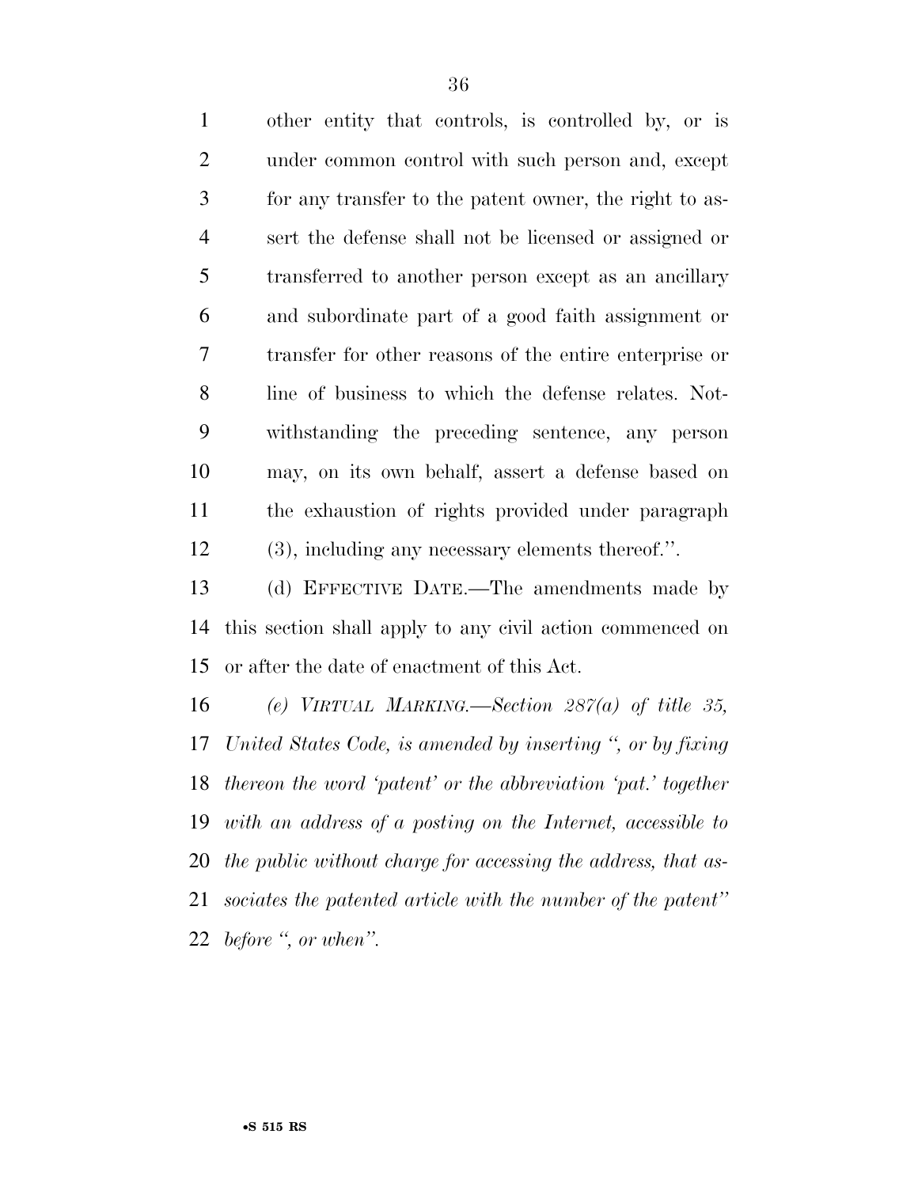other entity that controls, is controlled by, or is under common control with such person and, except for any transfer to the patent owner, the right to assert the defense shall not be licensed or assigned or transferred to another person except as an ancillary and subordinate part of a good faith assignment or transfer for other reasons of the entire enterprise or line of business to which the defense relates. Notwithstanding the preceding sentence, any person may, on its own behalf, assert a defense based on the exhaustion of rights provided under paragraph (3), including any necessary elements thereof.''.

(d) EFFECTIVE DATE.—The amendments made by this section shall apply to any civil action commenced on or after the date of enactment of this Act.

*(e) VIRTUAL MARKING.—Section 287(a) of title 35, United States Code, is amended by inserting '', or by fixing thereon the word 'patent' or the abbreviation 'pat.' together with an address of a posting on the Internet, accessible to the public without charge for accessing the address, that associates the patented article with the number of the patent'' before '', or when''.*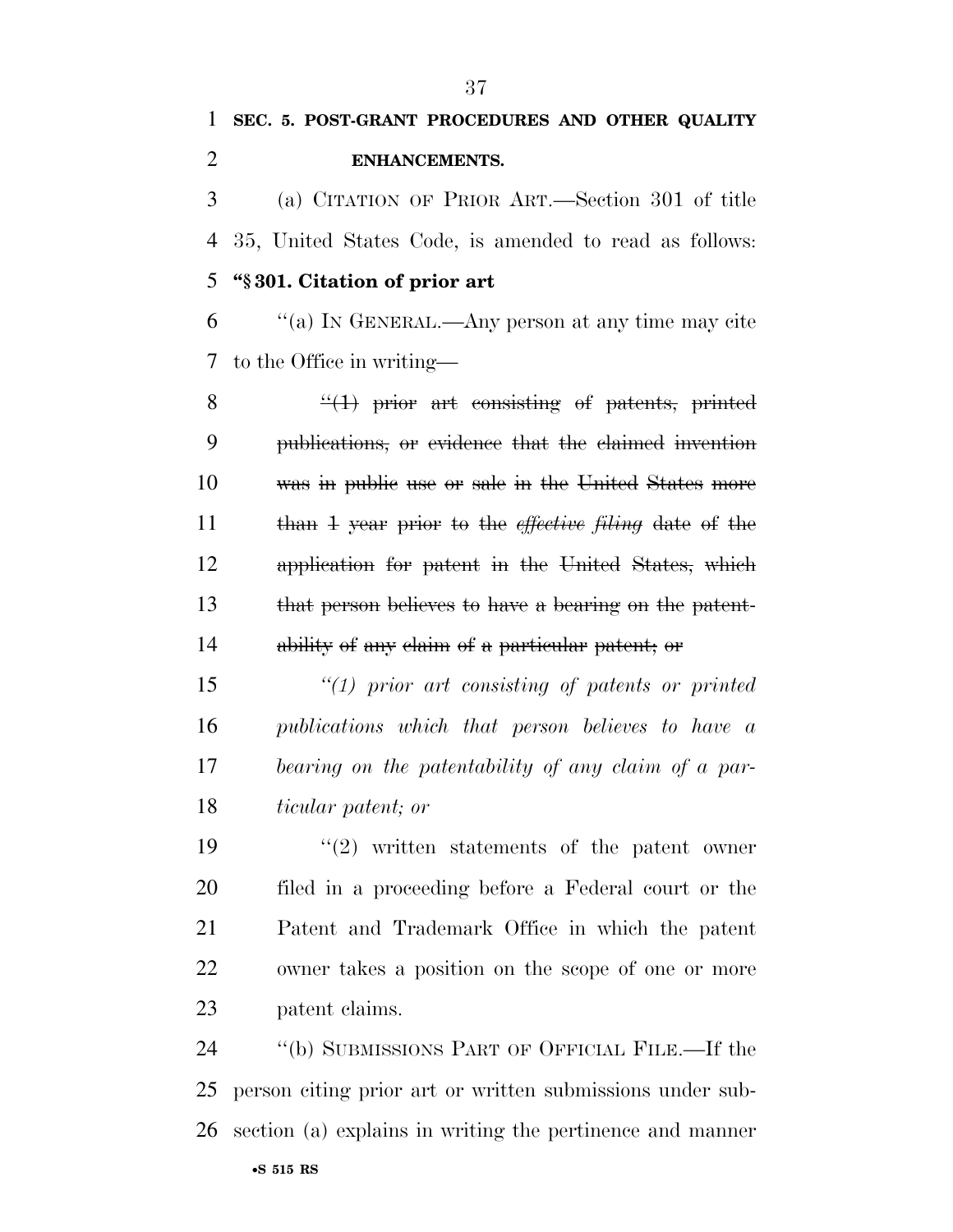**SEC. 5. POST-GRANT PROCEDURES AND OTHER QUALITY ENHANCEMENTS.**

(a) CITATION OF PRIOR ART.—Section 301 of title 35, United States Code, is amended to read as follows:

**"§ 301. Citation of prior art**

"(a) IN GENERAL.—Any person at any time may cite to the Office in writing—

~~"(1) prior art consisting of patents, printed publications, or evidence that the claimed invention was in public use or sale in the United States more than 1 year prior to the~~ ~~*effective filing*~~ ~~date of the application for patent in the United States, which that person believes to have a bearing on the patentability of any claim of a particular patent; or~~

*"(1) prior art consisting of patents or printed publications which that person believes to have a bearing on the patentability of any claim of a particular patent; or*

"(2) written statements of the patent owner filed in a proceeding before a Federal court or the Patent and Trademark Office in which the patent owner takes a position on the scope of one or more patent claims.

"(b) SUBMISSIONS PART OF OFFICIAL FILE.—If the person citing prior art or written submissions under subsection (a) explains in writing the pertinence and manner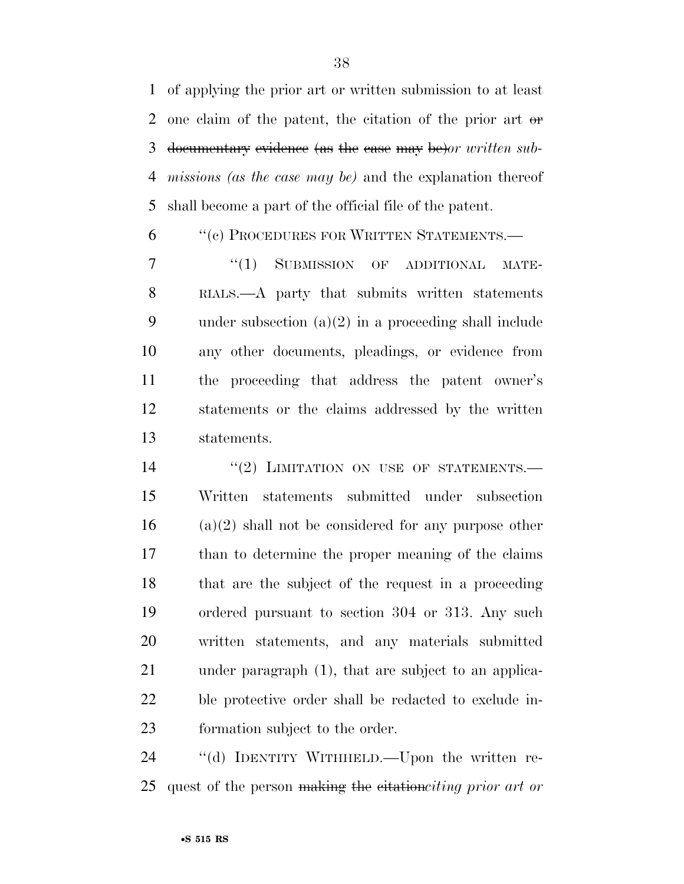of applying the prior art or written submission to at least one claim of the patent, the citation of the prior art ~~or documentary evidence (as the case may be)~~*or written submissions (as the case may be)* and the explanation thereof shall become a part of the official file of the patent.

"(c) PROCEDURES FOR WRITTEN STATEMENTS.—

"(1) SUBMISSION OF ADDITIONAL MATERIALS.—A party that submits written statements under subsection (a)(2) in a proceeding shall include any other documents, pleadings, or evidence from the proceeding that address the patent owner's statements or the claims addressed by the written statements.

"(2) LIMITATION ON USE OF STATEMENTS.—Written statements submitted under subsection (a)(2) shall not be considered for any purpose other than to determine the proper meaning of the claims that are the subject of the request in a proceeding ordered pursuant to section 304 or 313. Any such written statements, and any materials submitted under paragraph (1), that are subject to an applicable protective order shall be redacted to exclude information subject to the order.

"(d) IDENTITY WITHHELD.—Upon the written request of the person ~~making the citation~~*citing prior art or*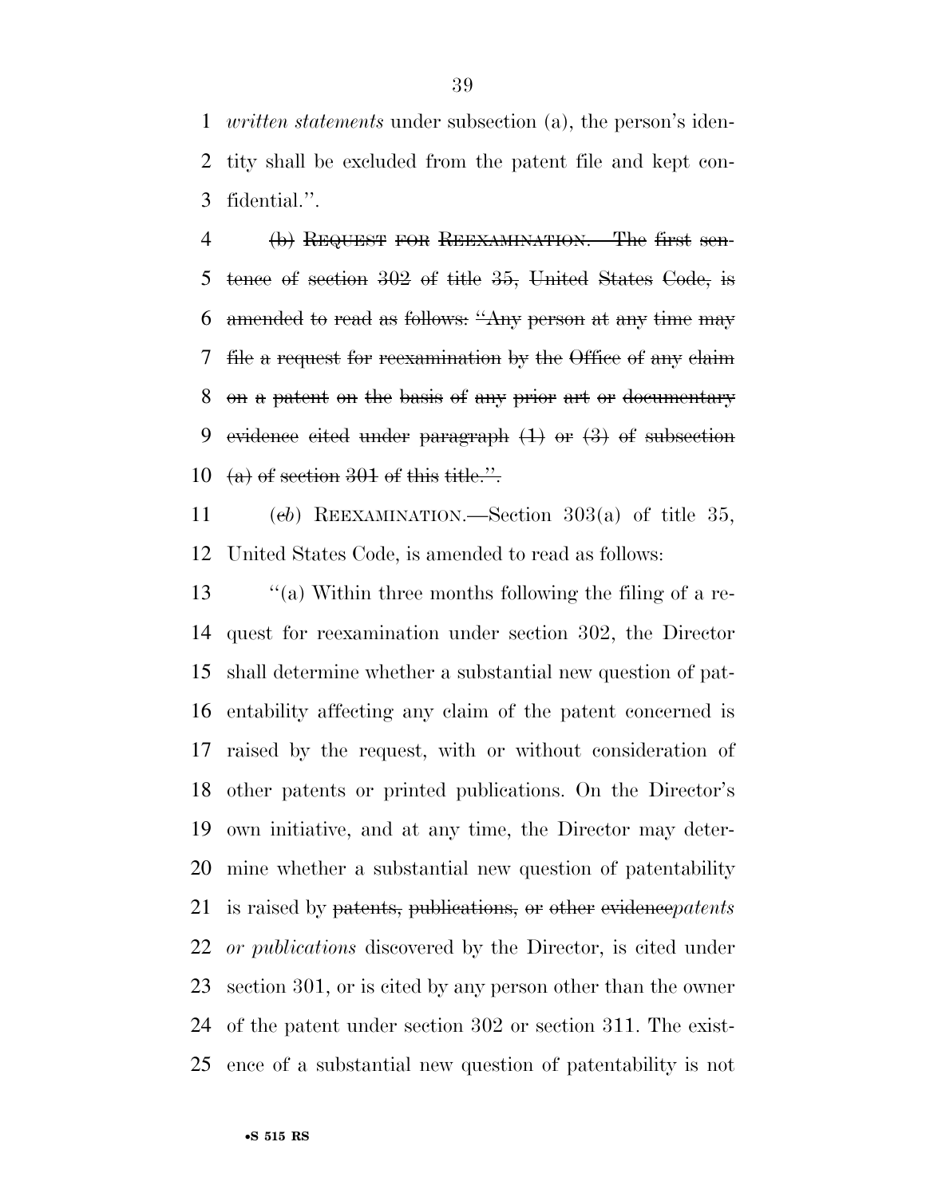*written statements* under subsection (a), the person's identity shall be excluded from the patent file and kept confidential.''.

~~(b) REQUEST FOR REEXAMINATION.—The first sentence of section 302 of title 35, United States Code, is amended to read as follows: ''Any person at any time may file a request for reexamination by the Office of any claim on a patent on the basis of any prior art or documentary evidence cited under paragraph (1) or (3) of subsection (a) of section 301 of this title.''.~~

(~~c~~*b*) REEXAMINATION.—Section 303(a) of title 35, United States Code, is amended to read as follows:

''(a) Within three months following the filing of a request for reexamination under section 302, the Director shall determine whether a substantial new question of patentability affecting any claim of the patent concerned is raised by the request, with or without consideration of other patents or printed publications. On the Director's own initiative, and at any time, the Director may determine whether a substantial new question of patentability is raised by ~~patents, publications, or other evidence~~*patents or publications* discovered by the Director, is cited under section 301, or is cited by any person other than the owner of the patent under section 302 or section 311. The existence of a substantial new question of patentability is not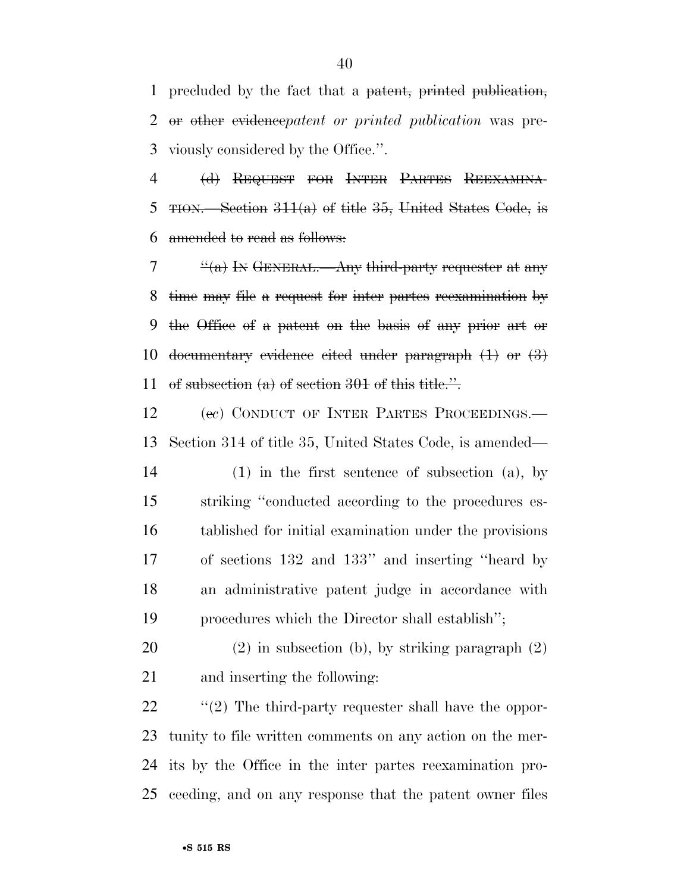precluded by the fact that a ~~patent, printed publication, or other evidence~~*patent or printed publication* was previously considered by the Office.''.

~~(d) REQUEST FOR INTER PARTES REEXAMINATION.—Section 311(a) of title 35, United States Code, is amended to read as follows:~~

~~''(a) IN GENERAL.—Any third-party requester at any time may file a request for inter partes reexamination by the Office of a patent on the basis of any prior art or documentary evidence cited under paragraph (1) or (3) of subsection (a) of section 301 of this title.''.~~

(~~e~~*c*) CONDUCT OF INTER PARTES PROCEEDINGS.—Section 314 of title 35, United States Code, is amended—

(1) in the first sentence of subsection (a), by striking ''conducted according to the procedures established for initial examination under the provisions of sections 132 and 133'' and inserting ''heard by an administrative patent judge in accordance with procedures which the Director shall establish'';

(2) in subsection (b), by striking paragraph (2) and inserting the following:

''(2) The third-party requester shall have the opportunity to file written comments on any action on the merits by the Office in the inter partes reexamination proceeding, and on any response that the patent owner files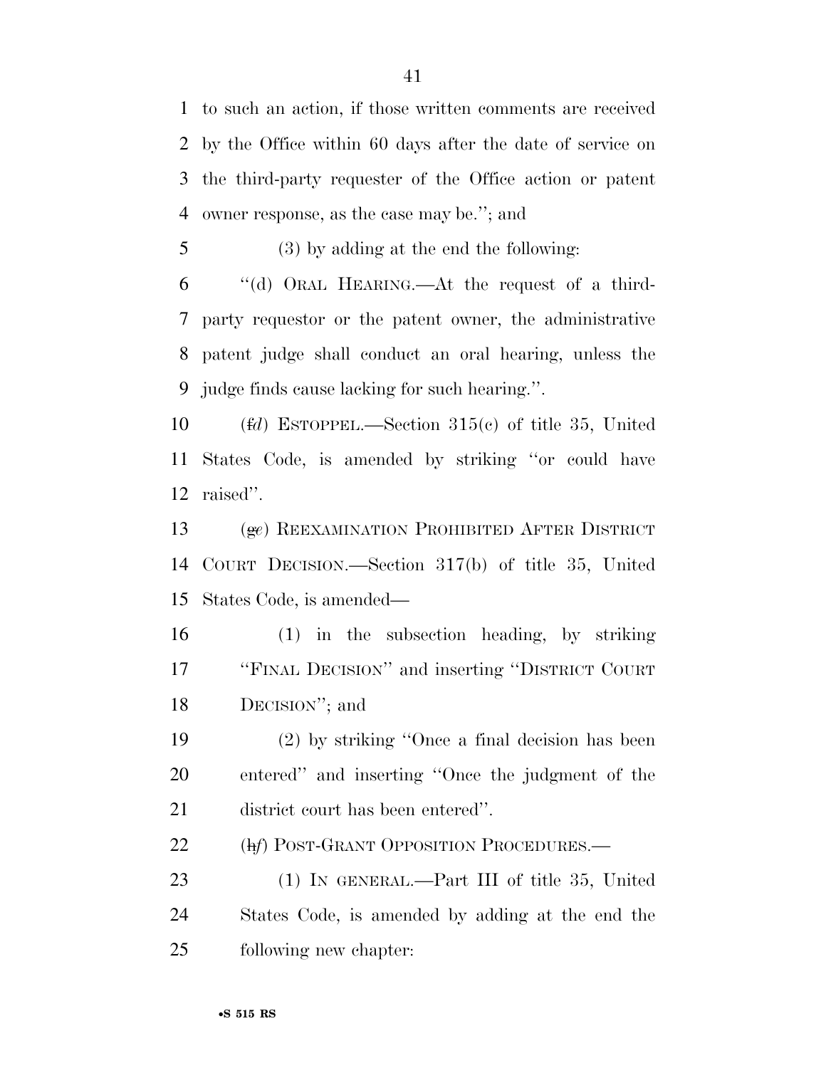to such an action, if those written comments are received by the Office within 60 days after the date of service on the third-party requester of the Office action or patent owner response, as the case may be.''; and

(3) by adding at the end the following:

''(d) ORAL HEARING.—At the request of a third-party requestor or the patent owner, the administrative patent judge shall conduct an oral hearing, unless the judge finds cause lacking for such hearing.''.

(~~f~~*d*) ESTOPPEL.—Section 315(c) of title 35, United States Code, is amended by striking ''or could have raised''.

(~~g~~*e*) REEXAMINATION PROHIBITED AFTER DISTRICT COURT DECISION.—Section 317(b) of title 35, United States Code, is amended—

(1) in the subsection heading, by striking ''FINAL DECISION'' and inserting ''DISTRICT COURT DECISION''; and

(2) by striking ''Once a final decision has been entered'' and inserting ''Once the judgment of the district court has been entered''.

(~~h~~*f*) POST-GRANT OPPOSITION PROCEDURES.—

(1) IN GENERAL.—Part III of title 35, United States Code, is amended by adding at the end the following new chapter: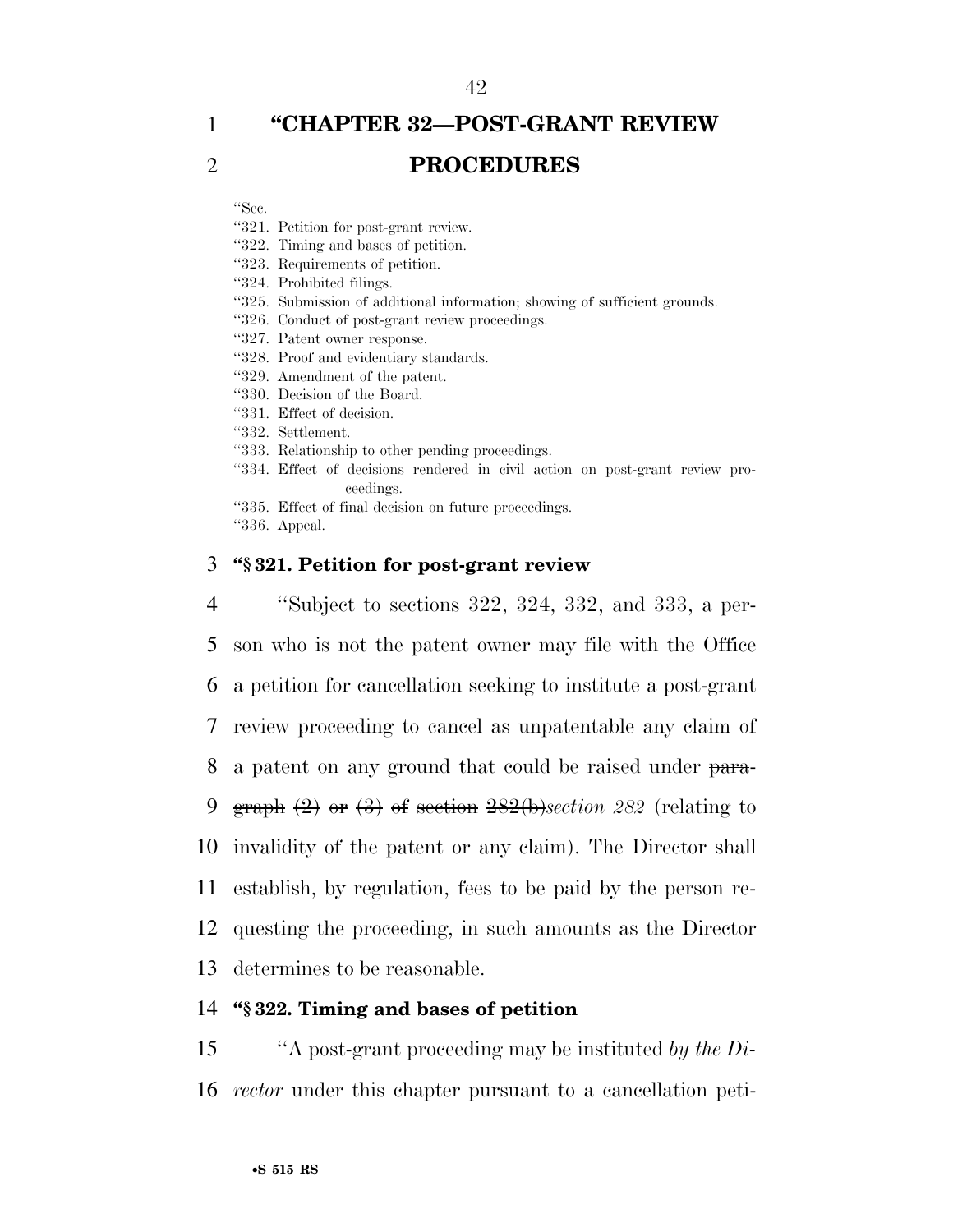# "CHAPTER 32—POST-GRANT REVIEW PROCEDURES

"Sec.
"321. Petition for post-grant review.
"322. Timing and bases of petition.
"323. Requirements of petition.
"324. Prohibited filings.
"325. Submission of additional information; showing of sufficient grounds.
"326. Conduct of post-grant review proceedings.
"327. Patent owner response.
"328. Proof and evidentiary standards.
"329. Amendment of the patent.
"330. Decision of the Board.
"331. Effect of decision.
"332. Settlement.
"333. Relationship to other pending proceedings.
"334. Effect of decisions rendered in civil action on post-grant review proceedings.
"335. Effect of final decision on future proceedings.
"336. Appeal.

**"§ 321. Petition for post-grant review**

"Subject to sections 322, 324, 332, and 333, a person who is not the patent owner may file with the Office a petition for cancellation seeking to institute a post-grant review proceeding to cancel as unpatentable any claim of a patent on any ground that could be raised under ~~paragraph (2) or (3) of section 282(b)~~*section 282* (relating to invalidity of the patent or any claim). The Director shall establish, by regulation, fees to be paid by the person requesting the proceeding, in such amounts as the Director determines to be reasonable.

**"§ 322. Timing and bases of petition**

"A post-grant proceeding may be instituted *by the Director* under this chapter pursuant to a cancellation peti-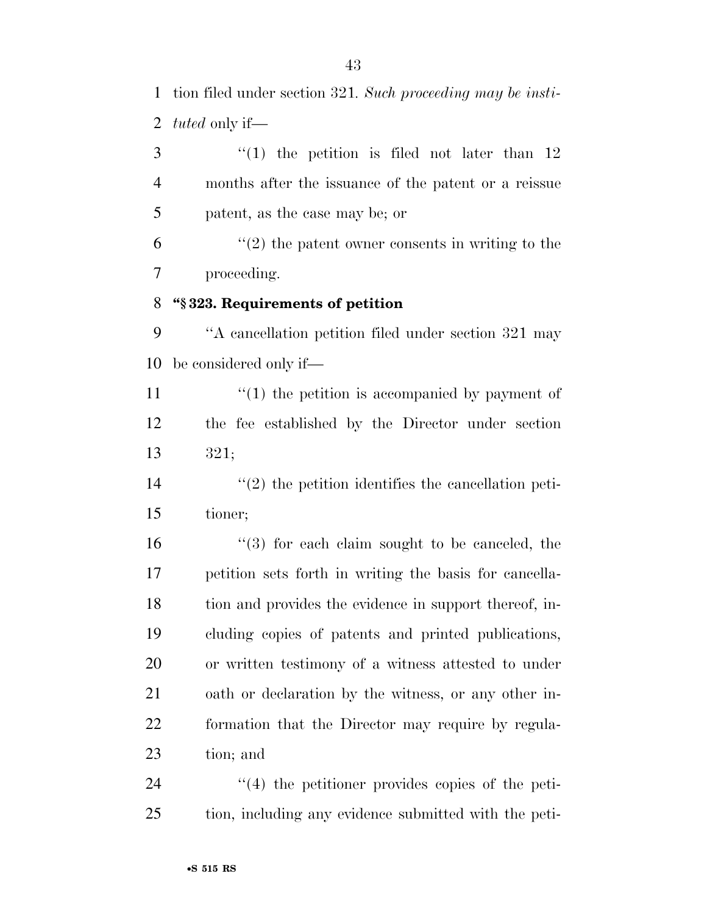tion filed under section 321. *Such proceeding may be instituted* only if—

"(1) the petition is filed not later than 12 months after the issuance of the patent or a reissue patent, as the case may be; or

"(2) the patent owner consents in writing to the proceeding.

**"§ 323. Requirements of petition**

"A cancellation petition filed under section 321 may be considered only if—

"(1) the petition is accompanied by payment of the fee established by the Director under section 321;

"(2) the petition identifies the cancellation petitioner;

"(3) for each claim sought to be canceled, the petition sets forth in writing the basis for cancellation and provides the evidence in support thereof, including copies of patents and printed publications, or written testimony of a witness attested to under oath or declaration by the witness, or any other information that the Director may require by regulation; and

"(4) the petitioner provides copies of the petition, including any evidence submitted with the peti-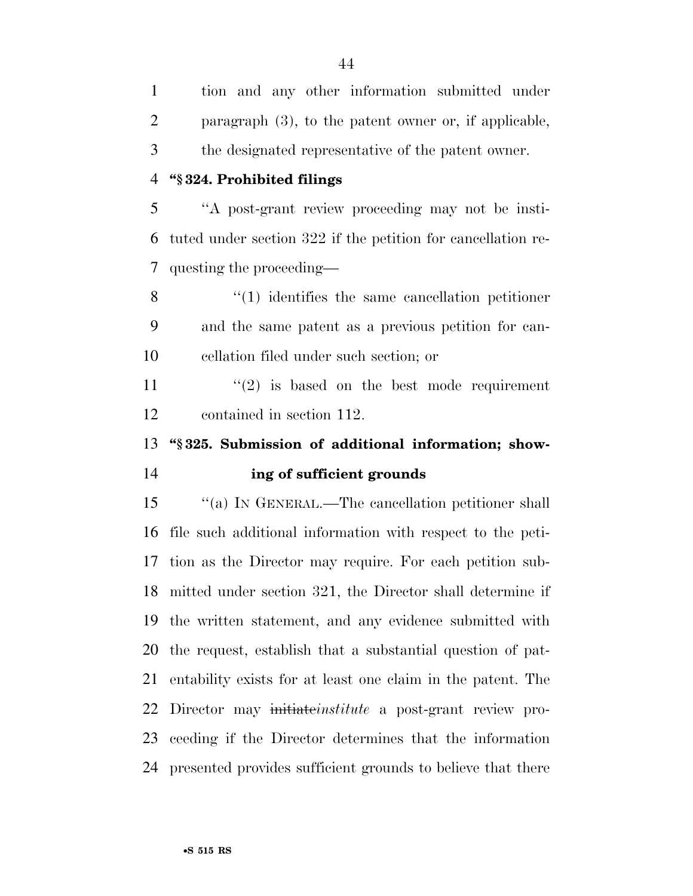tion and any other information submitted under paragraph (3), to the patent owner or, if applicable, the designated representative of the patent owner.

**"§ 324. Prohibited filings**

"A post-grant review proceeding may not be instituted under section 322 if the petition for cancellation requesting the proceeding—

"(1) identifies the same cancellation petitioner and the same patent as a previous petition for cancellation filed under such section; or

"(2) is based on the best mode requirement contained in section 112.

**"§ 325. Submission of additional information; showing of sufficient grounds**

"(a) IN GENERAL.—The cancellation petitioner shall file such additional information with respect to the petition as the Director may require. For each petition submitted under section 321, the Director shall determine if the written statement, and any evidence submitted with the request, establish that a substantial question of patentability exists for at least one claim in the patent. The Director may ~~initiate~~*institute* a post-grant review proceeding if the Director determines that the information presented provides sufficient grounds to believe that there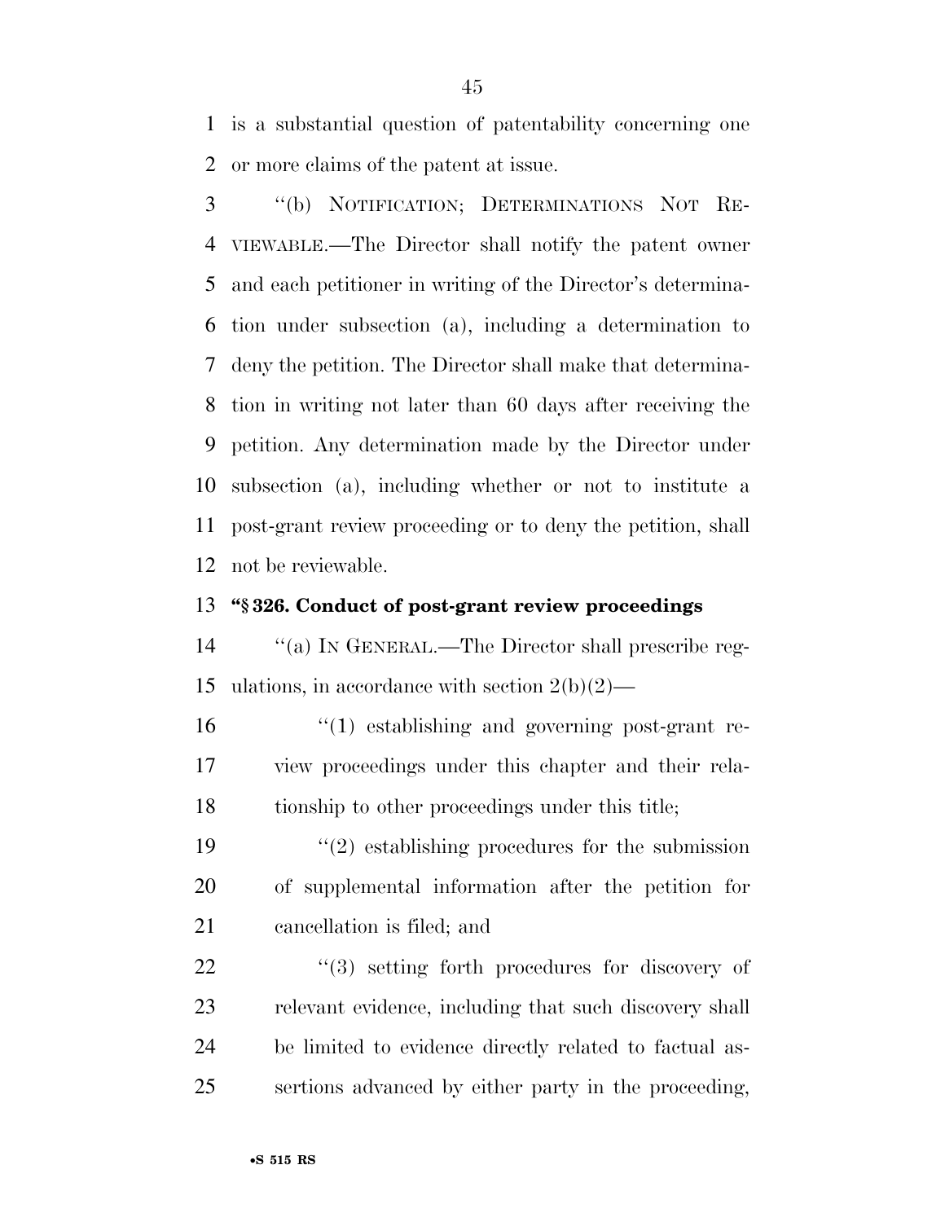is a substantial question of patentability concerning one or more claims of the patent at issue.

''(b) NOTIFICATION; DETERMINATIONS NOT REVIEWABLE.—The Director shall notify the patent owner and each petitioner in writing of the Director's determination under subsection (a), including a determination to deny the petition. The Director shall make that determination in writing not later than 60 days after receiving the petition. Any determination made by the Director under subsection (a), including whether or not to institute a post-grant review proceeding or to deny the petition, shall not be reviewable.

**''§ 326. Conduct of post-grant review proceedings**

''(a) IN GENERAL.—The Director shall prescribe regulations, in accordance with section 2(b)(2)—

''(1) establishing and governing post-grant review proceedings under this chapter and their relationship to other proceedings under this title;

''(2) establishing procedures for the submission of supplemental information after the petition for cancellation is filed; and

''(3) setting forth procedures for discovery of relevant evidence, including that such discovery shall be limited to evidence directly related to factual assertions advanced by either party in the proceeding,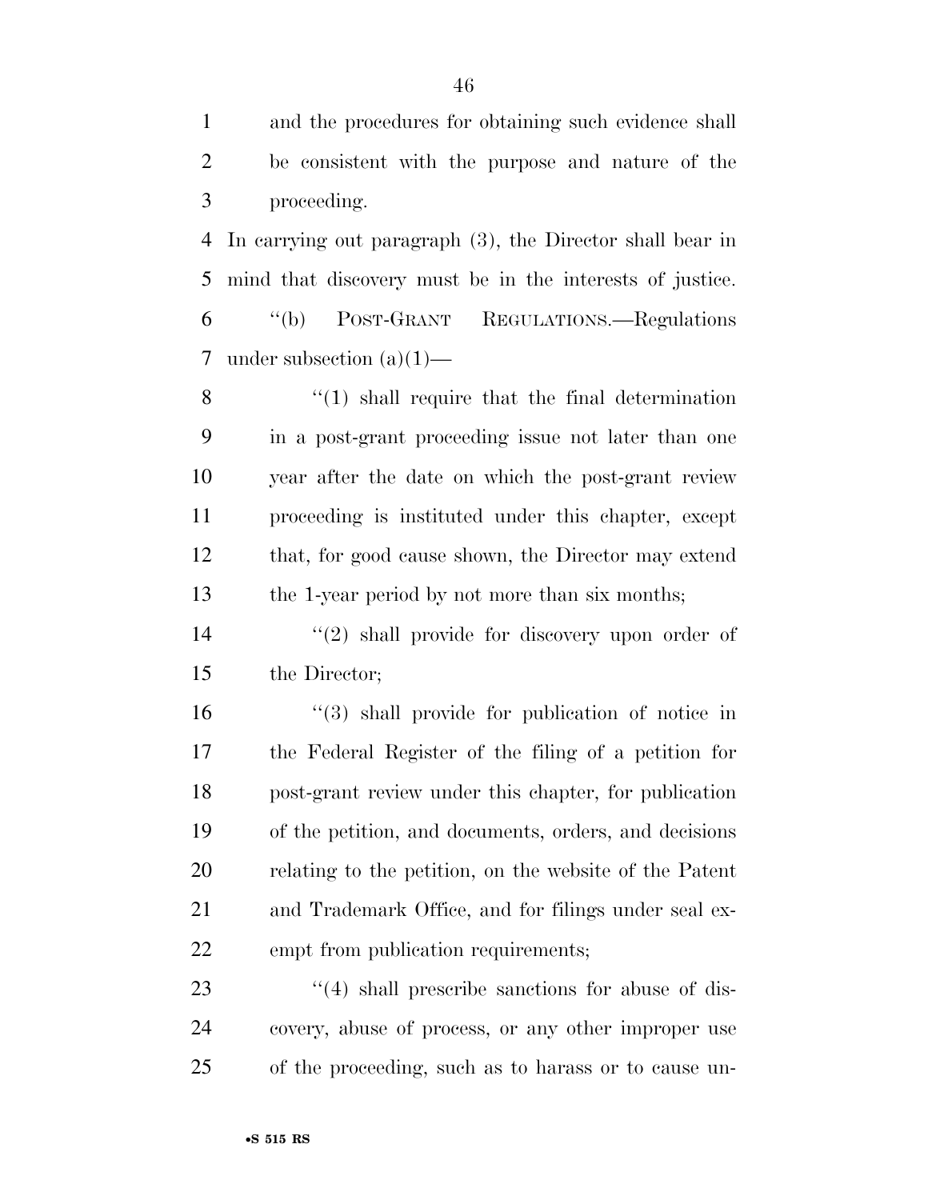and the procedures for obtaining such evidence shall be consistent with the purpose and nature of the proceeding.

In carrying out paragraph (3), the Director shall bear in mind that discovery must be in the interests of justice.

''(b) POST-GRANT REGULATIONS.—Regulations under subsection (a)(1)—

''(1) shall require that the final determination in a post-grant proceeding issue not later than one year after the date on which the post-grant review proceeding is instituted under this chapter, except that, for good cause shown, the Director may extend the 1-year period by not more than six months;

''(2) shall provide for discovery upon order of the Director;

''(3) shall provide for publication of notice in the Federal Register of the filing of a petition for post-grant review under this chapter, for publication of the petition, and documents, orders, and decisions relating to the petition, on the website of the Patent and Trademark Office, and for filings under seal exempt from publication requirements;

''(4) shall prescribe sanctions for abuse of discovery, abuse of process, or any other improper use of the proceeding, such as to harass or to cause un-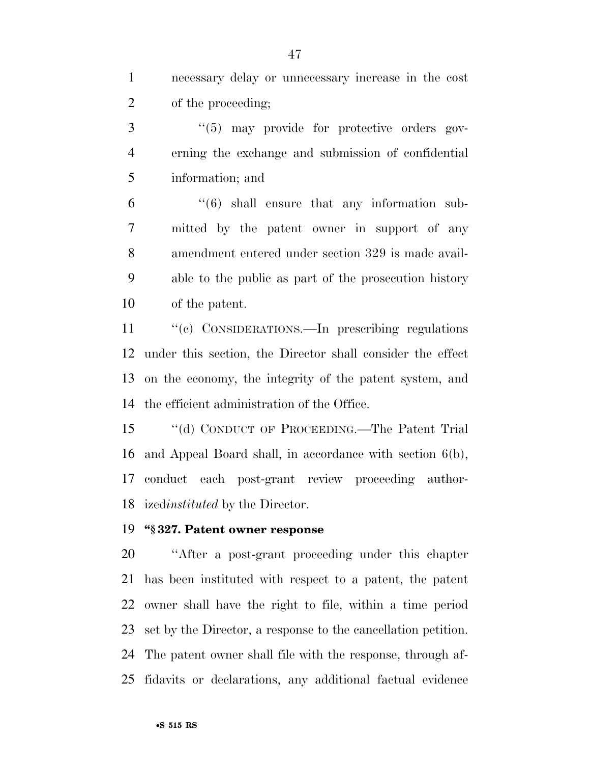necessary delay or unnecessary increase in the cost of the proceeding;

"(5) may provide for protective orders governing the exchange and submission of confidential information; and

"(6) shall ensure that any information submitted by the patent owner in support of any amendment entered under section 329 is made available to the public as part of the prosecution history of the patent.

"(c) CONSIDERATIONS.—In prescribing regulations under this section, the Director shall consider the effect on the economy, the integrity of the patent system, and the efficient administration of the Office.

"(d) CONDUCT OF PROCEEDING.—The Patent Trial and Appeal Board shall, in accordance with section 6(b), conduct each post-grant review proceeding ~~authorized~~*instituted* by the Director.

**"§ 327. Patent owner response**

"After a post-grant proceeding under this chapter has been instituted with respect to a patent, the patent owner shall have the right to file, within a time period set by the Director, a response to the cancellation petition. The patent owner shall file with the response, through affidavits or declarations, any additional factual evidence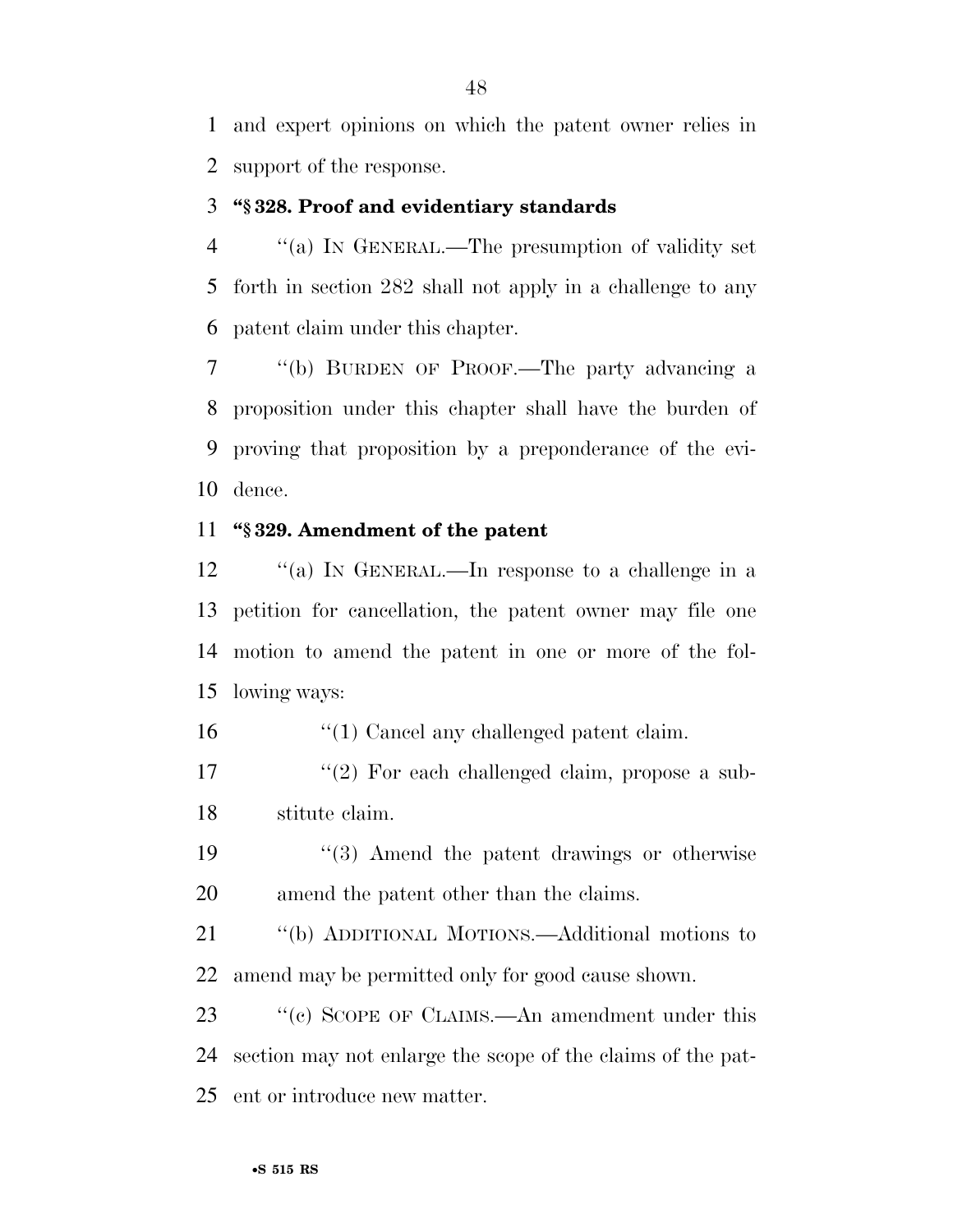and expert opinions on which the patent owner relies in support of the response.

**"§ 328. Proof and evidentiary standards**

"(a) IN GENERAL.—The presumption of validity set forth in section 282 shall not apply in a challenge to any patent claim under this chapter.

"(b) BURDEN OF PROOF.—The party advancing a proposition under this chapter shall have the burden of proving that proposition by a preponderance of the evidence.

**"§ 329. Amendment of the patent**

"(a) IN GENERAL.—In response to a challenge in a petition for cancellation, the patent owner may file one motion to amend the patent in one or more of the following ways:

"(1) Cancel any challenged patent claim.

"(2) For each challenged claim, propose a substitute claim.

"(3) Amend the patent drawings or otherwise amend the patent other than the claims.

"(b) ADDITIONAL MOTIONS.—Additional motions to amend may be permitted only for good cause shown.

"(c) SCOPE OF CLAIMS.—An amendment under this section may not enlarge the scope of the claims of the patent or introduce new matter.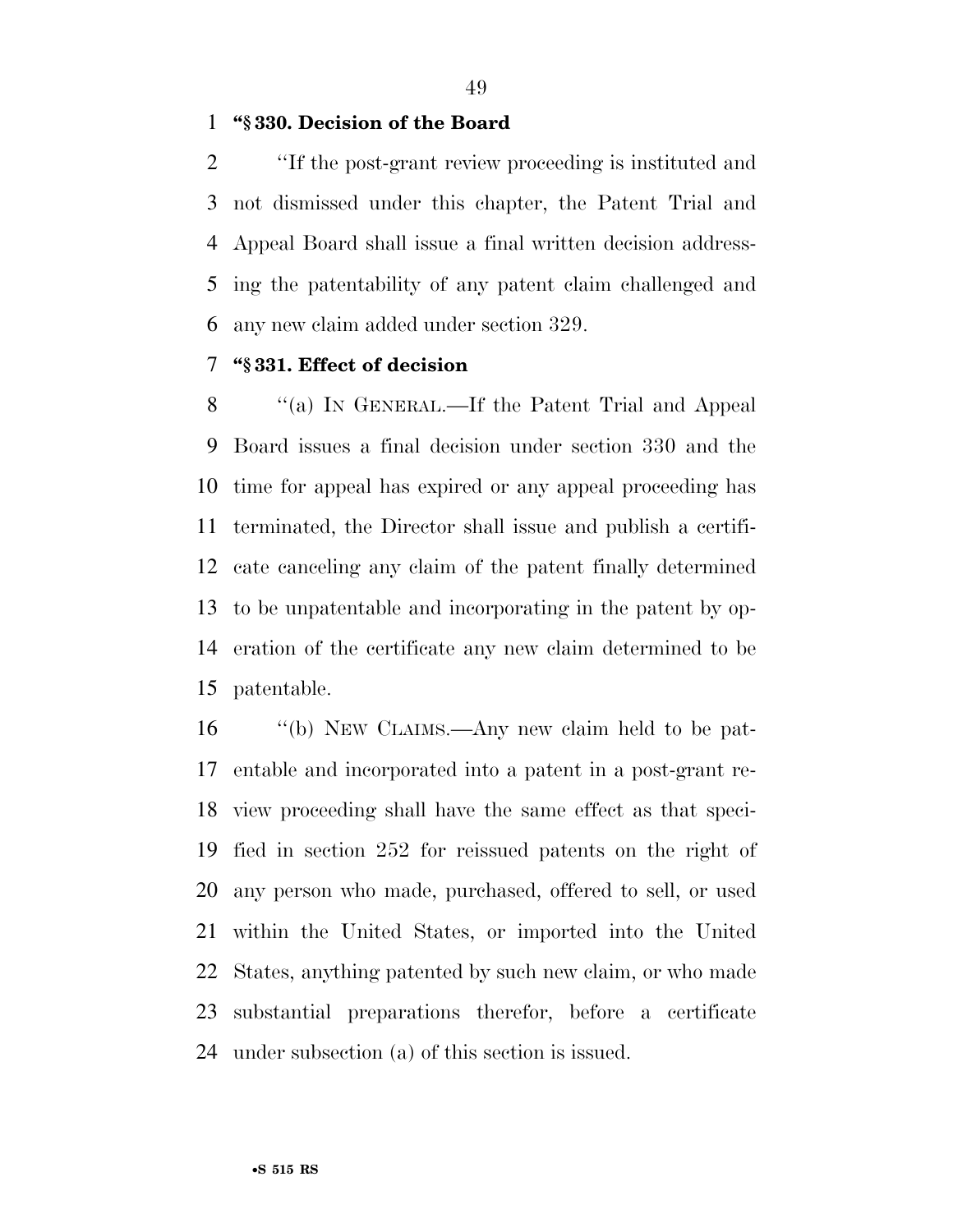**“§ 330. Decision of the Board**

“If the post-grant review proceeding is instituted and not dismissed under this chapter, the Patent Trial and Appeal Board shall issue a final written decision addressing the patentability of any patent claim challenged and any new claim added under section 329.

**“§ 331. Effect of decision**

“(a) IN GENERAL.—If the Patent Trial and Appeal Board issues a final decision under section 330 and the time for appeal has expired or any appeal proceeding has terminated, the Director shall issue and publish a certificate canceling any claim of the patent finally determined to be unpatentable and incorporating in the patent by operation of the certificate any new claim determined to be patentable.

“(b) NEW CLAIMS.—Any new claim held to be patentable and incorporated into a patent in a post-grant review proceeding shall have the same effect as that specified in section 252 for reissued patents on the right of any person who made, purchased, offered to sell, or used within the United States, or imported into the United States, anything patented by such new claim, or who made substantial preparations therefor, before a certificate under subsection (a) of this section is issued.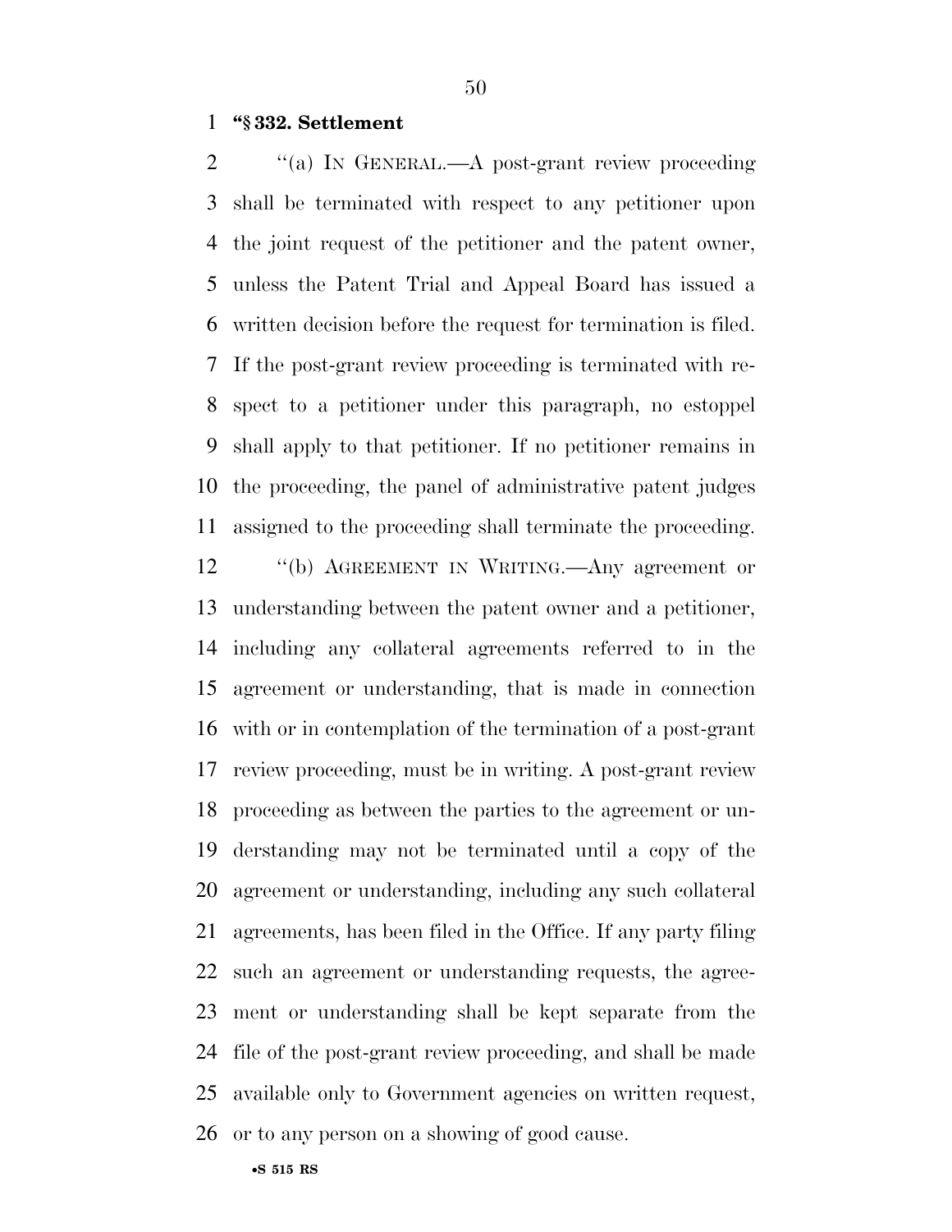**"§ 332. Settlement**

"(a) IN GENERAL.—A post-grant review proceeding shall be terminated with respect to any petitioner upon the joint request of the petitioner and the patent owner, unless the Patent Trial and Appeal Board has issued a written decision before the request for termination is filed. If the post-grant review proceeding is terminated with respect to a petitioner under this paragraph, no estoppel shall apply to that petitioner. If no petitioner remains in the proceeding, the panel of administrative patent judges assigned to the proceeding shall terminate the proceeding.

"(b) AGREEMENT IN WRITING.—Any agreement or understanding between the patent owner and a petitioner, including any collateral agreements referred to in the agreement or understanding, that is made in connection with or in contemplation of the termination of a post-grant review proceeding, must be in writing. A post-grant review proceeding as between the parties to the agreement or understanding may not be terminated until a copy of the agreement or understanding, including any such collateral agreements, has been filed in the Office. If any party filing such an agreement or understanding requests, the agreement or understanding shall be kept separate from the file of the post-grant review proceeding, and shall be made available only to Government agencies on written request, or to any person on a showing of good cause.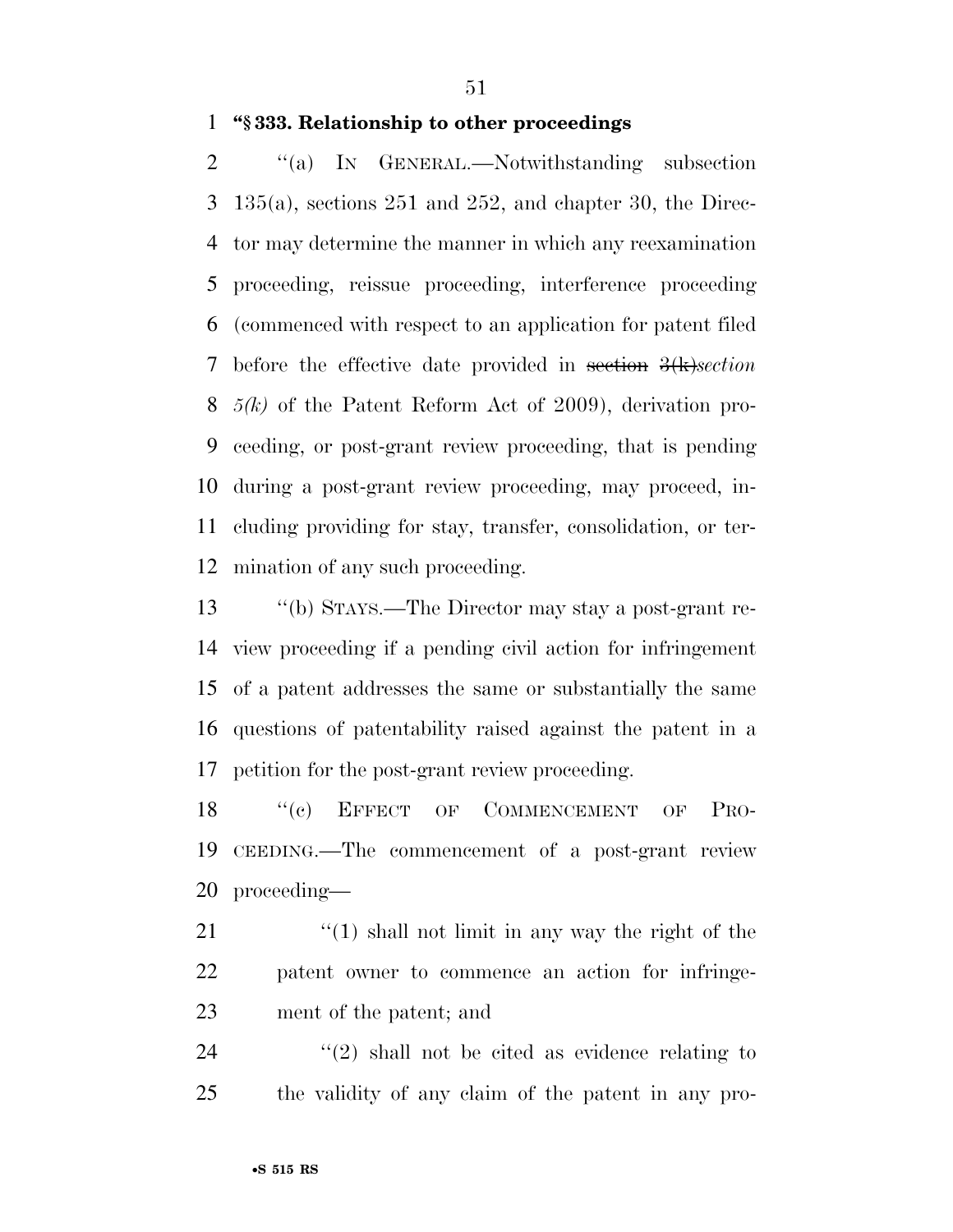**"§ 333. Relationship to other proceedings**

"(a) IN GENERAL.—Notwithstanding subsection 135(a), sections 251 and 252, and chapter 30, the Director may determine the manner in which any reexamination proceeding, reissue proceeding, interference proceeding (commenced with respect to an application for patent filed before the effective date provided in ~~section 3(k)~~*section 5(k)* of the Patent Reform Act of 2009), derivation proceeding, or post-grant review proceeding, that is pending during a post-grant review proceeding, may proceed, including providing for stay, transfer, consolidation, or termination of any such proceeding.

"(b) STAYS.—The Director may stay a post-grant review proceeding if a pending civil action for infringement of a patent addresses the same or substantially the same questions of patentability raised against the patent in a petition for the post-grant review proceeding.

"(c) EFFECT OF COMMENCEMENT OF PROCEEDING.—The commencement of a post-grant review proceeding—

"(1) shall not limit in any way the right of the patent owner to commence an action for infringement of the patent; and

"(2) shall not be cited as evidence relating to the validity of any claim of the patent in any pro-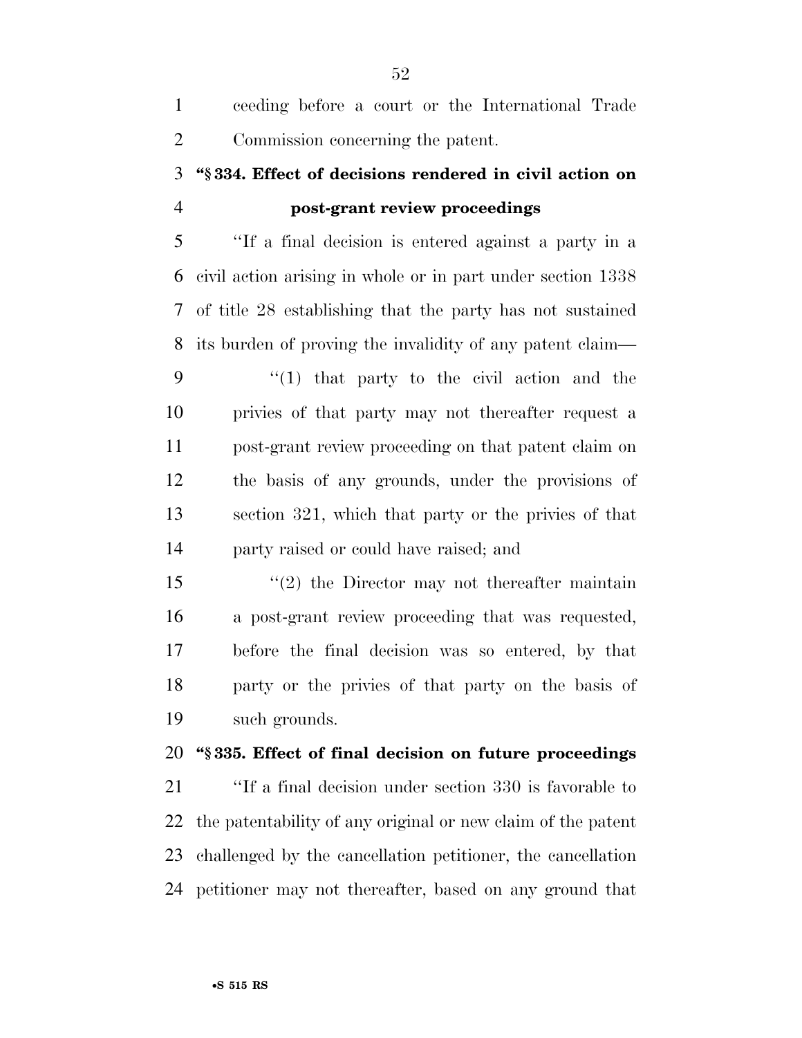ceeding before a court or the International Trade Commission concerning the patent.

**"§ 334. Effect of decisions rendered in civil action on post-grant review proceedings**

"If a final decision is entered against a party in a civil action arising in whole or in part under section 1338 of title 28 establishing that the party has not sustained its burden of proving the invalidity of any patent claim—

"(1) that party to the civil action and the privies of that party may not thereafter request a post-grant review proceeding on that patent claim on the basis of any grounds, under the provisions of section 321, which that party or the privies of that party raised or could have raised; and

"(2) the Director may not thereafter maintain a post-grant review proceeding that was requested, before the final decision was so entered, by that party or the privies of that party on the basis of such grounds.

**"§ 335. Effect of final decision on future proceedings**

"If a final decision under section 330 is favorable to the patentability of any original or new claim of the patent challenged by the cancellation petitioner, the cancellation petitioner may not thereafter, based on any ground that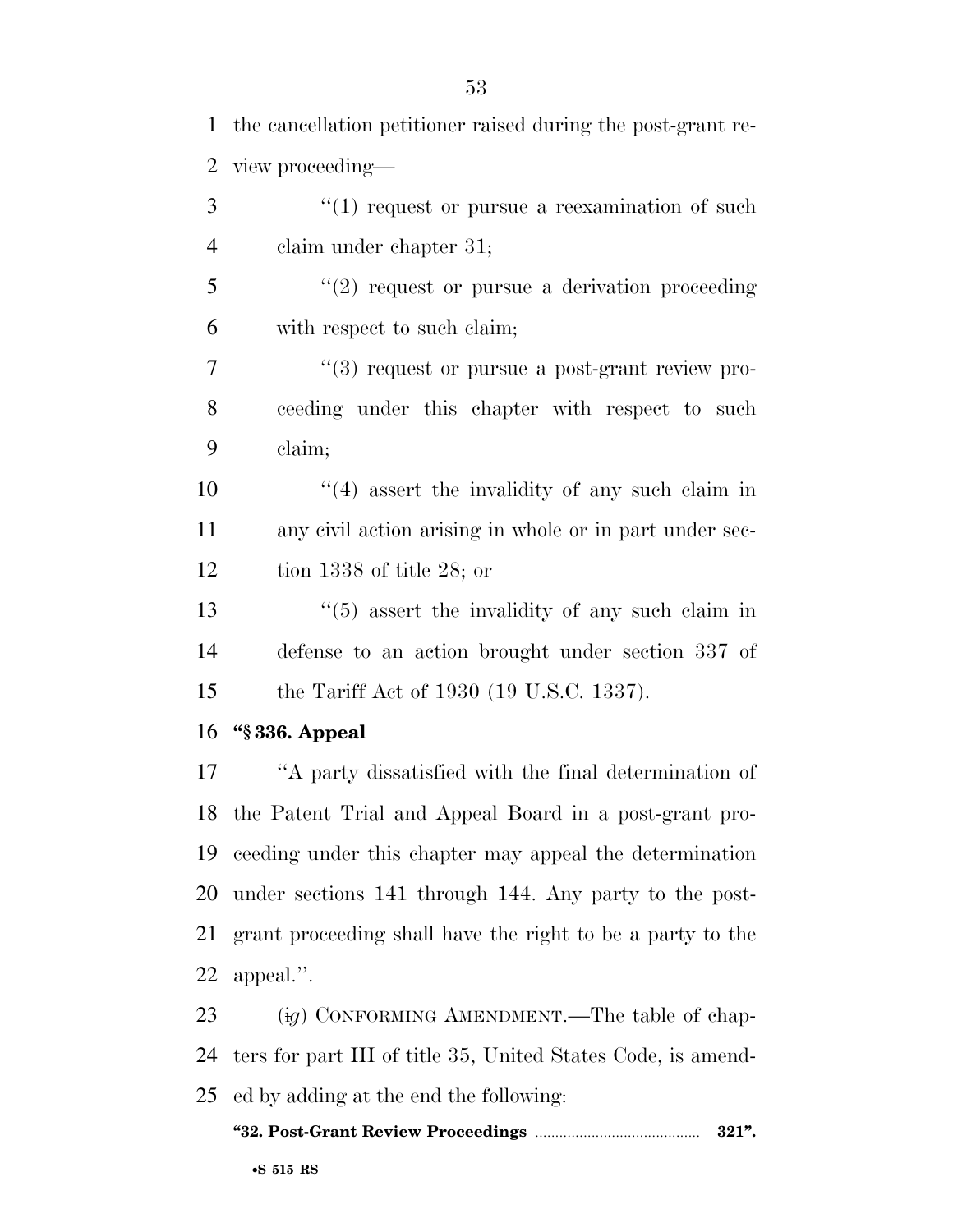the cancellation petitioner raised during the post-grant review proceeding—

"(1) request or pursue a reexamination of such claim under chapter 31;

"(2) request or pursue a derivation proceeding with respect to such claim;

"(3) request or pursue a post-grant review proceeding under this chapter with respect to such claim;

"(4) assert the invalidity of any such claim in any civil action arising in whole or in part under section 1338 of title 28; or

"(5) assert the invalidity of any such claim in defense to an action brought under section 337 of the Tariff Act of 1930 (19 U.S.C. 1337).

**"§ 336. Appeal**

"A party dissatisfied with the final determination of the Patent Trial and Appeal Board in a post-grant proceeding under this chapter may appeal the determination under sections 141 through 144. Any party to the post-grant proceeding shall have the right to be a party to the appeal.".

(~~i~~*g*) CONFORMING AMENDMENT.—The table of chapters for part III of title 35, United States Code, is amended by adding at the end the following:

**"32. Post-Grant Review Proceedings ........................................ 321".**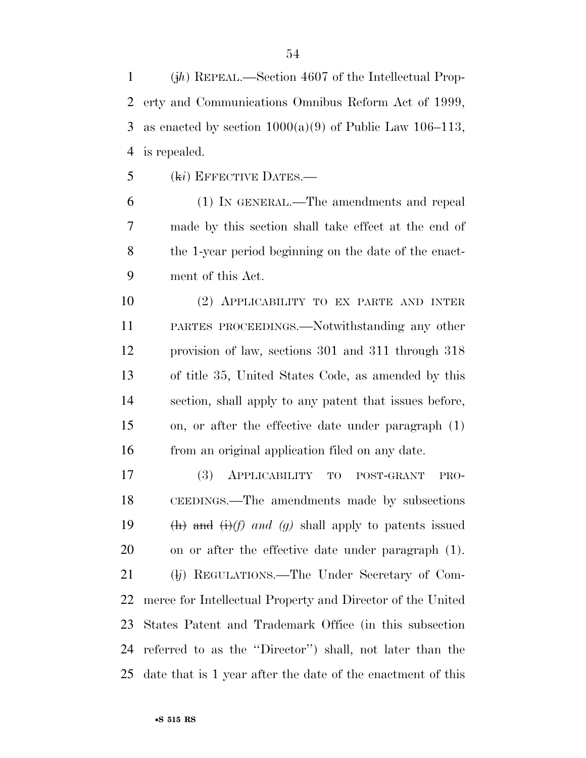(~~j~~*h*) REPEAL.—Section 4607 of the Intellectual Property and Communications Omnibus Reform Act of 1999, as enacted by section 1000(a)(9) of Public Law 106–113, is repealed.

(~~k~~*i*) EFFECTIVE DATES.—

(1) IN GENERAL.—The amendments and repeal made by this section shall take effect at the end of the 1-year period beginning on the date of the enactment of this Act.

(2) APPLICABILITY TO EX PARTE AND INTER PARTES PROCEEDINGS.—Notwithstanding any other provision of law, sections 301 and 311 through 318 of title 35, United States Code, as amended by this section, shall apply to any patent that issues before, on, or after the effective date under paragraph (1) from an original application filed on any date.

(3) APPLICABILITY TO POST-GRANT PROCEEDINGS.—The amendments made by subsections ~~(h) and (i)~~*(f) and (g)* shall apply to patents issued on or after the effective date under paragraph (1).

(~~l~~*j*) REGULATIONS.—The Under Secretary of Commerce for Intellectual Property and Director of the United States Patent and Trademark Office (in this subsection referred to as the ''Director'') shall, not later than the date that is 1 year after the date of the enactment of this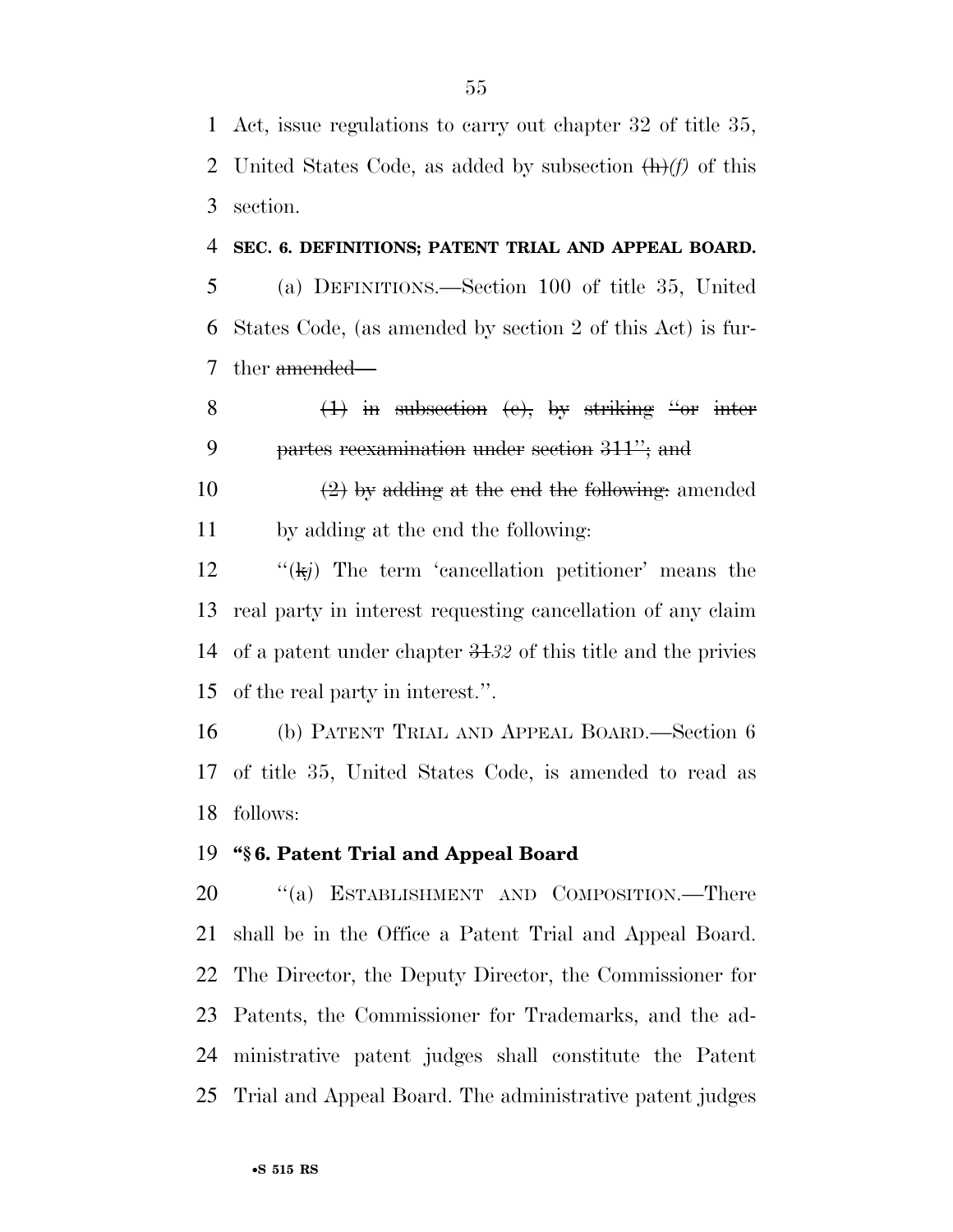Act, issue regulations to carry out chapter 32 of title 35, United States Code, as added by subsection ~~(h)~~*(f)* of this section.

**SEC. 6. DEFINITIONS; PATENT TRIAL AND APPEAL BOARD.**

(a) DEFINITIONS.—Section 100 of title 35, United States Code, (as amended by section 2 of this Act) is further ~~amended—~~

~~(1) in subsection (e), by striking "or inter partes reexamination under section 311"; and~~

~~(2) by adding at the end the following:~~ amended by adding at the end the following:

"(~~k~~*j*) The term 'cancellation petitioner' means the real party in interest requesting cancellation of any claim of a patent under chapter ~~31~~*32* of this title and the privies of the real party in interest.".

(b) PATENT TRIAL AND APPEAL BOARD.—Section 6 of title 35, United States Code, is amended to read as follows:

**"§ 6. Patent Trial and Appeal Board**

"(a) ESTABLISHMENT AND COMPOSITION.—There shall be in the Office a Patent Trial and Appeal Board. The Director, the Deputy Director, the Commissioner for Patents, the Commissioner for Trademarks, and the administrative patent judges shall constitute the Patent Trial and Appeal Board. The administrative patent judges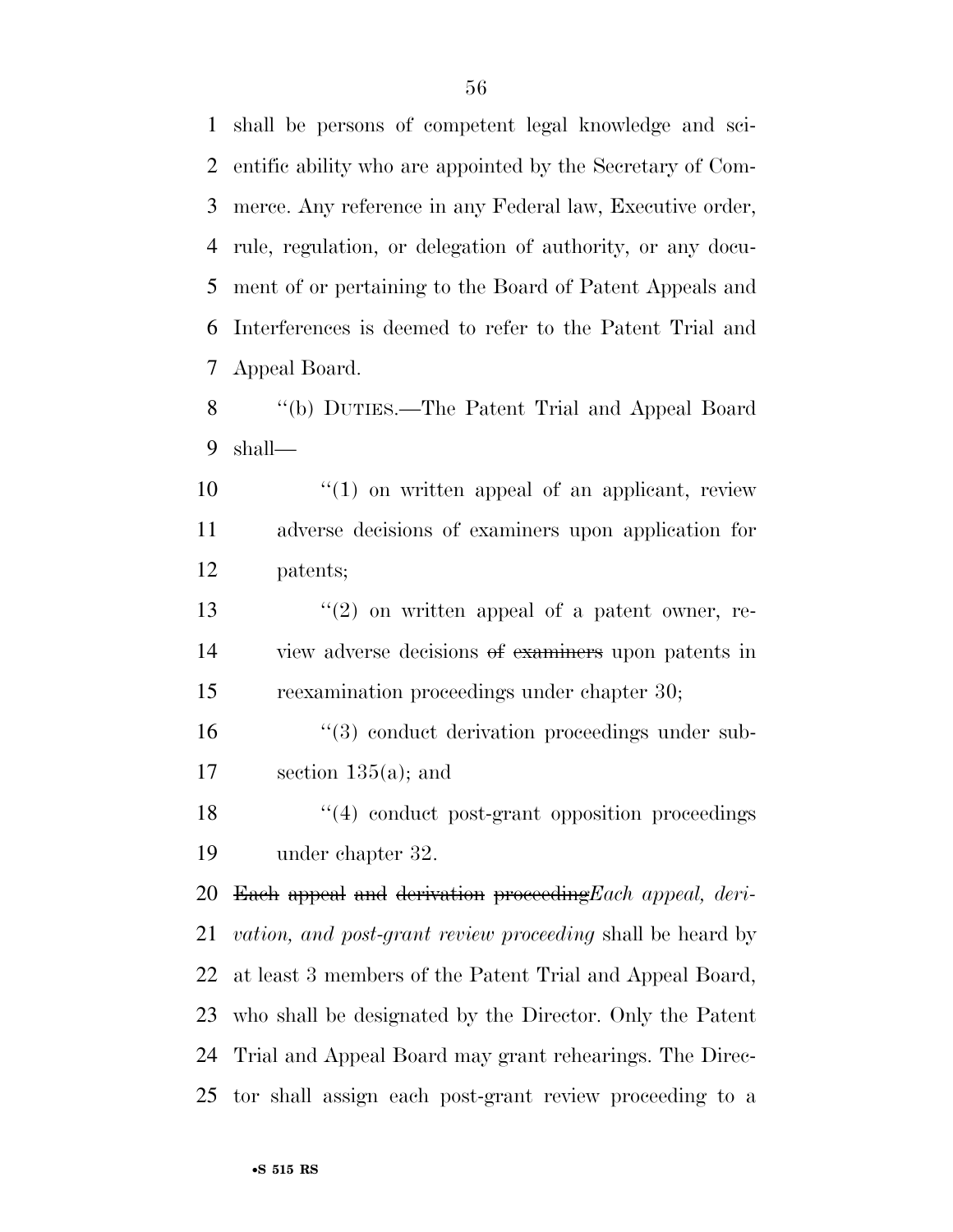shall be persons of competent legal knowledge and scientific ability who are appointed by the Secretary of Commerce. Any reference in any Federal law, Executive order, rule, regulation, or delegation of authority, or any document of or pertaining to the Board of Patent Appeals and Interferences is deemed to refer to the Patent Trial and Appeal Board.

''(b) DUTIES.—The Patent Trial and Appeal Board shall—

''(1) on written appeal of an applicant, review adverse decisions of examiners upon application for patents;

''(2) on written appeal of a patent owner, review adverse decisions ~~of examiners~~ upon patents in reexamination proceedings under chapter 30;

''(3) conduct derivation proceedings under subsection 135(a); and

''(4) conduct post-grant opposition proceedings under chapter 32.

~~Each appeal and derivation proceeding~~*Each appeal, derivation, and post-grant review proceeding* shall be heard by at least 3 members of the Patent Trial and Appeal Board, who shall be designated by the Director. Only the Patent Trial and Appeal Board may grant rehearings. The Director shall assign each post-grant review proceeding to a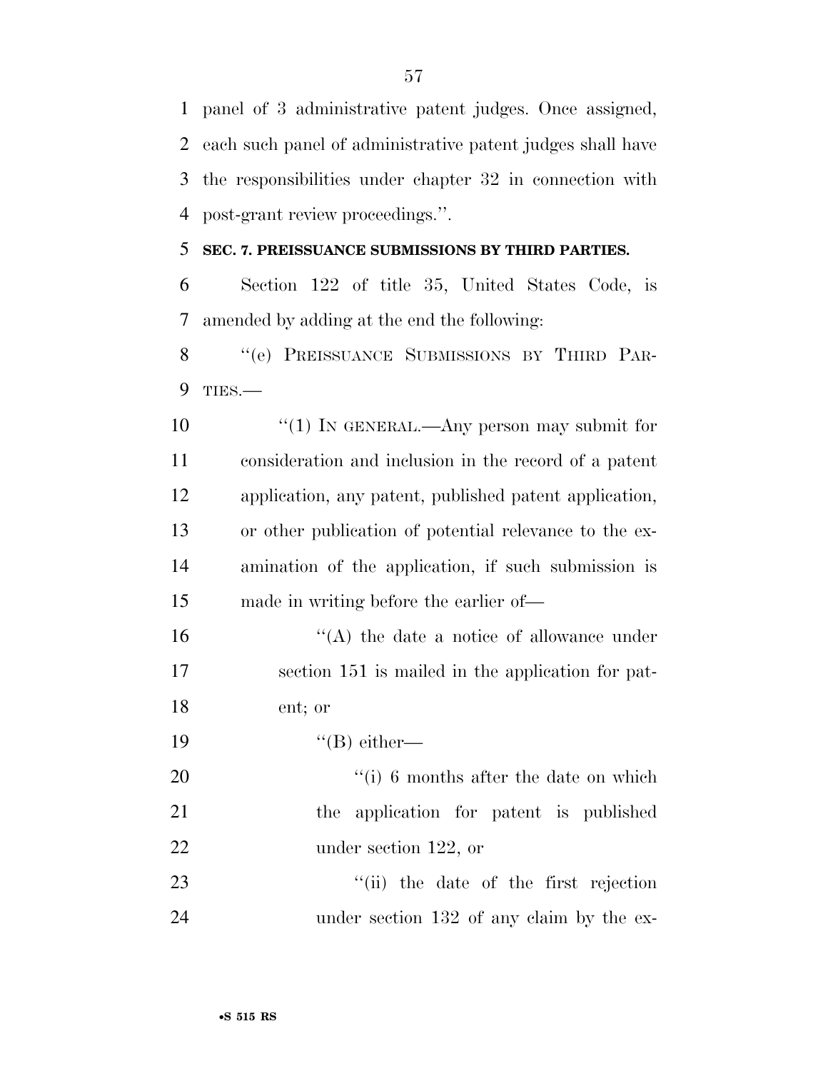panel of 3 administrative patent judges. Once assigned, each such panel of administrative patent judges shall have the responsibilities under chapter 32 in connection with post-grant review proceedings.''.

**SEC. 7. PREISSUANCE SUBMISSIONS BY THIRD PARTIES.**

Section 122 of title 35, United States Code, is amended by adding at the end the following:

''(e) PREISSUANCE SUBMISSIONS BY THIRD PARTIES.—

''(1) IN GENERAL.—Any person may submit for consideration and inclusion in the record of a patent application, any patent, published patent application, or other publication of potential relevance to the examination of the application, if such submission is made in writing before the earlier of—

''(A) the date a notice of allowance under section 151 is mailed in the application for patent; or

''(B) either—

''(i) 6 months after the date on which the application for patent is published under section 122, or

''(ii) the date of the first rejection under section 132 of any claim by the ex-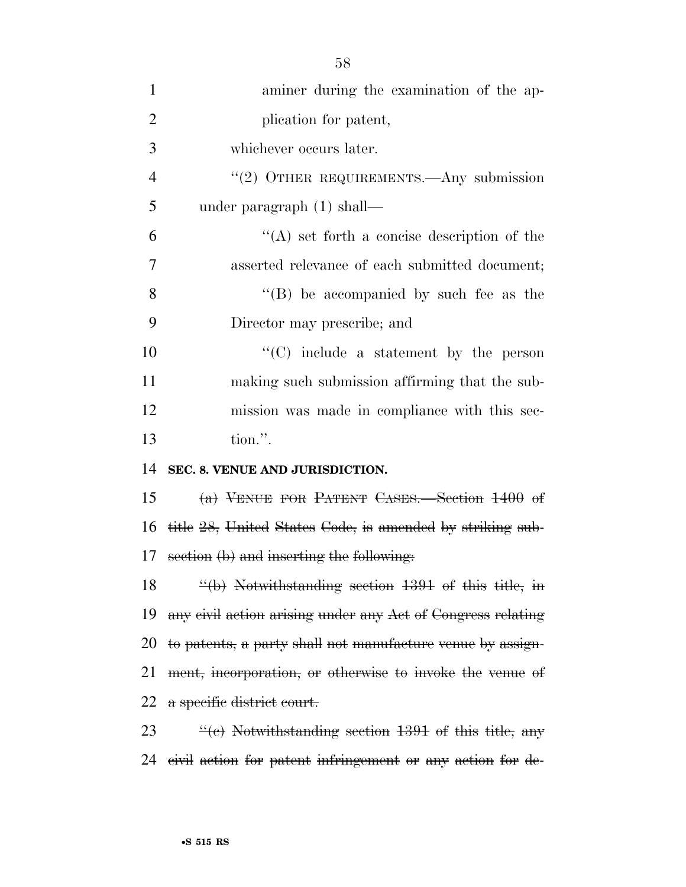aminer during the examination of the application for patent,

whichever occurs later.

"(2) OTHER REQUIREMENTS.—Any submission under paragraph (1) shall—

"(A) set forth a concise description of the asserted relevance of each submitted document;

"(B) be accompanied by such fee as the Director may prescribe; and

"(C) include a statement by the person making such submission affirming that the submission was made in compliance with this section.".

**SEC. 8. VENUE AND JURISDICTION.**

~~(a) VENUE FOR PATENT CASES.—Section 1400 of title 28, United States Code, is amended by striking subsection (b) and inserting the following:~~

~~"(b) Notwithstanding section 1391 of this title, in any civil action arising under any Act of Congress relating to patents, a party shall not manufacture venue by assignment, incorporation, or otherwise to invoke the venue of a specific district court.~~

~~"(c) Notwithstanding section 1391 of this title, any civil action for patent infringement or any action for de-~~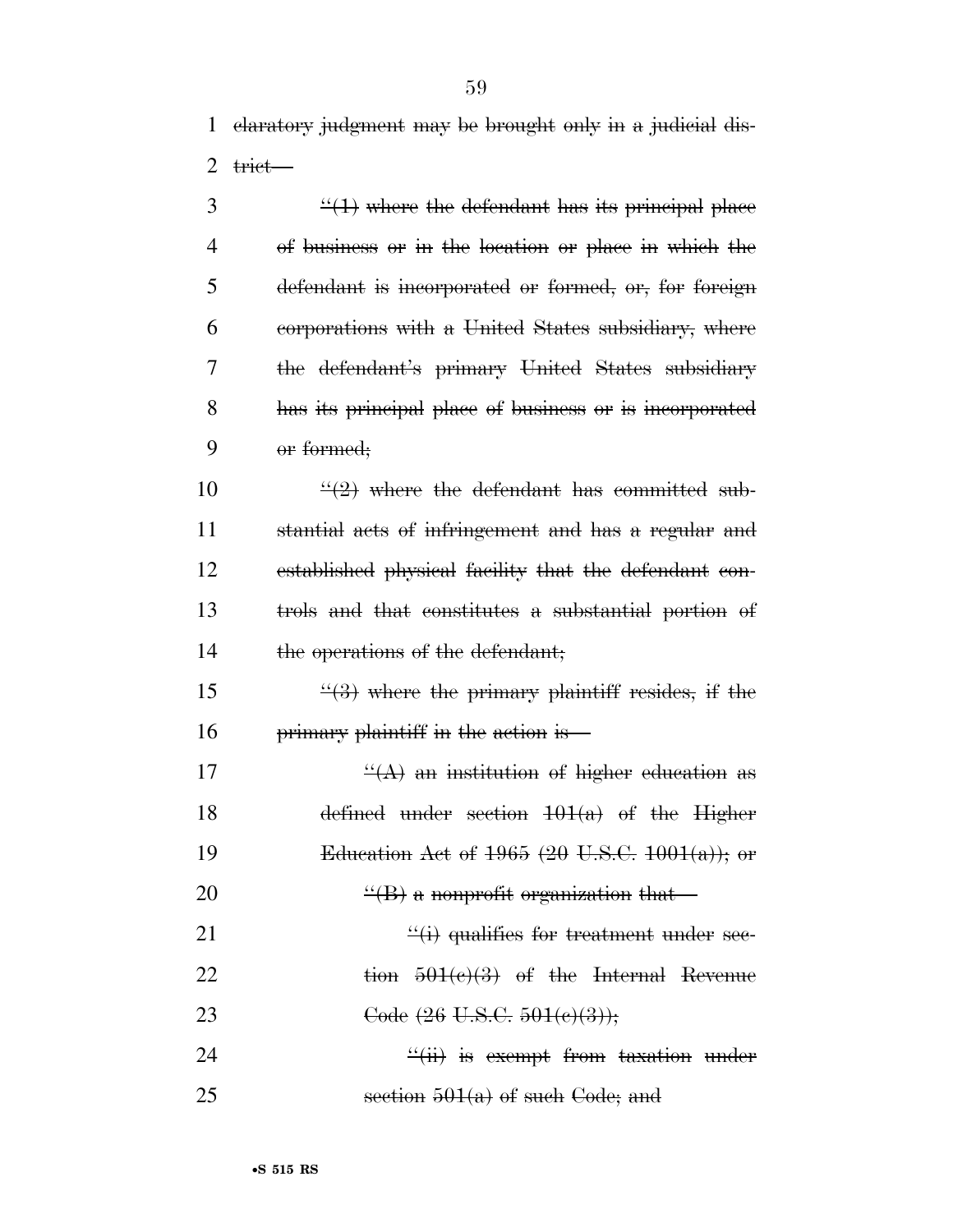claratory judgment may be brought only in a judicial district—

"(1) where the defendant has its principal place of business or in the location or place in which the defendant is incorporated or formed, or, for foreign corporations with a United States subsidiary, where the defendant's primary United States subsidiary has its principal place of business or is incorporated or formed;

"(2) where the defendant has committed substantial acts of infringement and has a regular and established physical facility that the defendant controls and that constitutes a substantial portion of the operations of the defendant;

"(3) where the primary plaintiff resides, if the primary plaintiff in the action is—

"(A) an institution of higher education as defined under section 101(a) of the Higher Education Act of 1965 (20 U.S.C. 1001(a)); or

"(B) a nonprofit organization that—

"(i) qualifies for treatment under section 501(c)(3) of the Internal Revenue Code (26 U.S.C. 501(c)(3));

"(ii) is exempt from taxation under section 501(a) of such Code; and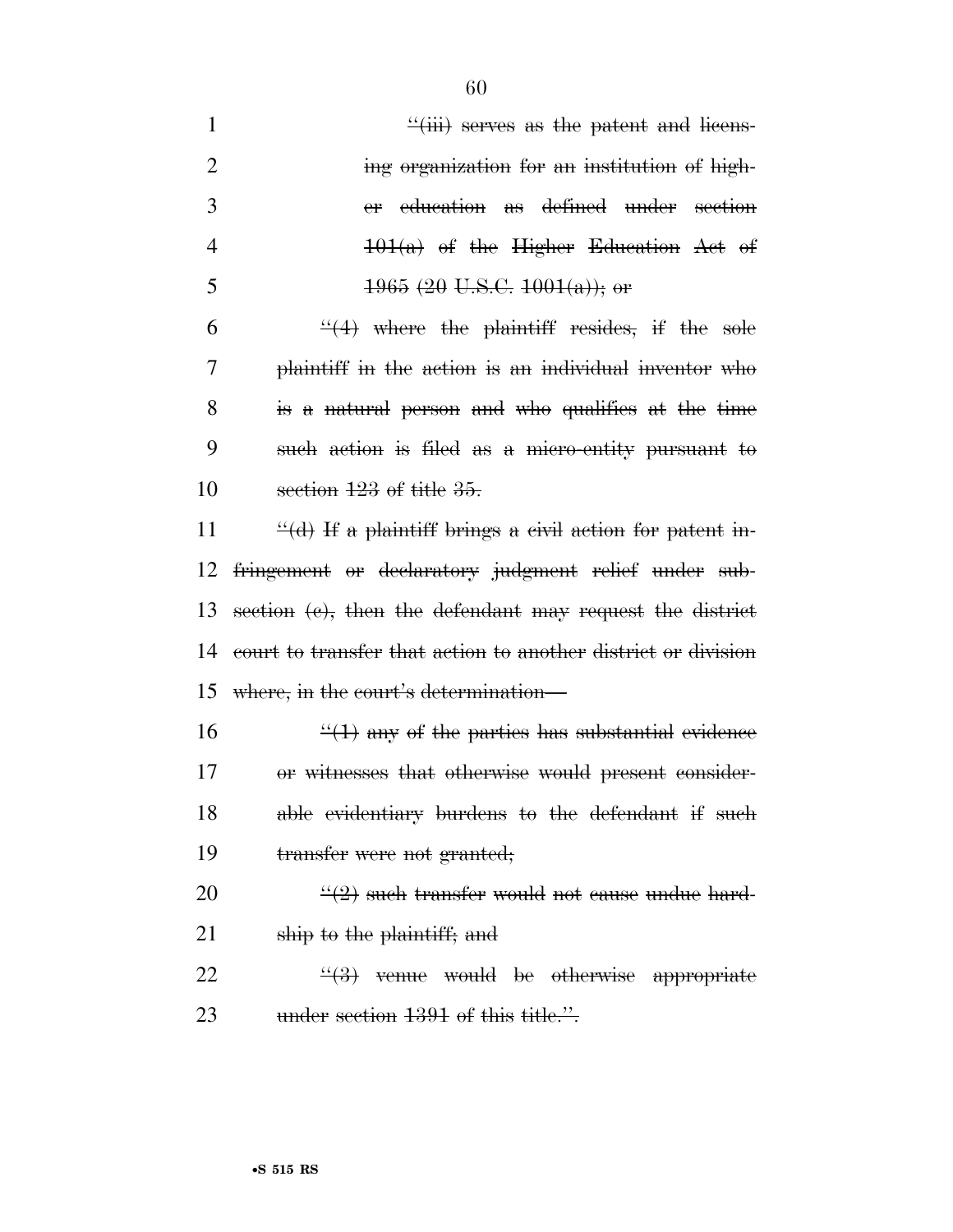~~"(iii) serves as the patent and licensing organization for an institution of higher education as defined under section 101(a) of the Higher Education Act of 1965 (20 U.S.C. 1001(a)); or~~

~~"(4) where the plaintiff resides, if the sole plaintiff in the action is an individual inventor who is a natural person and who qualifies at the time such action is filed as a micro-entity pursuant to section 123 of title 35.~~

~~"(d) If a plaintiff brings a civil action for patent infringement or declaratory judgment relief under subsection (c), then the defendant may request the district court to transfer that action to another district or division where, in the court's determination—~~

~~"(1) any of the parties has substantial evidence or witnesses that otherwise would present considerable evidentiary burdens to the defendant if such transfer were not granted;~~

~~"(2) such transfer would not cause undue hardship to the plaintiff; and~~

~~"(3) venue would be otherwise appropriate under section 1391 of this title.".~~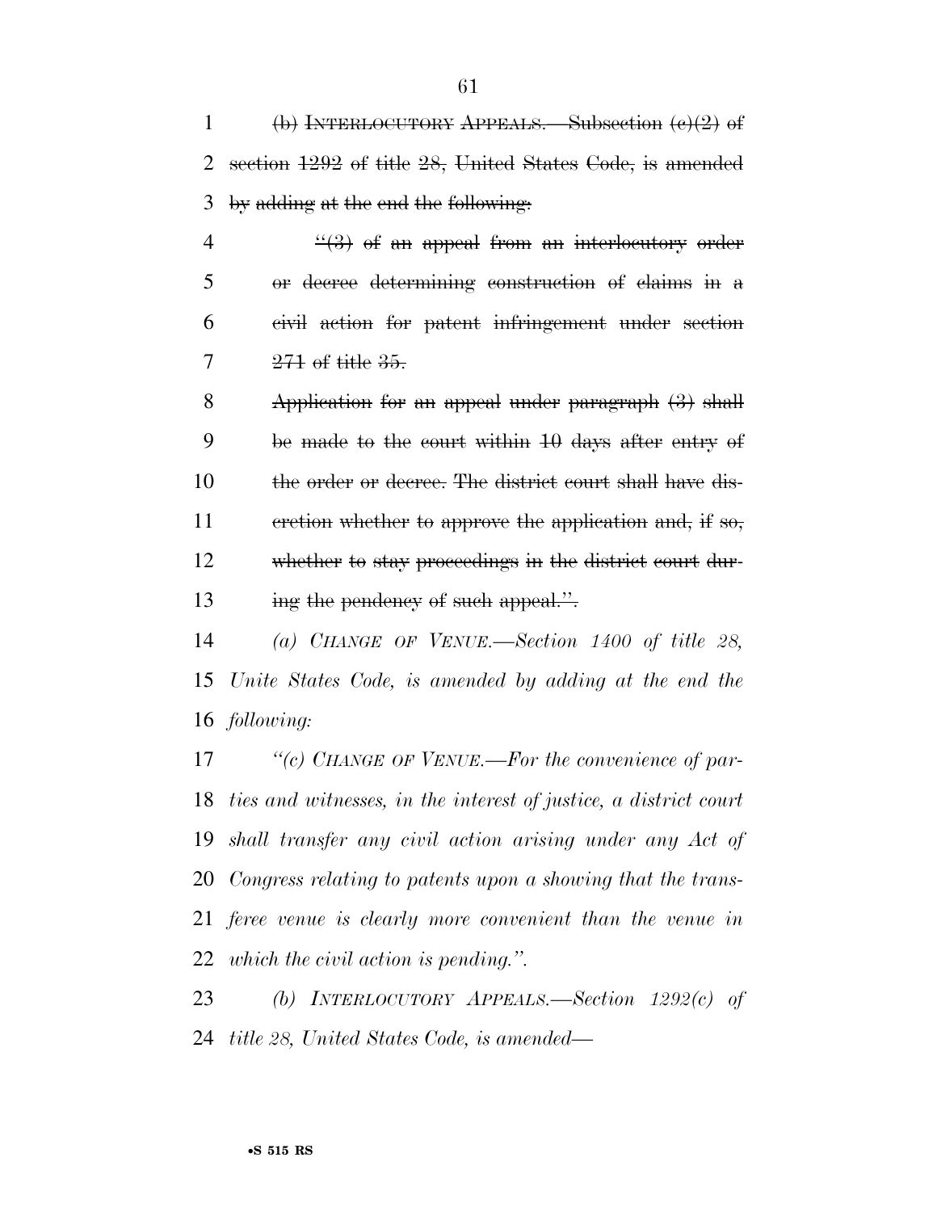~~(b) INTERLOCUTORY APPEALS.—Subsection (c)(2) of section 1292 of title 28, United States Code, is amended by adding at the end the following:~~

~~"(3) of an appeal from an interlocutory order or decree determining construction of claims in a civil action for patent infringement under section 271 of title 35.~~

~~Application for an appeal under paragraph (3) shall be made to the court within 10 days after entry of the order or decree. The district court shall have discretion whether to approve the application and, if so, whether to stay proceedings in the district court during the pendency of such appeal.".~~

*(a) CHANGE OF VENUE.—Section 1400 of title 28, Unite States Code, is amended by adding at the end the following:*

*"(c) CHANGE OF VENUE.—For the convenience of parties and witnesses, in the interest of justice, a district court shall transfer any civil action arising under any Act of Congress relating to patents upon a showing that the transferee venue is clearly more convenient than the venue in which the civil action is pending.".*

*(b) INTERLOCUTORY APPEALS.—Section 1292(c) of title 28, United States Code, is amended—*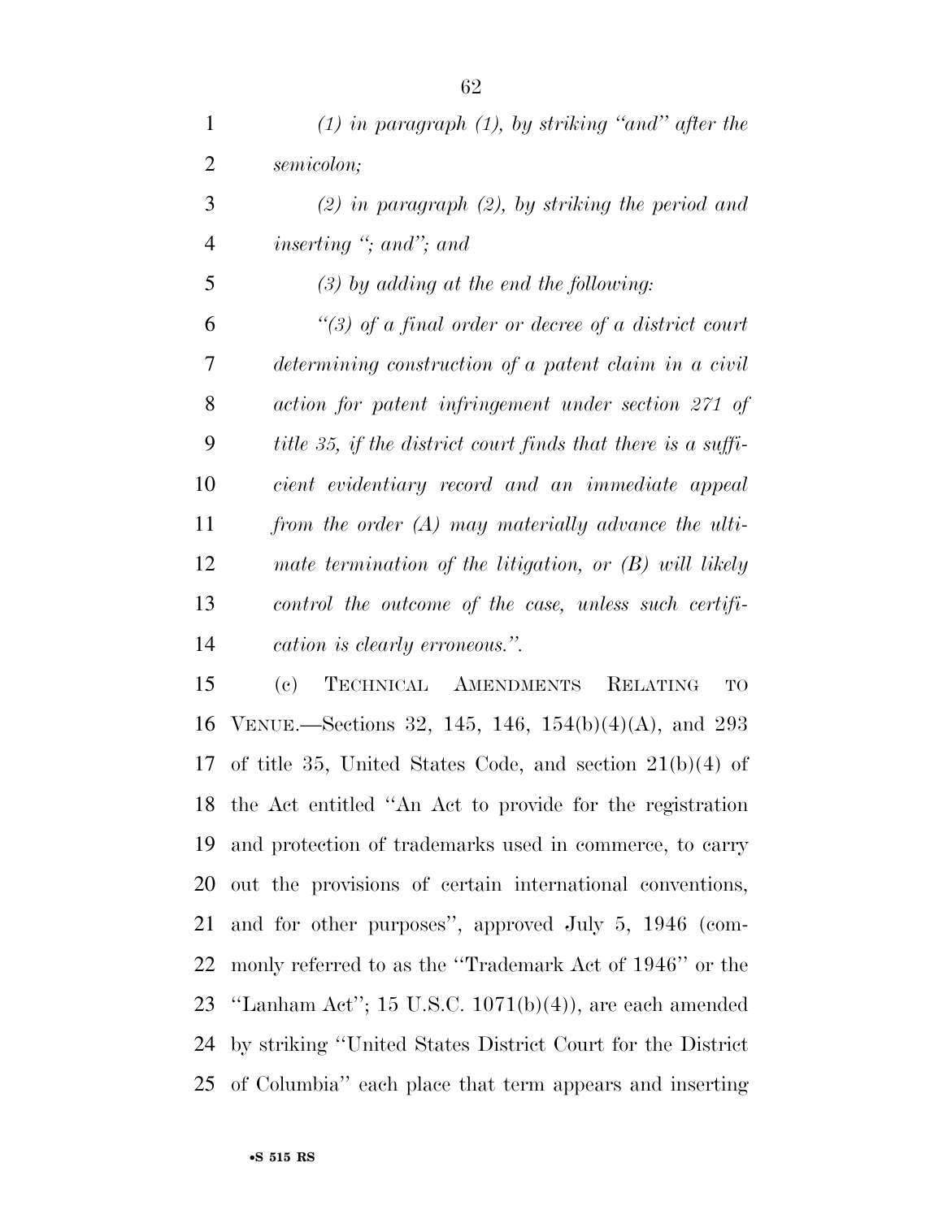*(1) in paragraph (1), by striking "and" after the semicolon;*

*(2) in paragraph (2), by striking the period and inserting "; and"; and*

*(3) by adding at the end the following:*

*"(3) of a final order or decree of a district court determining construction of a patent claim in a civil action for patent infringement under section 271 of title 35, if the district court finds that there is a sufficient evidentiary record and an immediate appeal from the order (A) may materially advance the ultimate termination of the litigation, or (B) will likely control the outcome of the case, unless such certification is clearly erroneous.".*

(c) TECHNICAL AMENDMENTS RELATING TO VENUE.—Sections 32, 145, 146, 154(b)(4)(A), and 293 of title 35, United States Code, and section 21(b)(4) of the Act entitled "An Act to provide for the registration and protection of trademarks used in commerce, to carry out the provisions of certain international conventions, and for other purposes", approved July 5, 1946 (commonly referred to as the "Trademark Act of 1946" or the "Lanham Act"; 15 U.S.C. 1071(b)(4)), are each amended by striking "United States District Court for the District of Columbia" each place that term appears and inserting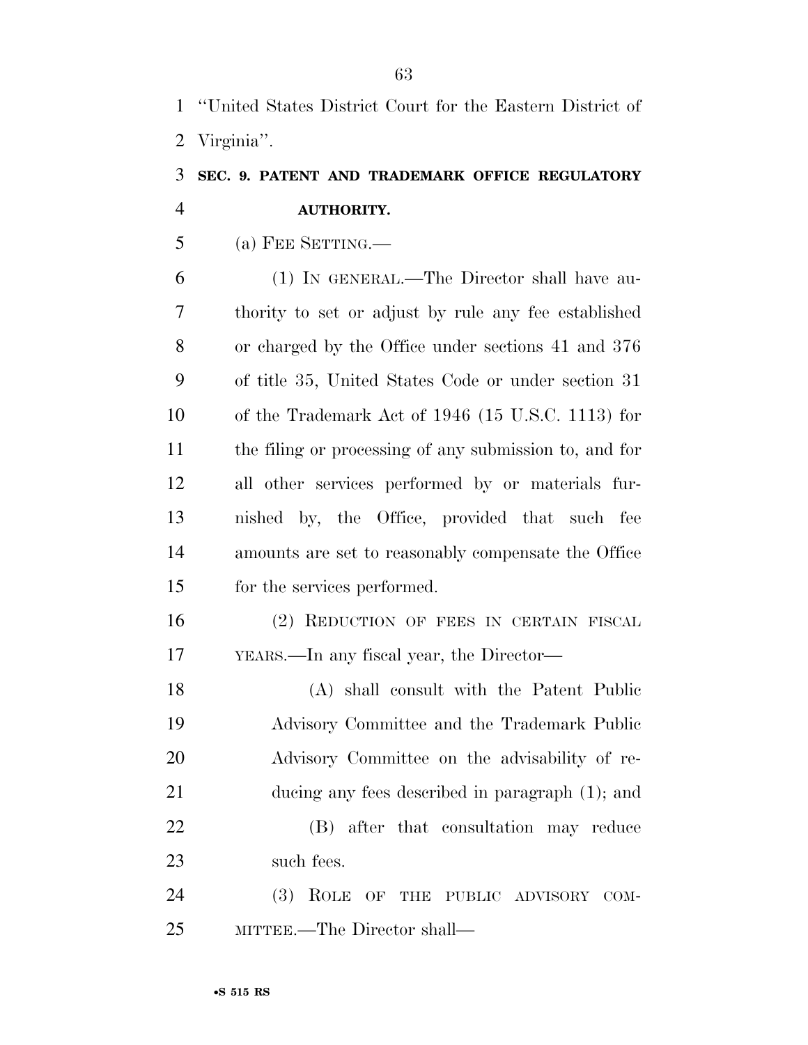"United States District Court for the Eastern District of Virginia".

**SEC. 9. PATENT AND TRADEMARK OFFICE REGULATORY AUTHORITY.**

(a) FEE SETTING.—

(1) IN GENERAL.—The Director shall have authority to set or adjust by rule any fee established or charged by the Office under sections 41 and 376 of title 35, United States Code or under section 31 of the Trademark Act of 1946 (15 U.S.C. 1113) for the filing or processing of any submission to, and for all other services performed by or materials furnished by, the Office, provided that such fee amounts are set to reasonably compensate the Office for the services performed.

(2) REDUCTION OF FEES IN CERTAIN FISCAL YEARS.—In any fiscal year, the Director—

(A) shall consult with the Patent Public Advisory Committee and the Trademark Public Advisory Committee on the advisability of reducing any fees described in paragraph (1); and

(B) after that consultation may reduce such fees.

(3) ROLE OF THE PUBLIC ADVISORY COMMITTEE.—The Director shall—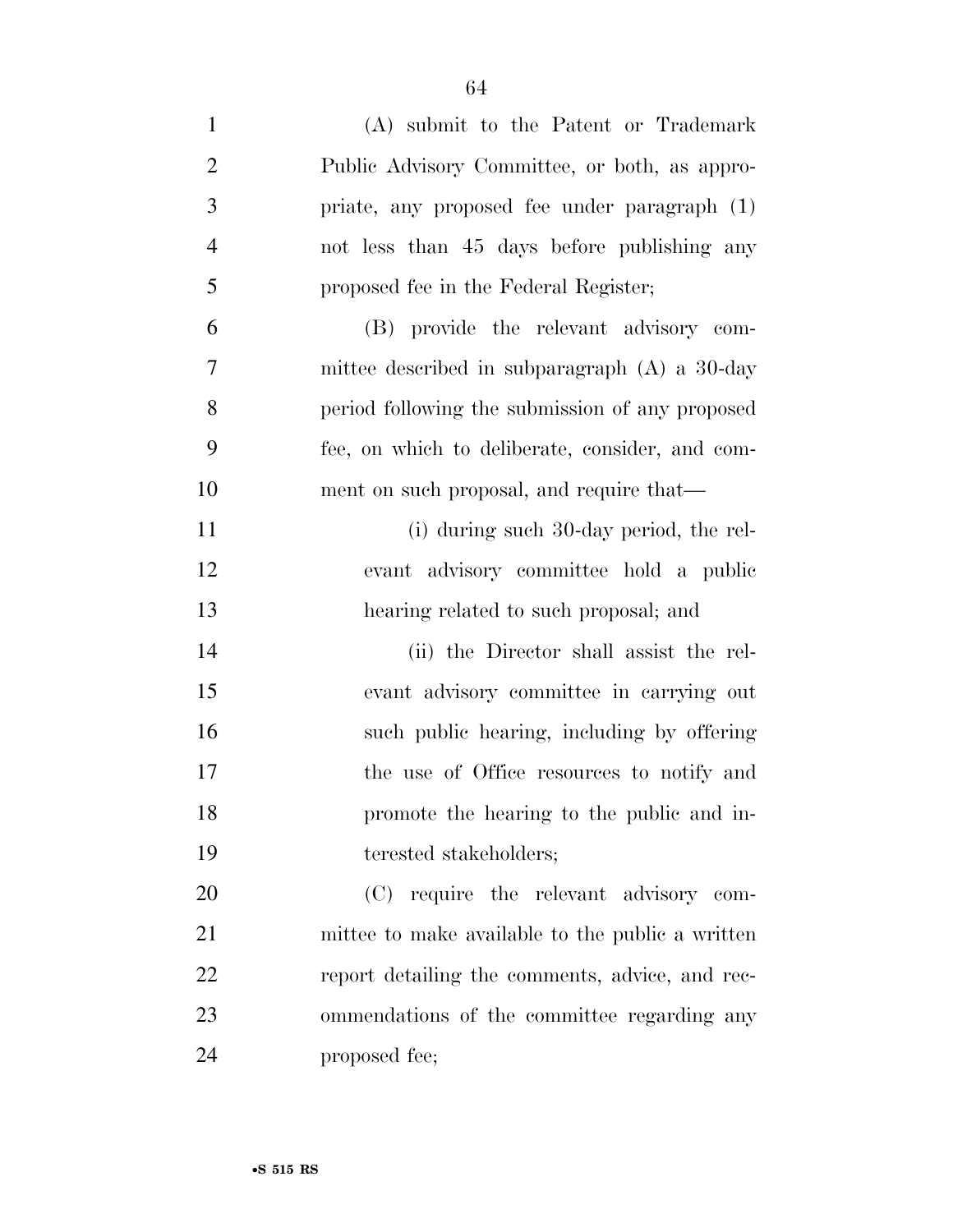(A) submit to the Patent or Trademark Public Advisory Committee, or both, as appropriate, any proposed fee under paragraph (1) not less than 45 days before publishing any proposed fee in the Federal Register;

(B) provide the relevant advisory committee described in subparagraph (A) a 30-day period following the submission of any proposed fee, on which to deliberate, consider, and comment on such proposal, and require that—

(i) during such 30-day period, the relevant advisory committee hold a public hearing related to such proposal; and

(ii) the Director shall assist the relevant advisory committee in carrying out such public hearing, including by offering the use of Office resources to notify and promote the hearing to the public and interested stakeholders;

(C) require the relevant advisory committee to make available to the public a written report detailing the comments, advice, and recommendations of the committee regarding any proposed fee;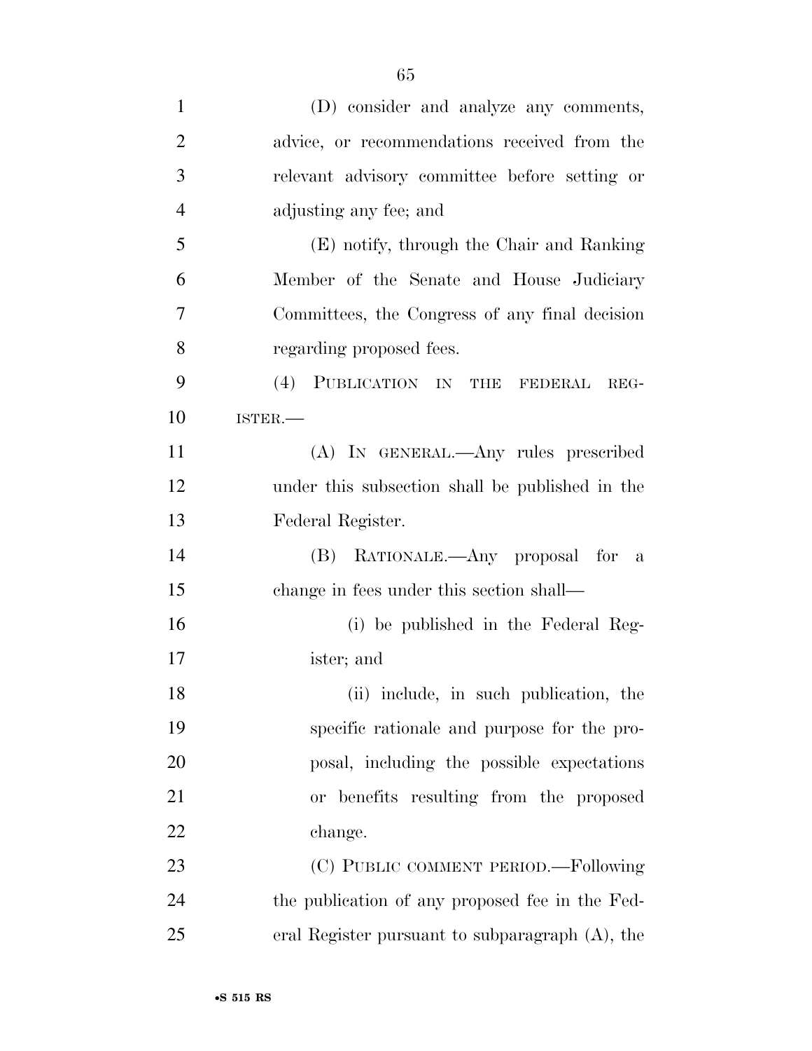(D) consider and analyze any comments, advice, or recommendations received from the relevant advisory committee before setting or adjusting any fee; and

(E) notify, through the Chair and Ranking Member of the Senate and House Judiciary Committees, the Congress of any final decision regarding proposed fees.

(4) PUBLICATION IN THE FEDERAL REGISTER.—

(A) IN GENERAL.—Any rules prescribed under this subsection shall be published in the Federal Register.

(B) RATIONALE.—Any proposal for a change in fees under this section shall—

(i) be published in the Federal Register; and

(ii) include, in such publication, the specific rationale and purpose for the proposal, including the possible expectations or benefits resulting from the proposed change.

(C) PUBLIC COMMENT PERIOD.—Following the publication of any proposed fee in the Federal Register pursuant to subparagraph (A), the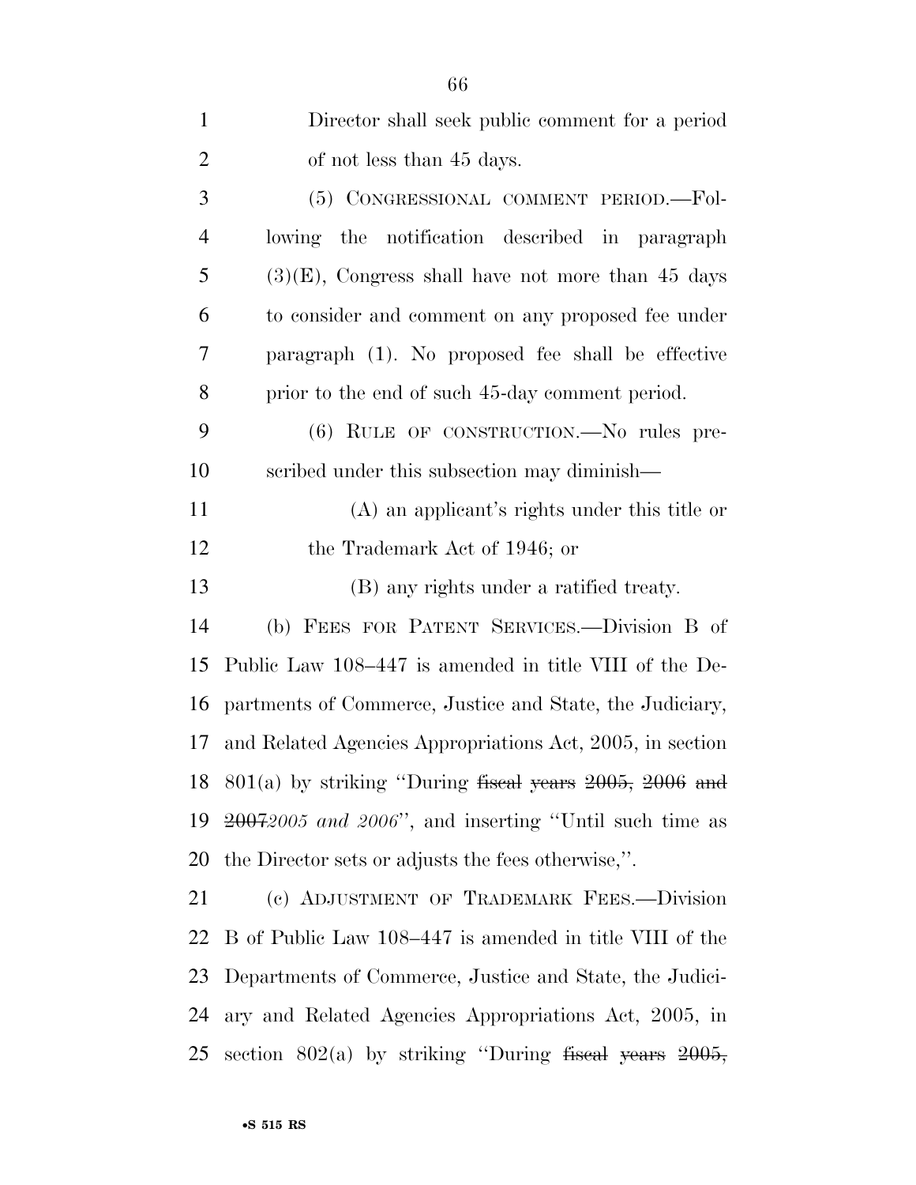Director shall seek public comment for a period of not less than 45 days.

(5) CONGRESSIONAL COMMENT PERIOD.—Following the notification described in paragraph (3)(E), Congress shall have not more than 45 days to consider and comment on any proposed fee under paragraph (1). No proposed fee shall be effective prior to the end of such 45-day comment period.

(6) RULE OF CONSTRUCTION.—No rules prescribed under this subsection may diminish—

(A) an applicant's rights under this title or the Trademark Act of 1946; or

(B) any rights under a ratified treaty.

(b) FEES FOR PATENT SERVICES.—Division B of Public Law 108–447 is amended in title VIII of the Departments of Commerce, Justice and State, the Judiciary, and Related Agencies Appropriations Act, 2005, in section 801(a) by striking "During ~~fiscal years 2005, 2006 and 2007~~*2005 and 2006*", and inserting "Until such time as the Director sets or adjusts the fees otherwise,".

(c) ADJUSTMENT OF TRADEMARK FEES.—Division B of Public Law 108–447 is amended in title VIII of the Departments of Commerce, Justice and State, the Judiciary and Related Agencies Appropriations Act, 2005, in section 802(a) by striking "During ~~fiscal years 2005,~~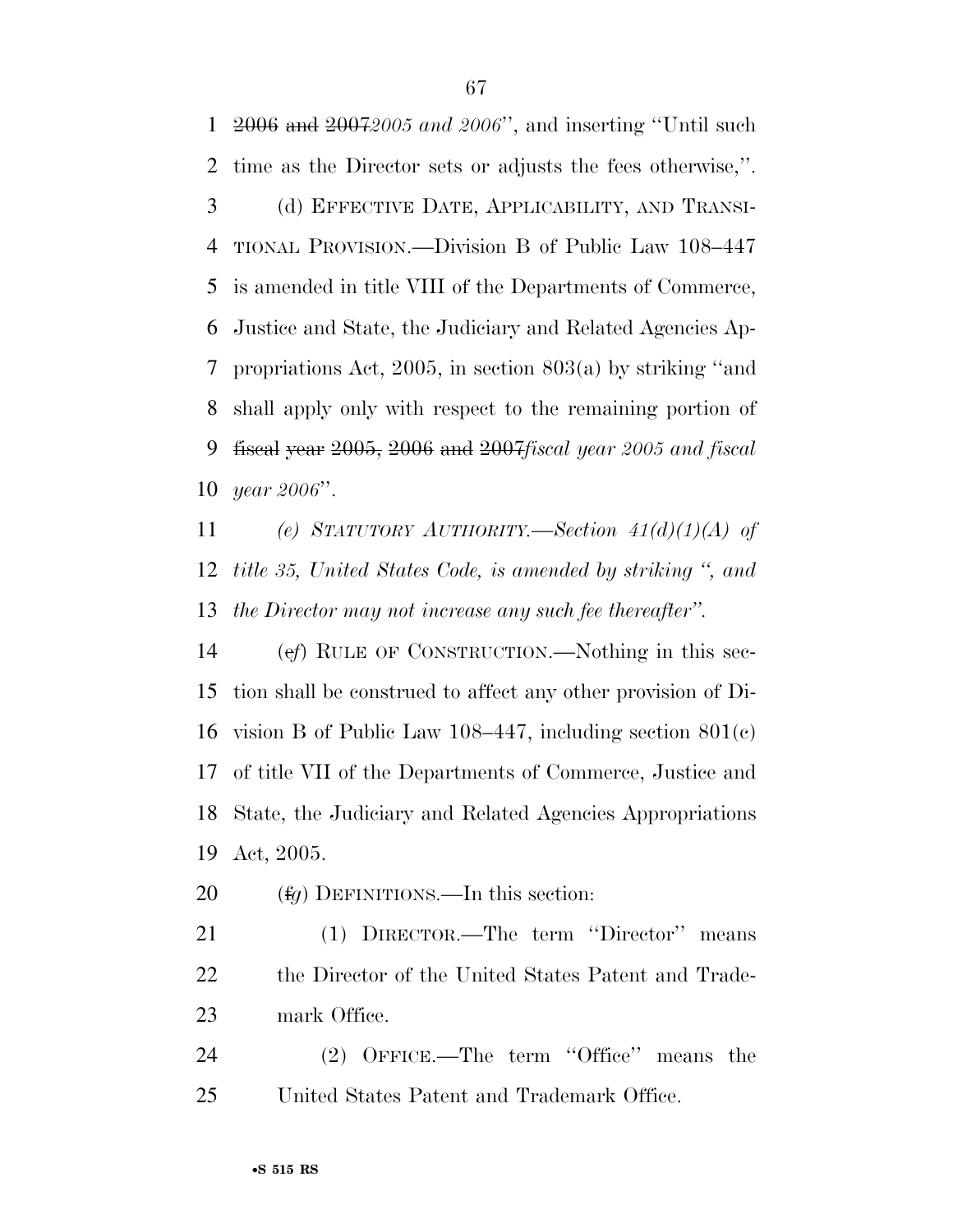~~2006 and 2007~~*2005 and 2006*'', and inserting ''Until such time as the Director sets or adjusts the fees otherwise,''.

(d) EFFECTIVE DATE, APPLICABILITY, AND TRANSITIONAL PROVISION.—Division B of Public Law 108–447 is amended in title VIII of the Departments of Commerce, Justice and State, the Judiciary and Related Agencies Appropriations Act, 2005, in section 803(a) by striking ''and shall apply only with respect to the remaining portion of ~~fiscal year 2005, 2006 and 2007~~*fiscal year 2005 and fiscal year 2006*''.

*(e) STATUTORY AUTHORITY.—Section 41(d)(1)(A) of title 35, United States Code, is amended by striking '', and the Director may not increase any such fee thereafter''.*

(~~e~~*f*) RULE OF CONSTRUCTION.—Nothing in this section shall be construed to affect any other provision of Division B of Public Law 108–447, including section 801(c) of title VII of the Departments of Commerce, Justice and State, the Judiciary and Related Agencies Appropriations Act, 2005.

(~~f~~*g*) DEFINITIONS.—In this section:

(1) DIRECTOR.—The term ''Director'' means the Director of the United States Patent and Trademark Office.

(2) OFFICE.—The term ''Office'' means the United States Patent and Trademark Office.

•S 515 RS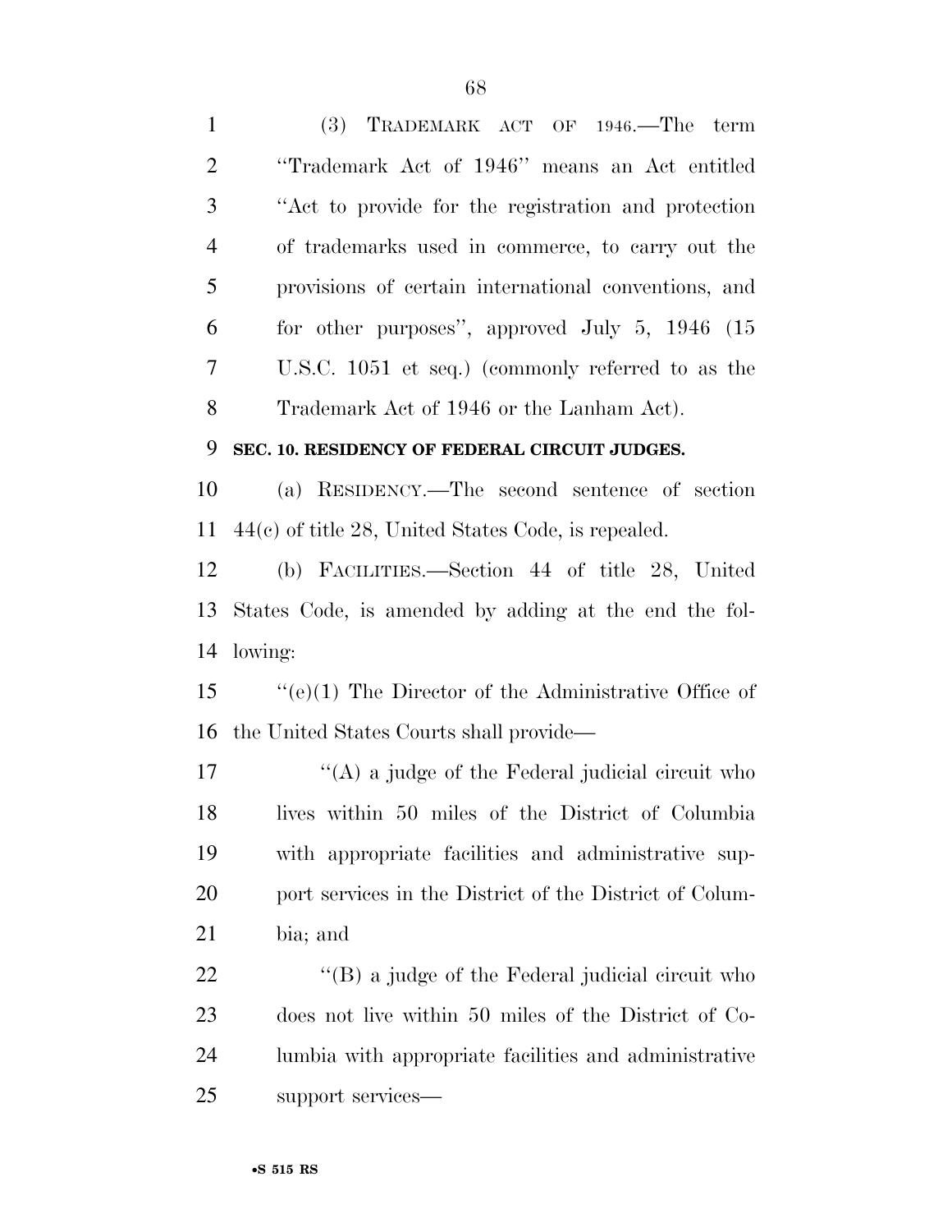(3) TRADEMARK ACT OF 1946.—The term ''Trademark Act of 1946'' means an Act entitled ''Act to provide for the registration and protection of trademarks used in commerce, to carry out the provisions of certain international conventions, and for other purposes'', approved July 5, 1946 (15 U.S.C. 1051 et seq.) (commonly referred to as the Trademark Act of 1946 or the Lanham Act).

**SEC. 10. RESIDENCY OF FEDERAL CIRCUIT JUDGES.**

(a) RESIDENCY.—The second sentence of section 44(c) of title 28, United States Code, is repealed.

(b) FACILITIES.—Section 44 of title 28, United States Code, is amended by adding at the end the following:

''(e)(1) The Director of the Administrative Office of the United States Courts shall provide—

''(A) a judge of the Federal judicial circuit who lives within 50 miles of the District of Columbia with appropriate facilities and administrative support services in the District of the District of Columbia; and

''(B) a judge of the Federal judicial circuit who does not live within 50 miles of the District of Columbia with appropriate facilities and administrative support services—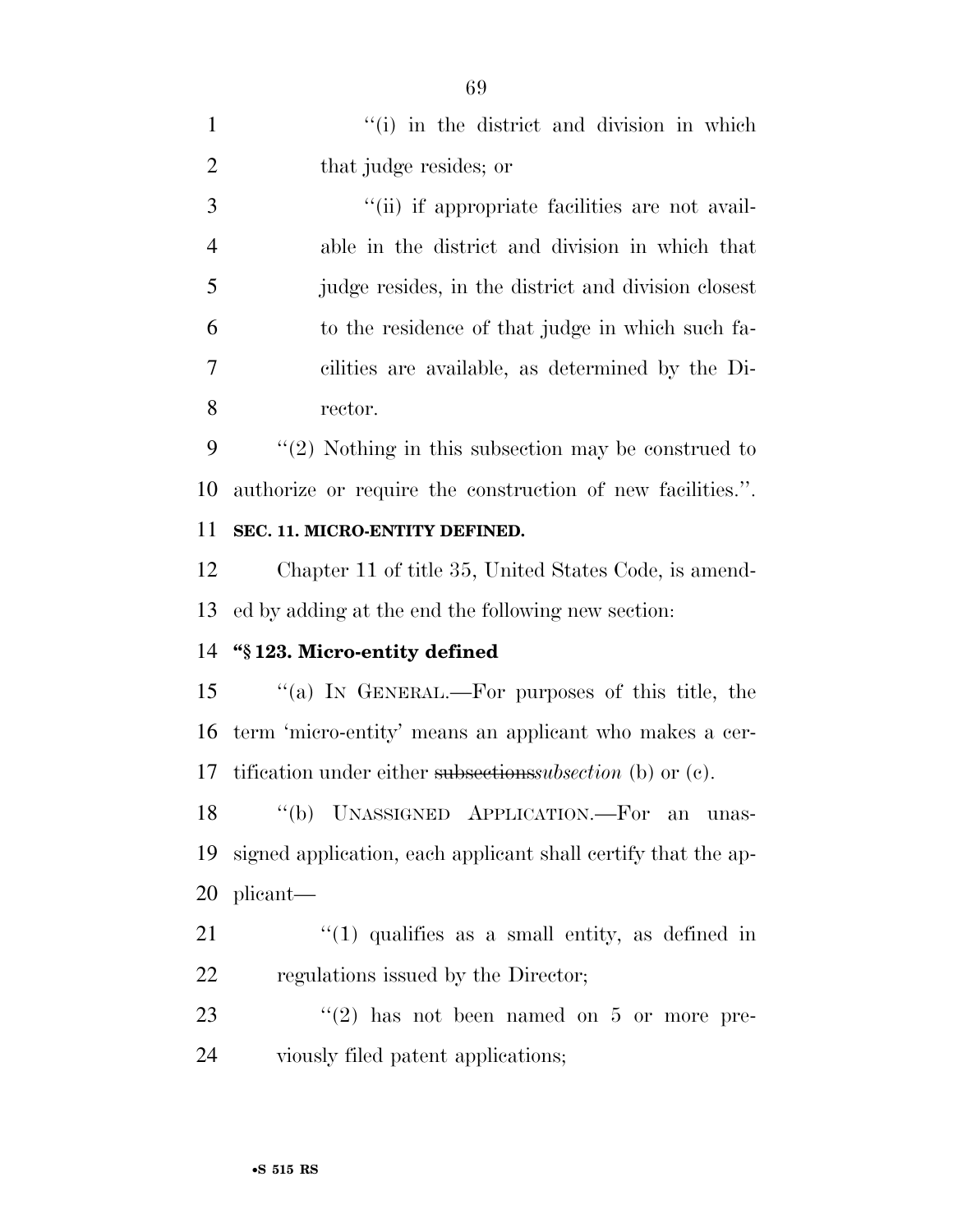''(i) in the district and division in which that judge resides; or

''(ii) if appropriate facilities are not available in the district and division in which that judge resides, in the district and division closest to the residence of that judge in which such facilities are available, as determined by the Director.

''(2) Nothing in this subsection may be construed to authorize or require the construction of new facilities.''.

**SEC. 11. MICRO-ENTITY DEFINED.**

Chapter 11 of title 35, United States Code, is amended by adding at the end the following new section:

**''§ 123. Micro-entity defined**

''(a) IN GENERAL.—For purposes of this title, the term 'micro-entity' means an applicant who makes a certification under either ~~subsections~~*subsection* (b) or (c).

''(b) UNASSIGNED APPLICATION.—For an unassigned application, each applicant shall certify that the applicant—

''(1) qualifies as a small entity, as defined in regulations issued by the Director;

''(2) has not been named on 5 or more previously filed patent applications;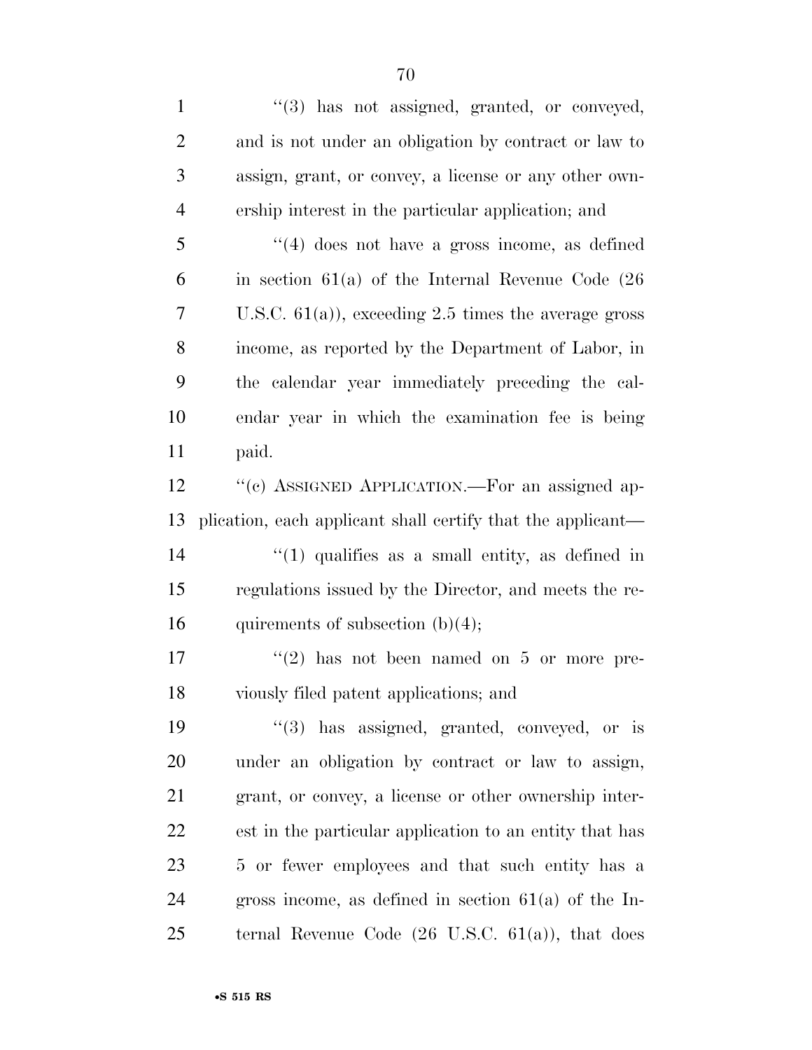"(3) has not assigned, granted, or conveyed, and is not under an obligation by contract or law to assign, grant, or convey, a license or any other ownership interest in the particular application; and

"(4) does not have a gross income, as defined in section 61(a) of the Internal Revenue Code (26 U.S.C. 61(a)), exceeding 2.5 times the average gross income, as reported by the Department of Labor, in the calendar year immediately preceding the calendar year in which the examination fee is being paid.

"(c) ASSIGNED APPLICATION.—For an assigned application, each applicant shall certify that the applicant—

"(1) qualifies as a small entity, as defined in regulations issued by the Director, and meets the requirements of subsection (b)(4);

"(2) has not been named on 5 or more previously filed patent applications; and

"(3) has assigned, granted, conveyed, or is under an obligation by contract or law to assign, grant, or convey, a license or other ownership interest in the particular application to an entity that has 5 or fewer employees and that such entity has a gross income, as defined in section 61(a) of the Internal Revenue Code (26 U.S.C. 61(a)), that does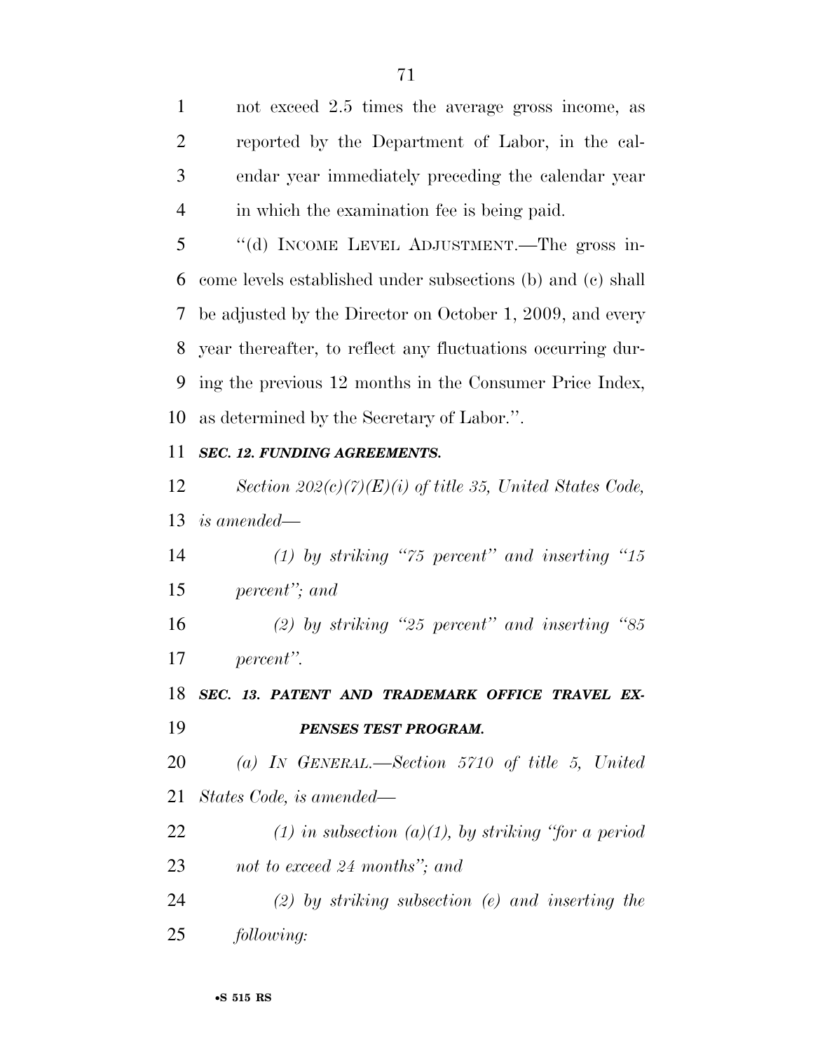not exceed 2.5 times the average gross income, as reported by the Department of Labor, in the calendar year immediately preceding the calendar year in which the examination fee is being paid.

"(d) INCOME LEVEL ADJUSTMENT.—The gross income levels established under subsections (b) and (c) shall be adjusted by the Director on October 1, 2009, and every year thereafter, to reflect any fluctuations occurring during the previous 12 months in the Consumer Price Index, as determined by the Secretary of Labor.".

***SEC. 12. FUNDING AGREEMENTS.***

*Section 202(c)(7)(E)(i) of title 35, United States Code, is amended—*

*(1) by striking "75 percent" and inserting "15 percent"; and*

*(2) by striking "25 percent" and inserting "85 percent".*

***SEC. 13. PATENT AND TRADEMARK OFFICE TRAVEL EXPENSES TEST PROGRAM.***

*(a) IN GENERAL.—Section 5710 of title 5, United States Code, is amended—*

*(1) in subsection (a)(1), by striking "for a period not to exceed 24 months"; and*

*(2) by striking subsection (e) and inserting the following:*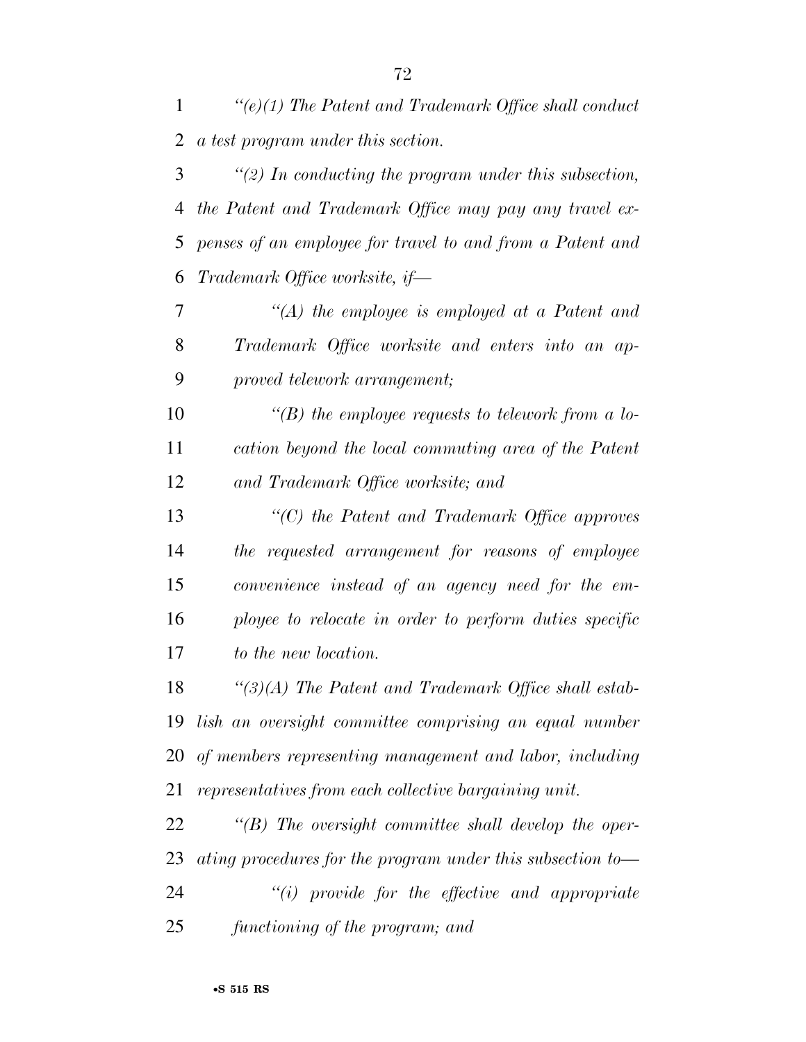*"(e)(1) The Patent and Trademark Office shall conduct a test program under this section.*

*"(2) In conducting the program under this subsection, the Patent and Trademark Office may pay any travel expenses of an employee for travel to and from a Patent and Trademark Office worksite, if—*

*"(A) the employee is employed at a Patent and Trademark Office worksite and enters into an approved telework arrangement;*

*"(B) the employee requests to telework from a location beyond the local commuting area of the Patent and Trademark Office worksite; and*

*"(C) the Patent and Trademark Office approves the requested arrangement for reasons of employee convenience instead of an agency need for the employee to relocate in order to perform duties specific to the new location.*

*"(3)(A) The Patent and Trademark Office shall establish an oversight committee comprising an equal number of members representing management and labor, including representatives from each collective bargaining unit.*

*"(B) The oversight committee shall develop the operating procedures for the program under this subsection to—*

*"(i) provide for the effective and appropriate functioning of the program; and*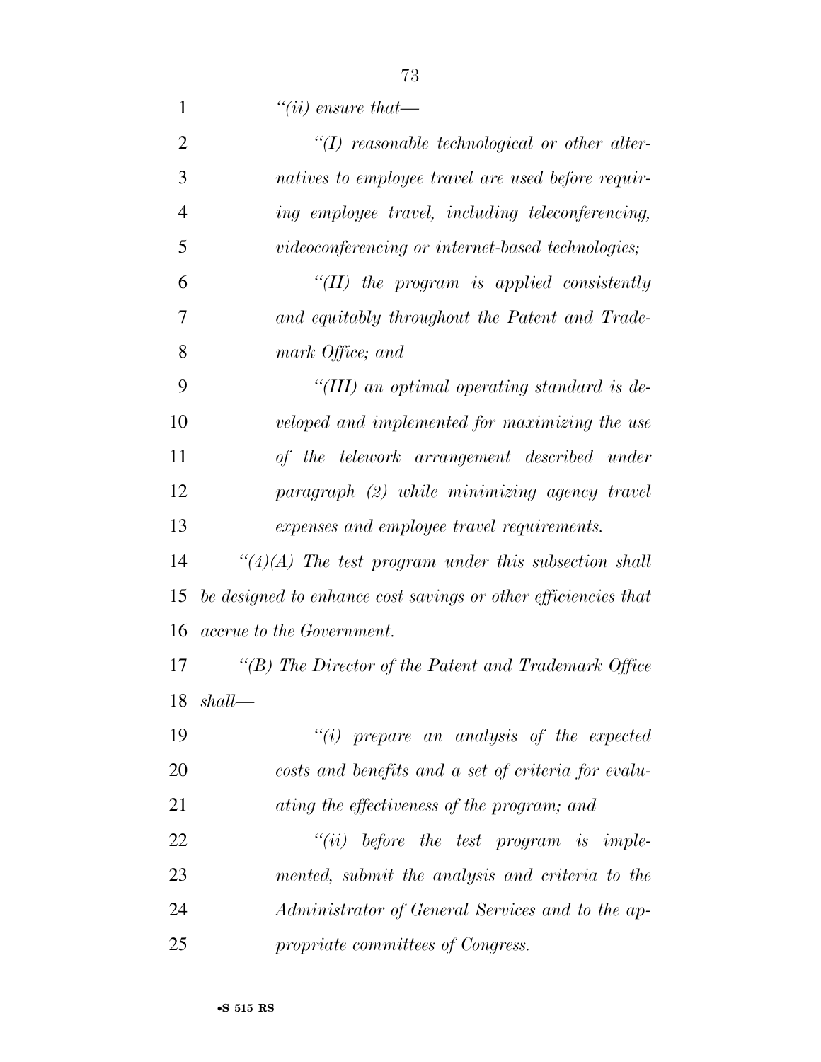*"(ii) ensure that—*

*"(I) reasonable technological or other alternatives to employee travel are used before requiring employee travel, including teleconferencing, videoconferencing or internet-based technologies;*

*"(II) the program is applied consistently and equitably throughout the Patent and Trademark Office; and*

*"(III) an optimal operating standard is developed and implemented for maximizing the use of the telework arrangement described under paragraph (2) while minimizing agency travel expenses and employee travel requirements.*

*"(4)(A) The test program under this subsection shall be designed to enhance cost savings or other efficiencies that accrue to the Government.*

*"(B) The Director of the Patent and Trademark Office shall—*

*"(i) prepare an analysis of the expected costs and benefits and a set of criteria for evaluating the effectiveness of the program; and*

*"(ii) before the test program is implemented, submit the analysis and criteria to the Administrator of General Services and to the appropriate committees of Congress.*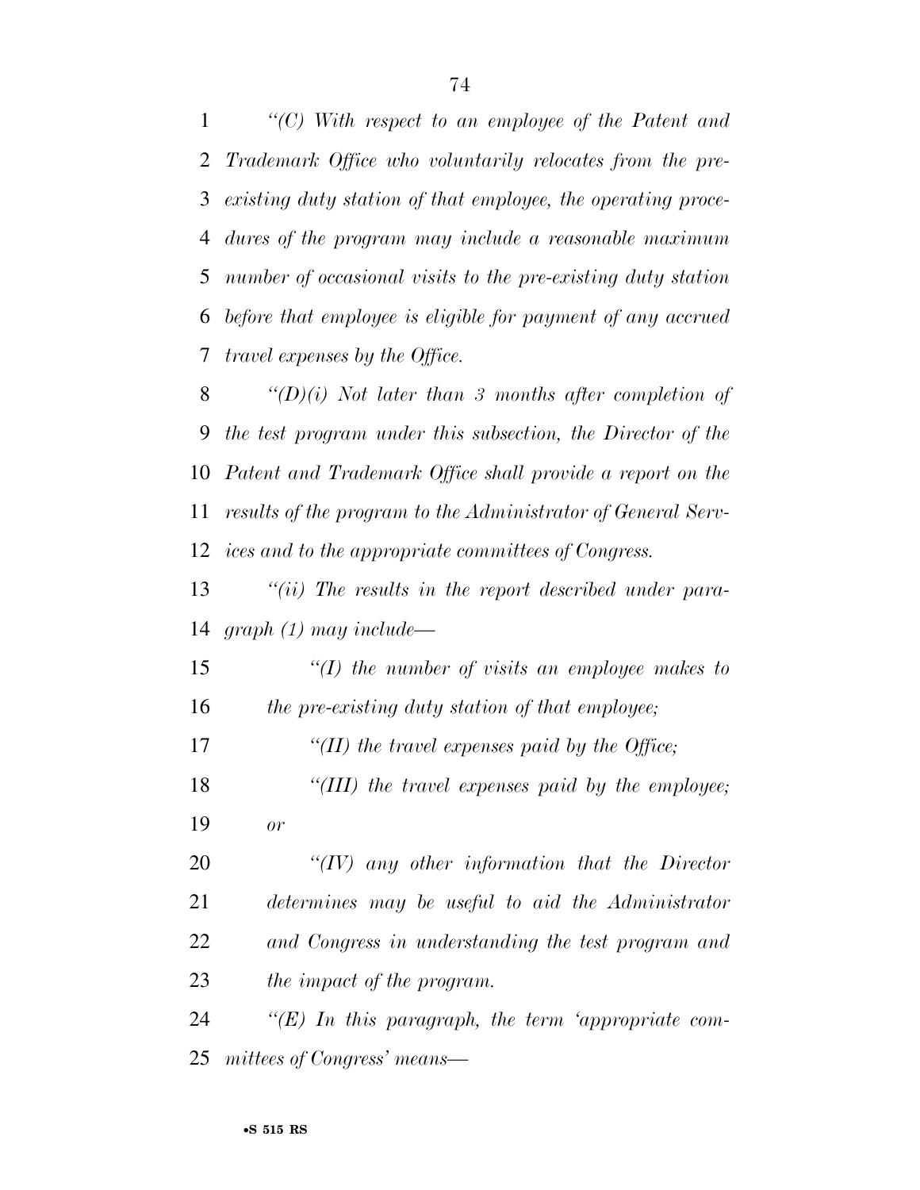*''(C) With respect to an employee of the Patent and Trademark Office who voluntarily relocates from the pre-existing duty station of that employee, the operating procedures of the program may include a reasonable maximum number of occasional visits to the pre-existing duty station before that employee is eligible for payment of any accrued travel expenses by the Office.*

*''(D)(i) Not later than 3 months after completion of the test program under this subsection, the Director of the Patent and Trademark Office shall provide a report on the results of the program to the Administrator of General Services and to the appropriate committees of Congress.*

*''(ii) The results in the report described under paragraph (1) may include—*

*''(I) the number of visits an employee makes to the pre-existing duty station of that employee;*

*''(II) the travel expenses paid by the Office;*

*''(III) the travel expenses paid by the employee; or*

*''(IV) any other information that the Director determines may be useful to aid the Administrator and Congress in understanding the test program and the impact of the program.*

*''(E) In this paragraph, the term 'appropriate committees of Congress' means—*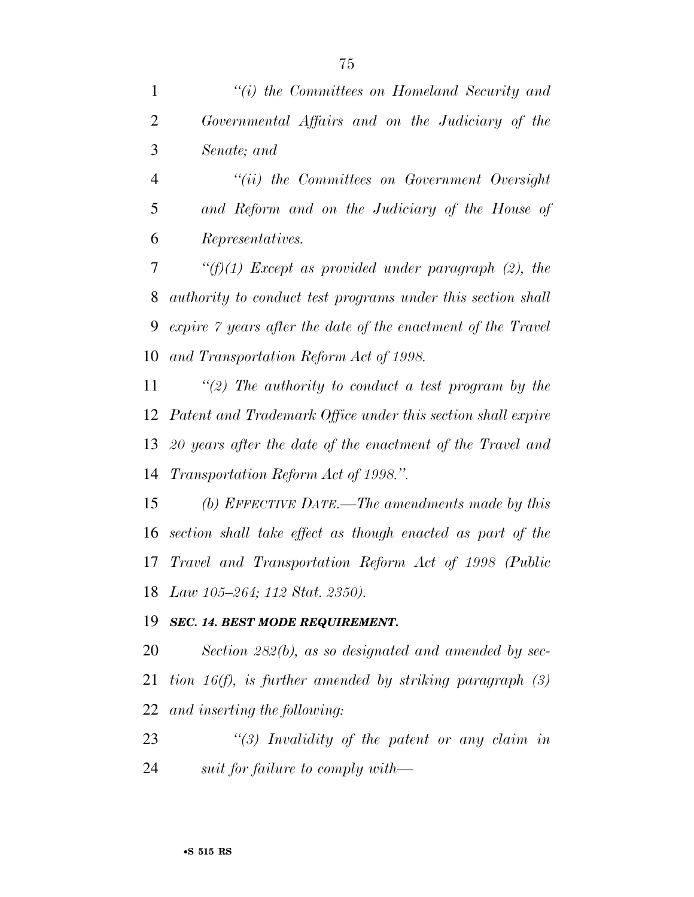*"(i) the Committees on Homeland Security and Governmental Affairs and on the Judiciary of the Senate; and*

*"(ii) the Committees on Government Oversight and Reform and on the Judiciary of the House of Representatives.*

*"(f)(1) Except as provided under paragraph (2), the authority to conduct test programs under this section shall expire 7 years after the date of the enactment of the Travel and Transportation Reform Act of 1998.*

*"(2) The authority to conduct a test program by the Patent and Trademark Office under this section shall expire 20 years after the date of the enactment of the Travel and Transportation Reform Act of 1998.".*

*(b) EFFECTIVE DATE.—The amendments made by this section shall take effect as though enacted as part of the Travel and Transportation Reform Act of 1998 (Public Law 105–264; 112 Stat. 2350).*

***SEC. 14. BEST MODE REQUIREMENT.***

*Section 282(b), as so designated and amended by section 16(f), is further amended by striking paragraph (3) and inserting the following:*

*"(3) Invalidity of the patent or any claim in suit for failure to comply with—*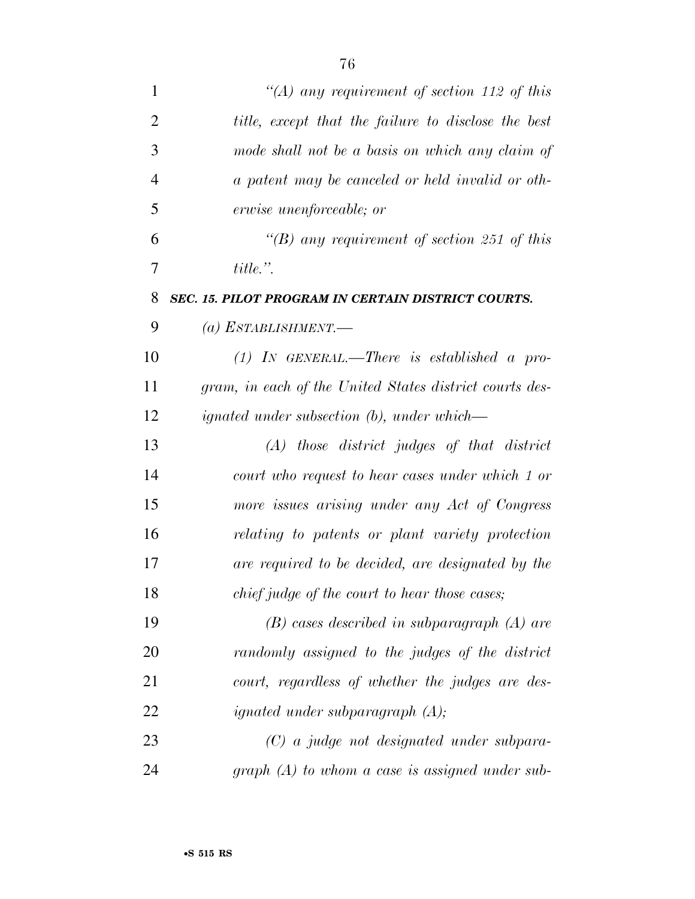*"(A) any requirement of section 112 of this title, except that the failure to disclose the best mode shall not be a basis on which any claim of a patent may be canceled or held invalid or otherwise unenforceable; or*

*"(B) any requirement of section 251 of this title.".*

***SEC. 15. PILOT PROGRAM IN CERTAIN DISTRICT COURTS.***

*(a) ESTABLISHMENT.—*

*(1) IN GENERAL.—There is established a program, in each of the United States district courts designated under subsection (b), under which—*

*(A) those district judges of that district court who request to hear cases under which 1 or more issues arising under any Act of Congress relating to patents or plant variety protection are required to be decided, are designated by the chief judge of the court to hear those cases;*

*(B) cases described in subparagraph (A) are randomly assigned to the judges of the district court, regardless of whether the judges are designated under subparagraph (A);*

*(C) a judge not designated under subparagraph (A) to whom a case is assigned under sub-*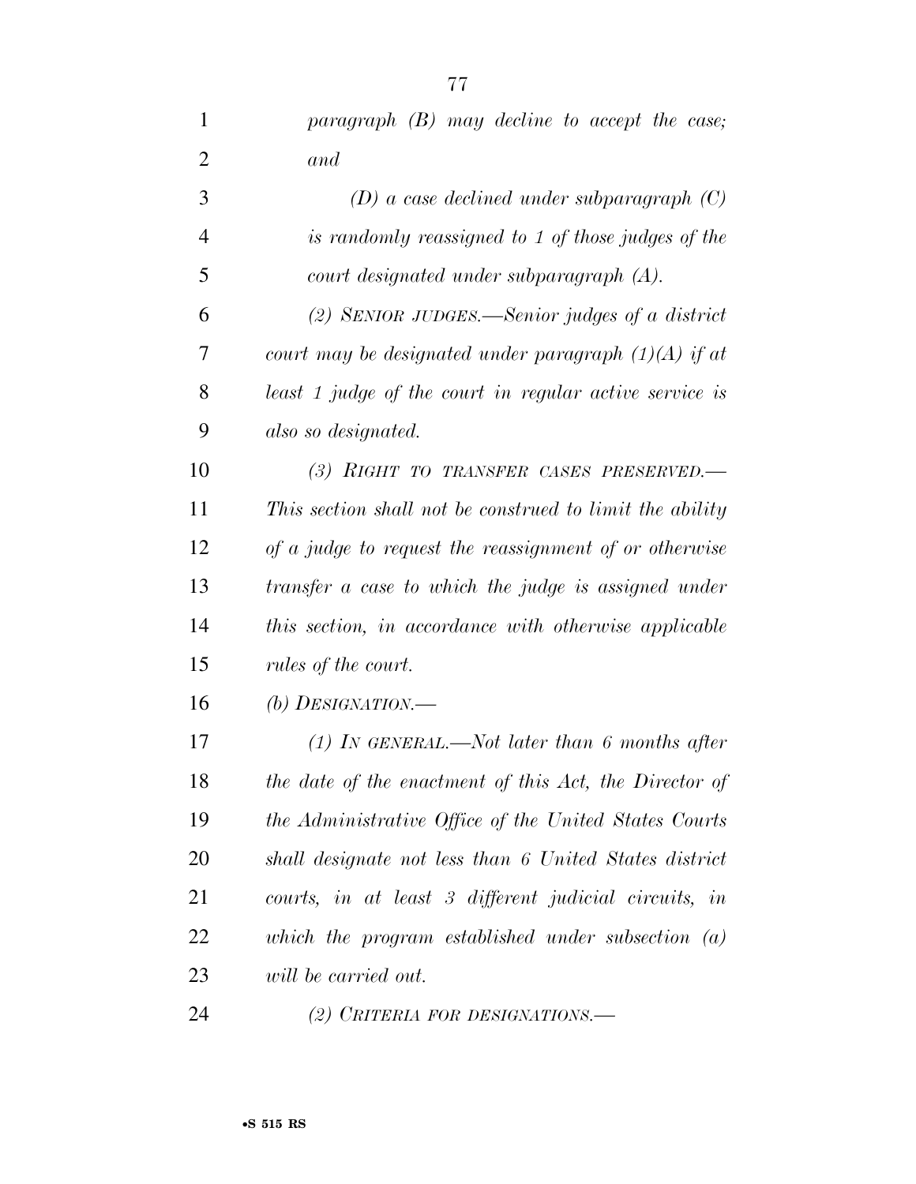*paragraph (B) may decline to accept the case; and*

*(D) a case declined under subparagraph (C) is randomly reassigned to 1 of those judges of the court designated under subparagraph (A).*

*(2) SENIOR JUDGES.—Senior judges of a district court may be designated under paragraph (1)(A) if at least 1 judge of the court in regular active service is also so designated.*

*(3) RIGHT TO TRANSFER CASES PRESERVED.—This section shall not be construed to limit the ability of a judge to request the reassignment of or otherwise transfer a case to which the judge is assigned under this section, in accordance with otherwise applicable rules of the court.*

*(b) DESIGNATION.—*

*(1) IN GENERAL.—Not later than 6 months after the date of the enactment of this Act, the Director of the Administrative Office of the United States Courts shall designate not less than 6 United States district courts, in at least 3 different judicial circuits, in which the program established under subsection (a) will be carried out.*

*(2) CRITERIA FOR DESIGNATIONS.—*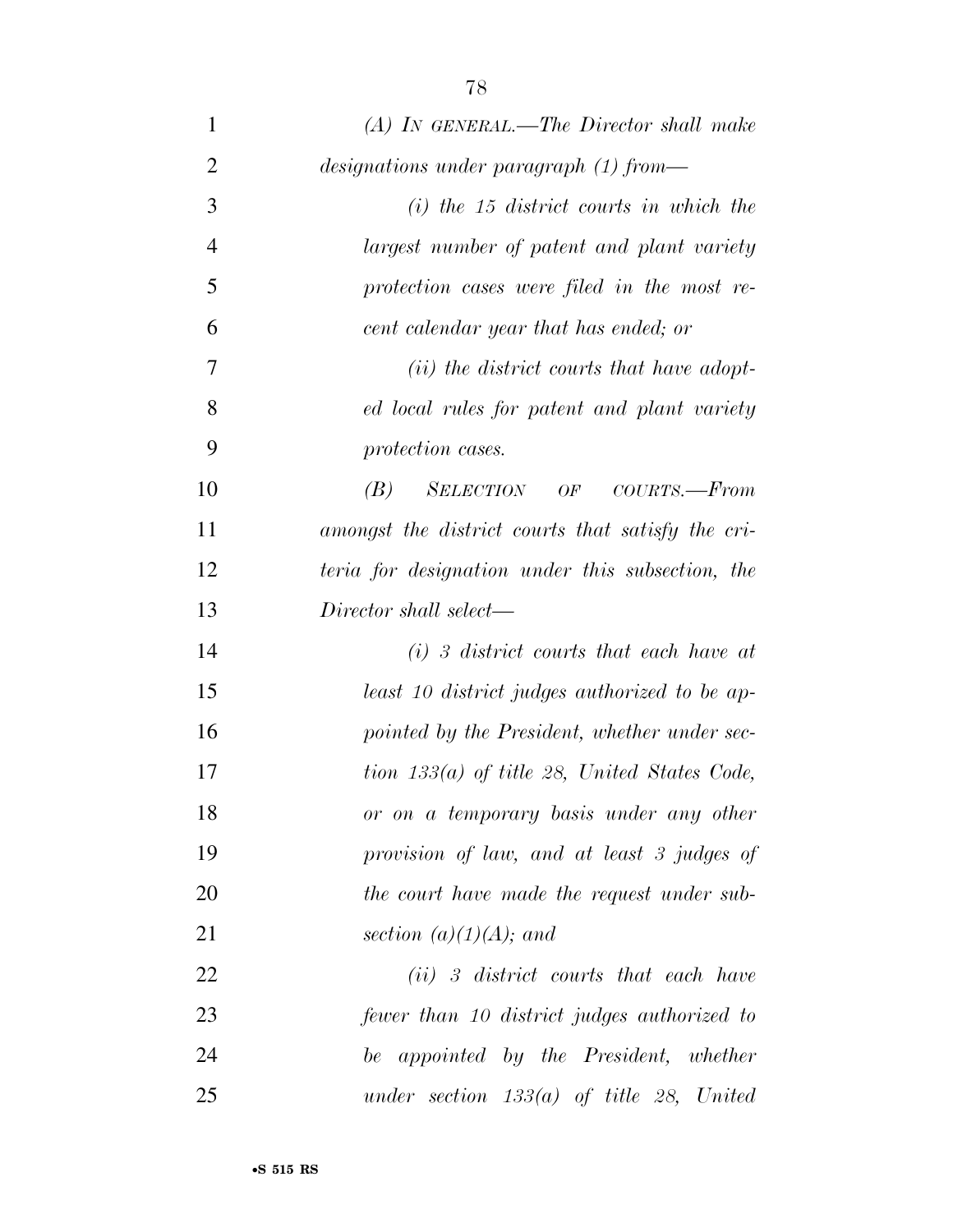*(A) IN GENERAL.—The Director shall make designations under paragraph (1) from—*

*(i) the 15 district courts in which the largest number of patent and plant variety protection cases were filed in the most recent calendar year that has ended; or*

*(ii) the district courts that have adopted local rules for patent and plant variety protection cases.*

*(B) SELECTION OF COURTS.—From amongst the district courts that satisfy the criteria for designation under this subsection, the Director shall select—*

*(i) 3 district courts that each have at least 10 district judges authorized to be appointed by the President, whether under section 133(a) of title 28, United States Code, or on a temporary basis under any other provision of law, and at least 3 judges of the court have made the request under subsection (a)(1)(A); and*

*(ii) 3 district courts that each have fewer than 10 district judges authorized to be appointed by the President, whether under section 133(a) of title 28, United*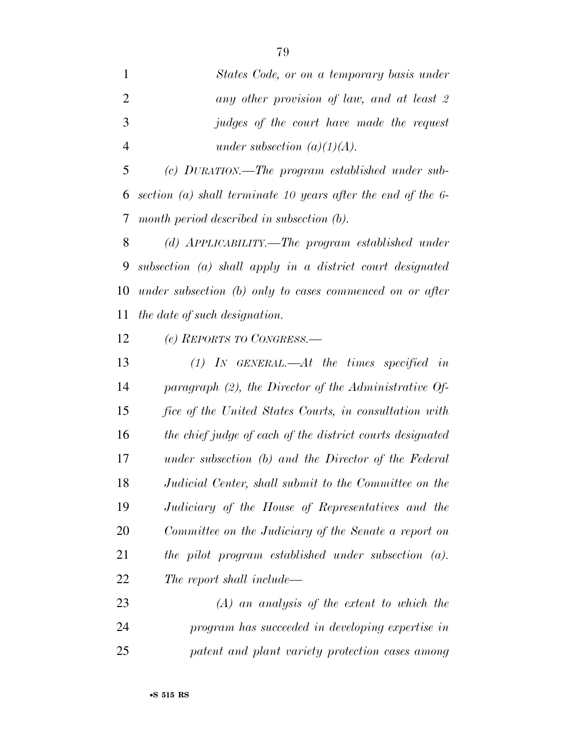*States Code, or on a temporary basis under any other provision of law, and at least 2 judges of the court have made the request under subsection (a)(1)(A).*

*(c) DURATION.—The program established under subsection (a) shall terminate 10 years after the end of the 6-month period described in subsection (b).*

*(d) APPLICABILITY.—The program established under subsection (a) shall apply in a district court designated under subsection (b) only to cases commenced on or after the date of such designation.*

*(e) REPORTS TO CONGRESS.—*

*(1) IN GENERAL.—At the times specified in paragraph (2), the Director of the Administrative Office of the United States Courts, in consultation with the chief judge of each of the district courts designated under subsection (b) and the Director of the Federal Judicial Center, shall submit to the Committee on the Judiciary of the House of Representatives and the Committee on the Judiciary of the Senate a report on the pilot program established under subsection (a). The report shall include—*

*(A) an analysis of the extent to which the program has succeeded in developing expertise in patent and plant variety protection cases among*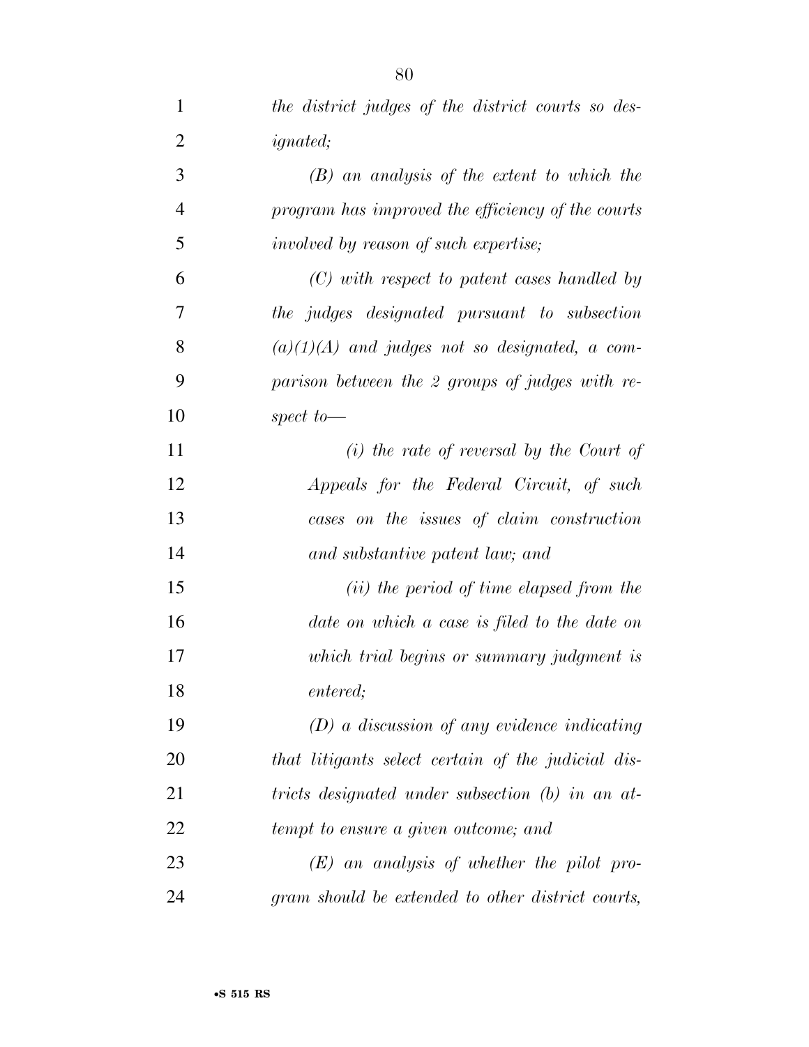*the district judges of the district courts so designated;*

*(B) an analysis of the extent to which the program has improved the efficiency of the courts involved by reason of such expertise;*

*(C) with respect to patent cases handled by the judges designated pursuant to subsection (a)(1)(A) and judges not so designated, a comparison between the 2 groups of judges with respect to—*

*(i) the rate of reversal by the Court of Appeals for the Federal Circuit, of such cases on the issues of claim construction and substantive patent law; and*

*(ii) the period of time elapsed from the date on which a case is filed to the date on which trial begins or summary judgment is entered;*

*(D) a discussion of any evidence indicating that litigants select certain of the judicial districts designated under subsection (b) in an attempt to ensure a given outcome; and*

*(E) an analysis of whether the pilot program should be extended to other district courts,*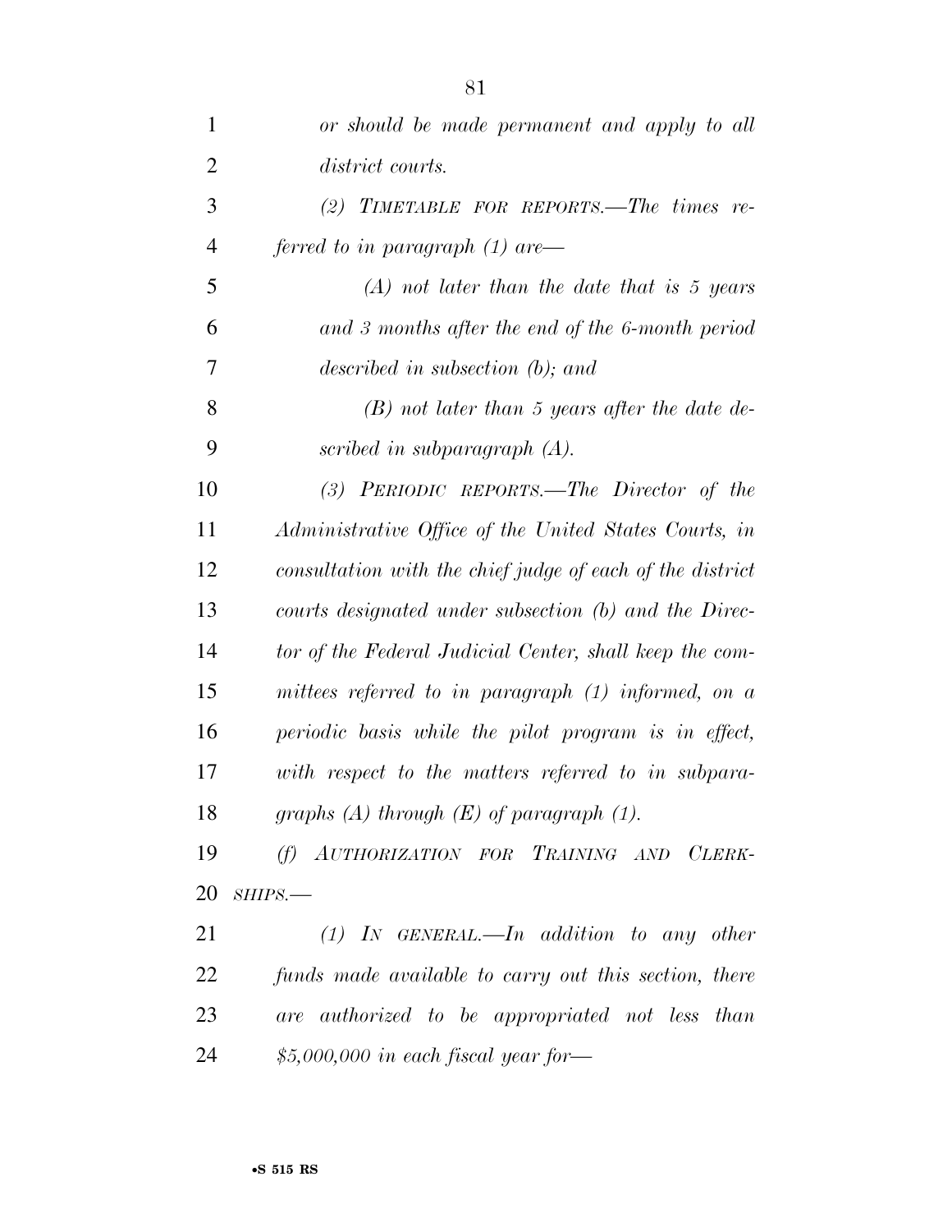*or should be made permanent and apply to all district courts.*

*(2) TIMETABLE FOR REPORTS.—The times referred to in paragraph (1) are—*

*(A) not later than the date that is 5 years and 3 months after the end of the 6-month period described in subsection (b); and*

*(B) not later than 5 years after the date described in subparagraph (A).*

*(3) PERIODIC REPORTS.—The Director of the Administrative Office of the United States Courts, in consultation with the chief judge of each of the district courts designated under subsection (b) and the Director of the Federal Judicial Center, shall keep the committees referred to in paragraph (1) informed, on a periodic basis while the pilot program is in effect, with respect to the matters referred to in subparagraphs (A) through (E) of paragraph (1).*

*(f) AUTHORIZATION FOR TRAINING AND CLERKSHIPS.—*

*(1) IN GENERAL.—In addition to any other funds made available to carry out this section, there are authorized to be appropriated not less than $5,000,000 in each fiscal year for—*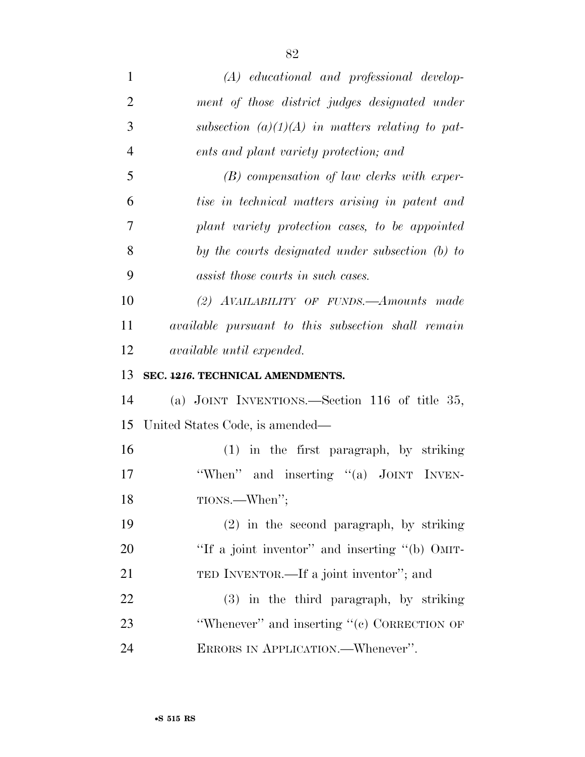*(A) educational and professional development of those district judges designated under subsection (a)(1)(A) in matters relating to patents and plant variety protection; and*

*(B) compensation of law clerks with expertise in technical matters arising in patent and plant variety protection cases, to be appointed by the courts designated under subsection (b) to assist those courts in such cases.*

*(2) AVAILABILITY OF FUNDS.—Amounts made available pursuant to this subsection shall remain available until expended.*

**SEC. ~~12~~*16*. TECHNICAL AMENDMENTS.**

(a) JOINT INVENTIONS.—Section 116 of title 35, United States Code, is amended—

(1) in the first paragraph, by striking "When" and inserting "(a) JOINT INVENTIONS.—When";

(2) in the second paragraph, by striking "If a joint inventor" and inserting "(b) OMITTED INVENTOR.—If a joint inventor"; and

(3) in the third paragraph, by striking "Whenever" and inserting "(c) CORRECTION OF ERRORS IN APPLICATION.—Whenever".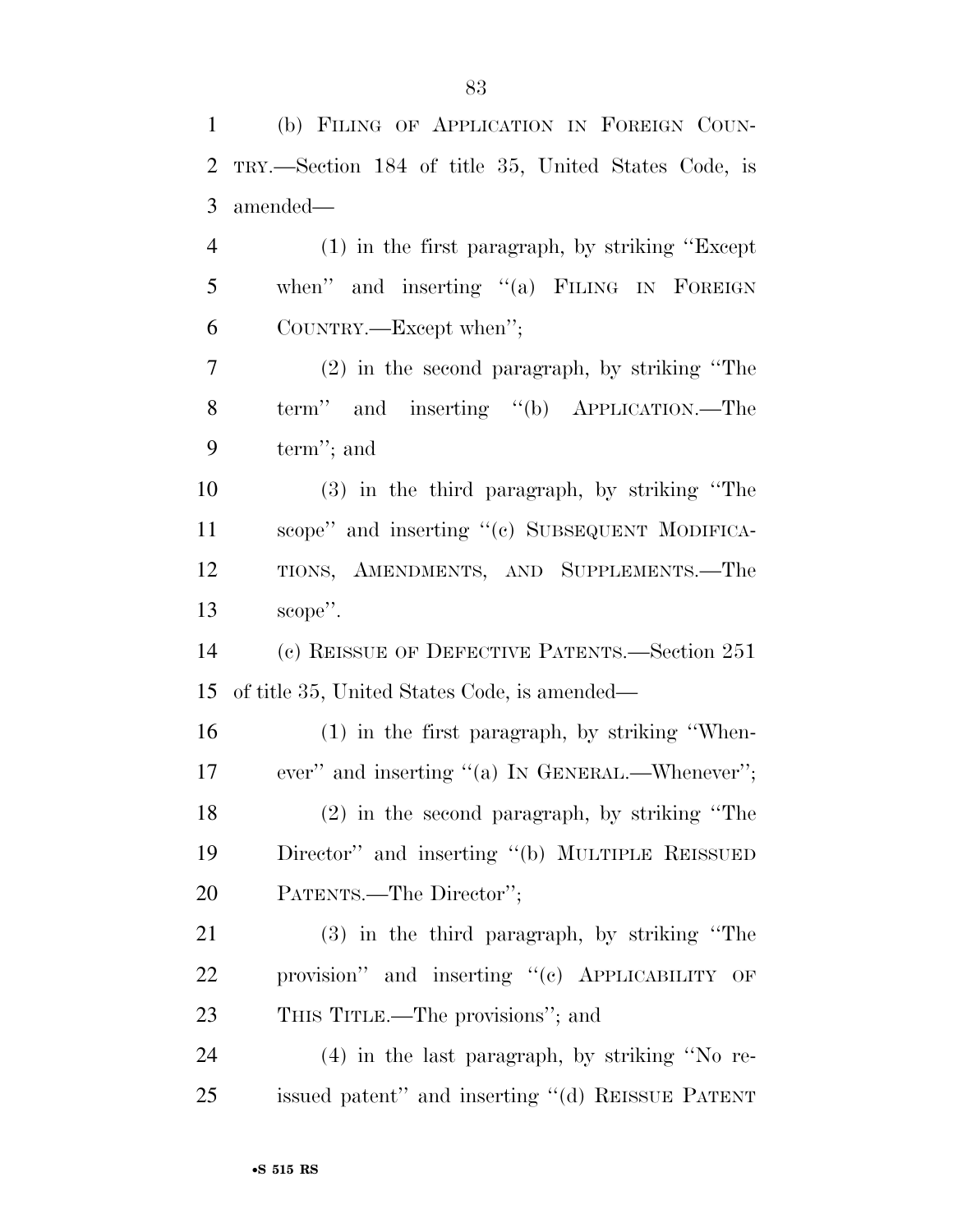(b) FILING OF APPLICATION IN FOREIGN COUNTRY.—Section 184 of title 35, United States Code, is amended—

(1) in the first paragraph, by striking ''Except when'' and inserting ''(a) FILING IN FOREIGN COUNTRY.—Except when'';

(2) in the second paragraph, by striking ''The term'' and inserting ''(b) APPLICATION.—The term''; and

(3) in the third paragraph, by striking ''The scope'' and inserting ''(c) SUBSEQUENT MODIFICATIONS, AMENDMENTS, AND SUPPLEMENTS.—The scope''.

(c) REISSUE OF DEFECTIVE PATENTS.—Section 251 of title 35, United States Code, is amended—

(1) in the first paragraph, by striking ''Whenever'' and inserting ''(a) IN GENERAL.—Whenever'';

(2) in the second paragraph, by striking ''The Director'' and inserting ''(b) MULTIPLE REISSUED PATENTS.—The Director'';

(3) in the third paragraph, by striking ''The provision'' and inserting ''(c) APPLICABILITY OF THIS TITLE.—The provisions''; and

(4) in the last paragraph, by striking ''No reissued patent'' and inserting ''(d) REISSUE PATENT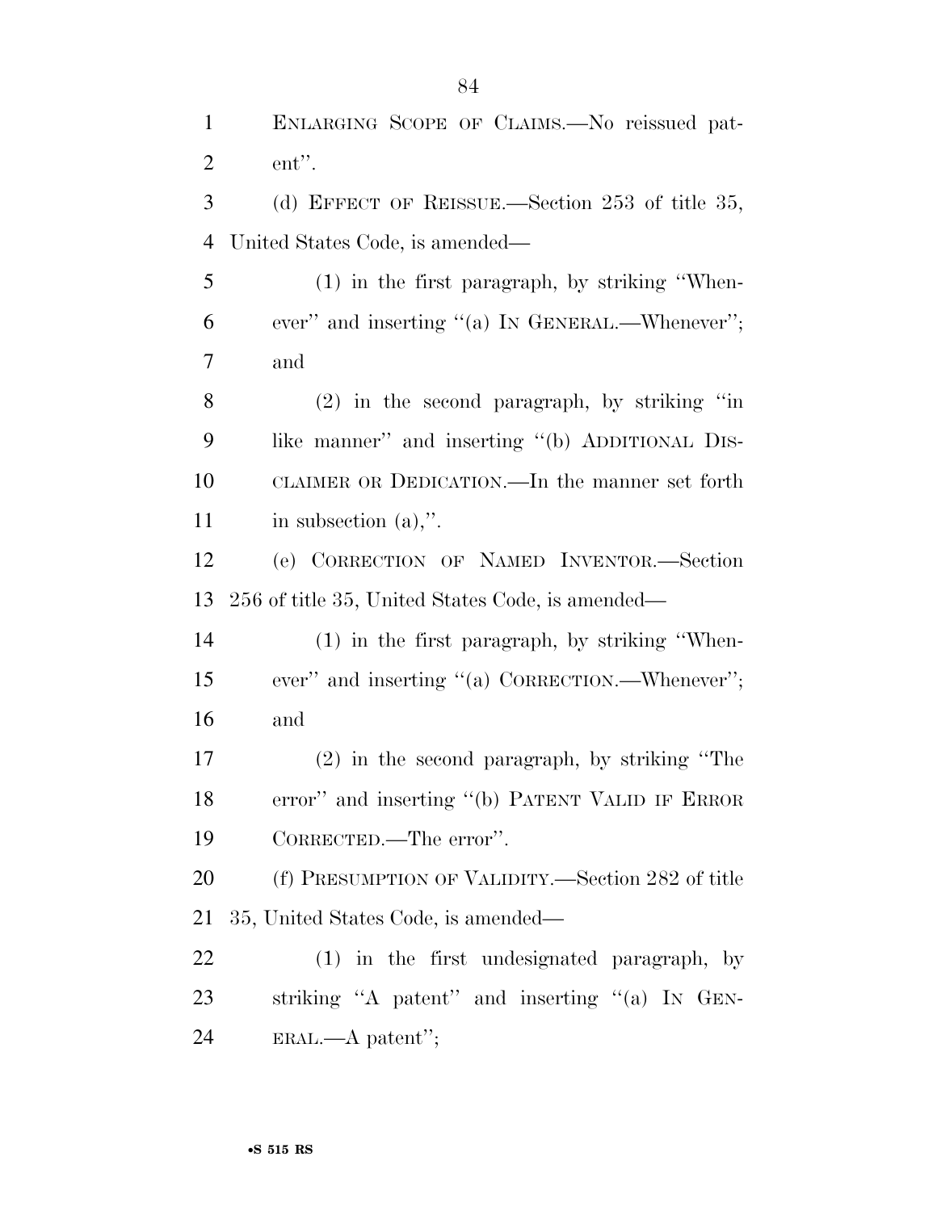ENLARGING SCOPE OF CLAIMS.—No reissued patent''.

(d) EFFECT OF REISSUE.—Section 253 of title 35, United States Code, is amended—

(1) in the first paragraph, by striking ''Whenever'' and inserting ''(a) IN GENERAL.—Whenever''; and

(2) in the second paragraph, by striking ''in like manner'' and inserting ''(b) ADDITIONAL DISCLAIMER OR DEDICATION.—In the manner set forth in subsection (a),''.

(e) CORRECTION OF NAMED INVENTOR.—Section 256 of title 35, United States Code, is amended—

(1) in the first paragraph, by striking ''Whenever'' and inserting ''(a) CORRECTION.—Whenever''; and

(2) in the second paragraph, by striking ''The error'' and inserting ''(b) PATENT VALID IF ERROR CORRECTED.—The error''.

(f) PRESUMPTION OF VALIDITY.—Section 282 of title 35, United States Code, is amended—

(1) in the first undesignated paragraph, by striking ''A patent'' and inserting ''(a) IN GENERAL.—A patent'';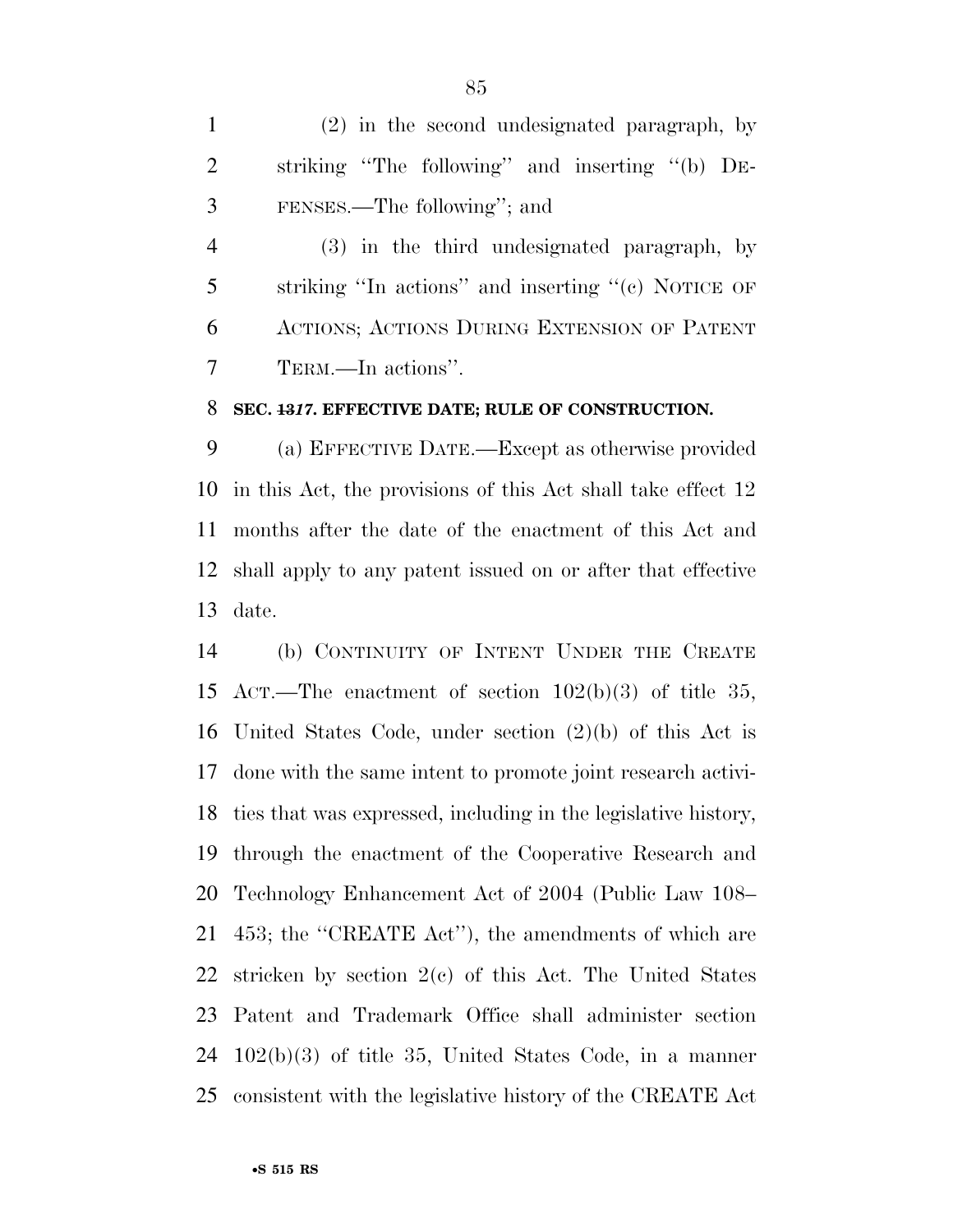(2) in the second undesignated paragraph, by striking "The following" and inserting "(b) DEFENSES.—The following"; and

(3) in the third undesignated paragraph, by striking "In actions" and inserting "(c) NOTICE OF ACTIONS; ACTIONS DURING EXTENSION OF PATENT TERM.—In actions".

**SEC. ~~13~~*17*. EFFECTIVE DATE; RULE OF CONSTRUCTION.**

(a) EFFECTIVE DATE.—Except as otherwise provided in this Act, the provisions of this Act shall take effect 12 months after the date of the enactment of this Act and shall apply to any patent issued on or after that effective date.

(b) CONTINUITY OF INTENT UNDER THE CREATE ACT.—The enactment of section 102(b)(3) of title 35, United States Code, under section (2)(b) of this Act is done with the same intent to promote joint research activities that was expressed, including in the legislative history, through the enactment of the Cooperative Research and Technology Enhancement Act of 2004 (Public Law 108–453; the "CREATE Act"), the amendments of which are stricken by section 2(c) of this Act. The United States Patent and Trademark Office shall administer section 102(b)(3) of title 35, United States Code, in a manner consistent with the legislative history of the CREATE Act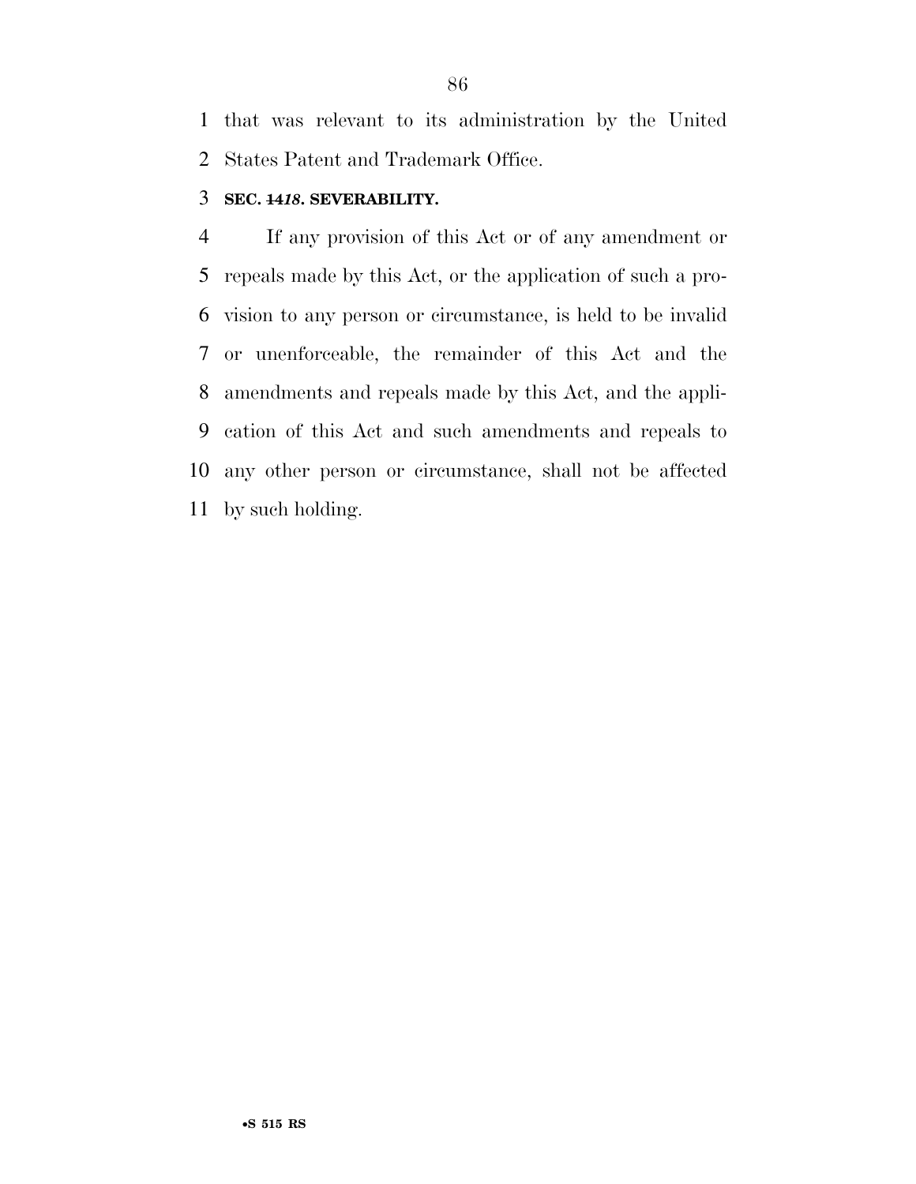that was relevant to its administration by the United States Patent and Trademark Office.

**SEC. ~~14~~*18*. SEVERABILITY.**

If any provision of this Act or of any amendment or repeals made by this Act, or the application of such a provision to any person or circumstance, is held to be invalid or unenforceable, the remainder of this Act and the amendments and repeals made by this Act, and the application of this Act and such amendments and repeals to any other person or circumstance, shall not be affected by such holding.